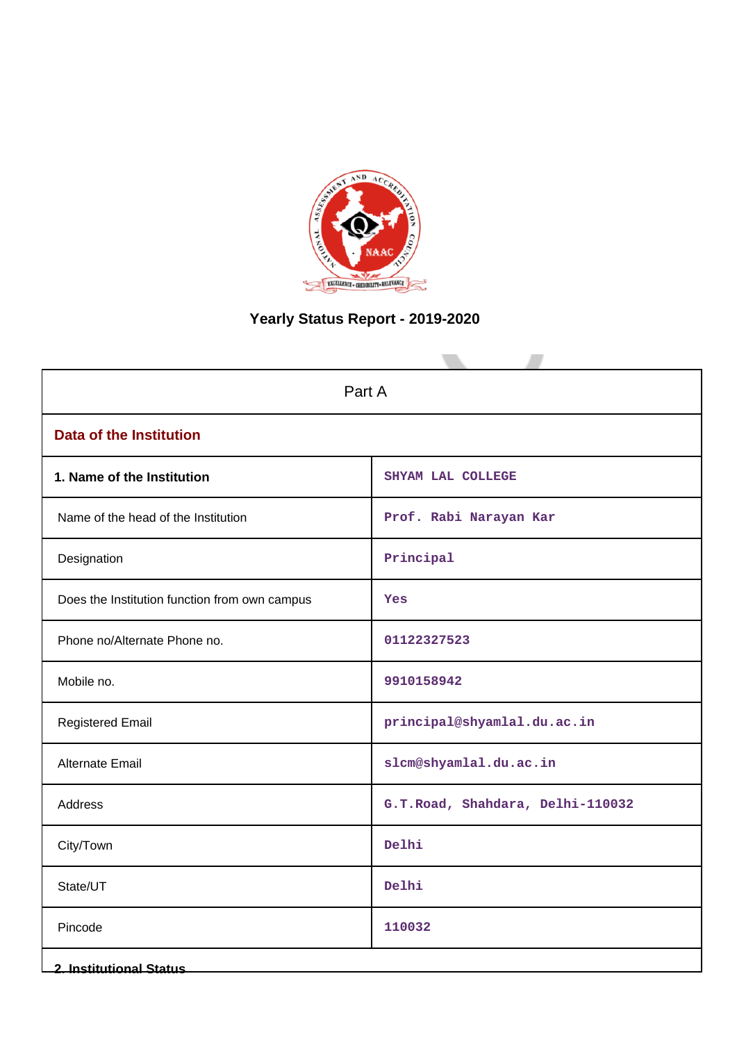# Yearly Status Report - 2019-2020

| Part A | |
|---|---|
| **Data of the Institution** | |
| **1. Name of the Institution** | SHYAM LAL COLLEGE |
| Name of the head of the Institution | Prof. Rabi Narayan Kar |
| Designation | Principal |
| Does the Institution function from own campus | Yes |
| Phone no/Alternate Phone no. | 01122327523 |
| Mobile no. | 9910158942 |
| Registered Email | principal@shyamlal.du.ac.in |
| Alternate Email | slcm@shyamlal.du.ac.in |
| Address | G.T.Road, Shahdara, Delhi-110032 |
| City/Town | Delhi |
| State/UT | Delhi |
| Pincode | 110032 |

**2. Institutional Status**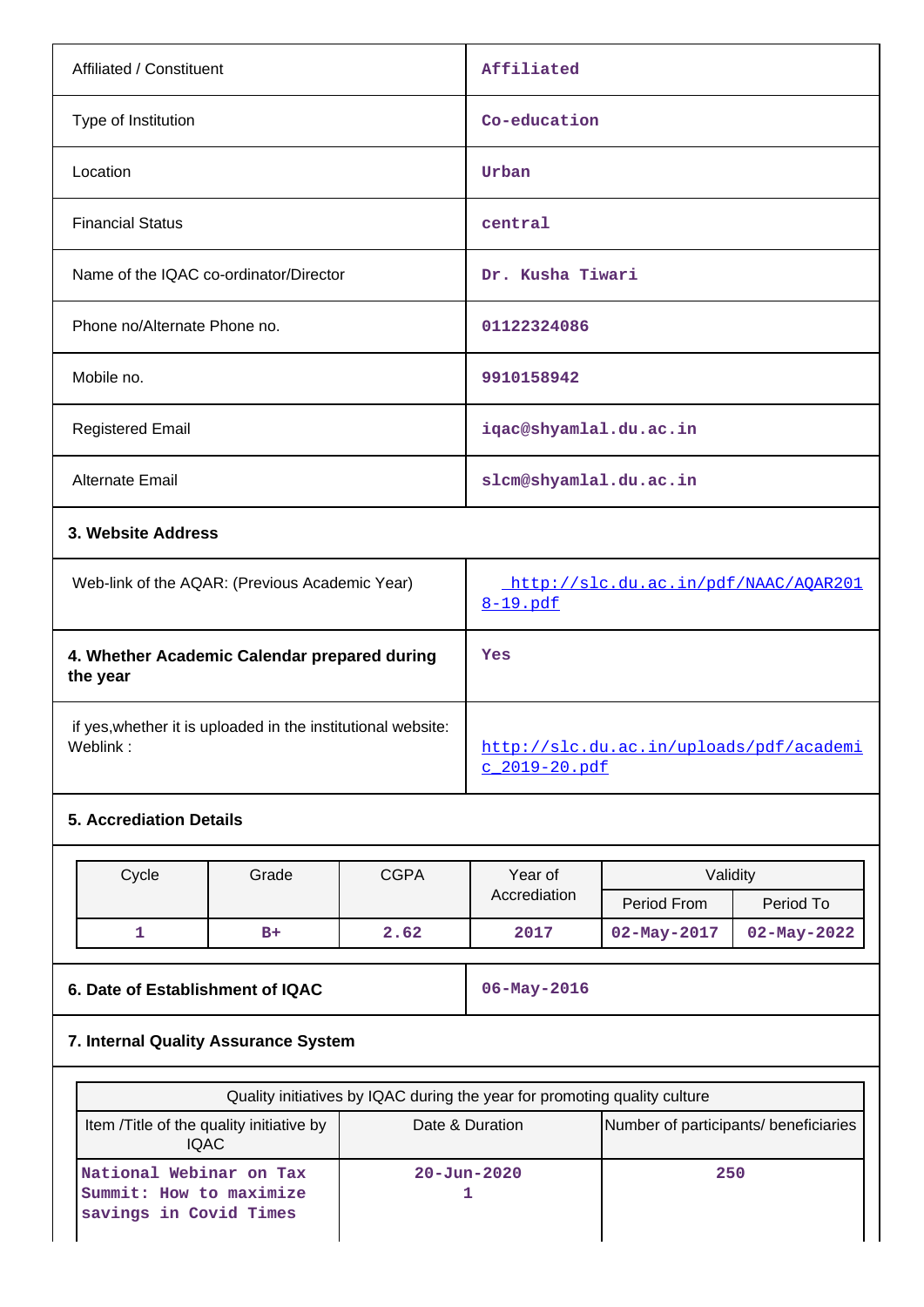| | |
|---|---|
| Affiliated / Constituent | Affiliated |
| Type of Institution | Co-education |
| Location | Urban |
| Financial Status | central |
| Name of the IQAC co-ordinator/Director | Dr. Kusha Tiwari |
| Phone no/Alternate Phone no. | 01122324086 |
| Mobile no. | 9910158942 |
| Registered Email | iqac@shyamlal.du.ac.in |
| Alternate Email | slcm@shyamlal.du.ac.in |

**3. Website Address**

| | |
|---|---|
| Web-link of the AQAR: (Previous Academic Year) | http://slc.du.ac.in/pdf/NAAC/AQAR2018-19.pdf |
| **4. Whether Academic Calendar prepared during the year** | Yes |
| if yes,whether it is uploaded in the institutional website: Weblink : | http://slc.du.ac.in/uploads/pdf/academic_2019-20.pdf |

**5. Accrediation Details**

| Cycle | Grade | CGPA | Year of Accrediation | Validity | |
|---|---|---|---|---|---|
| | | | | Period From | Period To |
| 1 | B+ | 2.62 | 2017 | 02-May-2017 | 02-May-2022 |

| | |
|---|---|
| **6. Date of Establishment of IQAC** | 06-May-2016 |

**7. Internal Quality Assurance System**

| Quality initiatives by IQAC during the year for promoting quality culture | | |
|---|---|---|
| Item /Title of the quality initiative by IQAC | Date & Duration | Number of participants/ beneficiaries |
| National Webinar on Tax Summit: How to maximize savings in Covid Times | 20-Jun-2020<br>1 | 250 |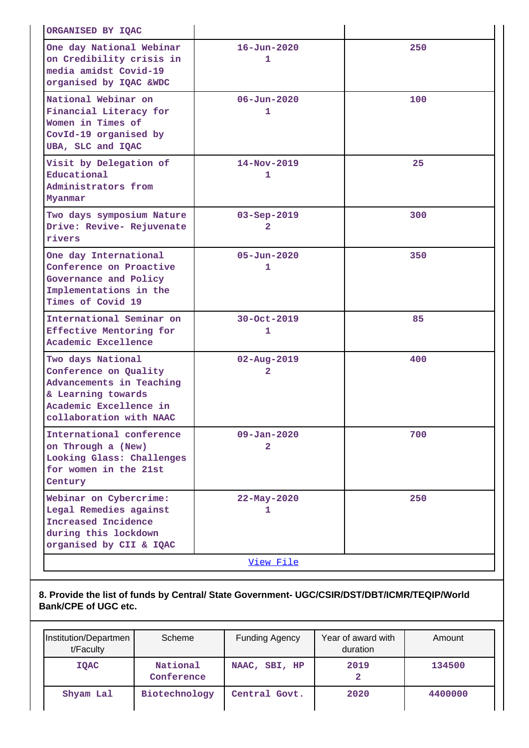| ORGANISED BY IQAC | | |
|---|---|---|
| One day National Webinar on Credibility crisis in media amidst Covid-19 organised by IQAC &WDC | 16-Jun-2020<br>1 | 250 |
| National Webinar on Financial Literacy for Women in Times of CovId-19 organised by UBA, SLC and IQAC | 06-Jun-2020<br>1 | 100 |
| Visit by Delegation of Educational Administrators from Myanmar | 14-Nov-2019<br>1 | 25 |
| Two days symposium Nature Drive: Revive- Rejuvenate rivers | 03-Sep-2019<br>2 | 300 |
| One day International Conference on Proactive Governance and Policy Implementations in the Times of Covid 19 | 05-Jun-2020<br>1 | 350 |
| International Seminar on Effective Mentoring for Academic Excellence | 30-Oct-2019<br>1 | 85 |
| Two days National Conference on Quality Advancements in Teaching & Learning towards Academic Excellence in collaboration with NAAC | 02-Aug-2019<br>2 | 400 |
| International conference on Through a (New) Looking Glass: Challenges for women in the 21st Century | 09-Jan-2020<br>2 | 700 |
| Webinar on Cybercrime: Legal Remedies against Increased Incidence during this lockdown organised by CII & IQAC | 22-May-2020<br>1 | 250 |

View File

**8. Provide the list of funds by Central/ State Government- UGC/CSIR/DST/DBT/ICMR/TEQIP/World Bank/CPE of UGC etc.**

| Institution/Department/Faculty | Scheme | Funding Agency | Year of award with duration | Amount |
|---|---|---|---|---|
| IQAC | National Conference | NAAC, SBI, HP | 2019<br>2 | 134500 |
| Shyam Lal | Biotechnology | Central Govt. | 2020 | 4400000 |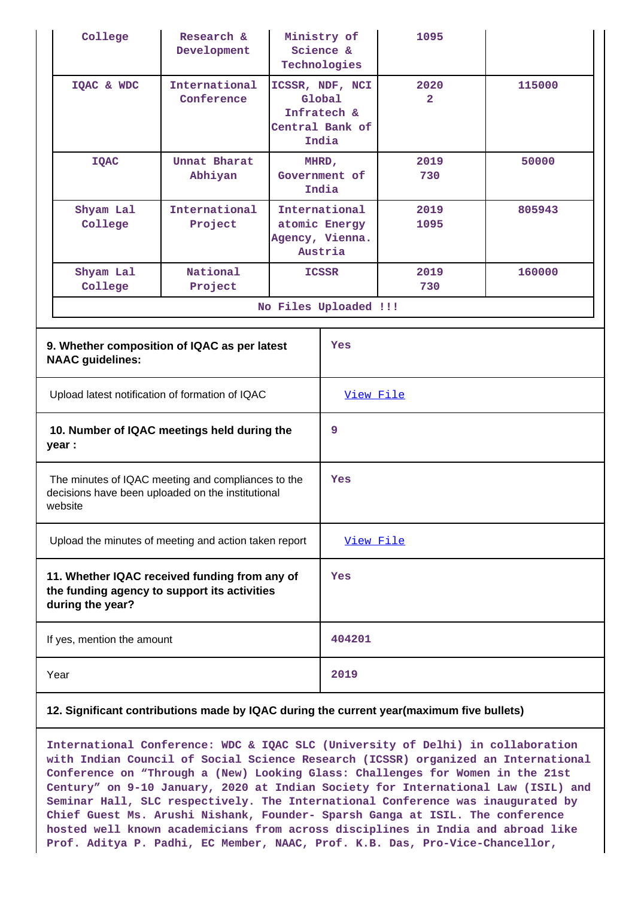| College | Research & Development | Ministry of Science & Technologies | 1095 | |
|---|---|---|---|---|
| IQAC & WDC | International Conference | ICSSR, NDF, NCI Global Infratech & Central Bank of India | 2020 2 | 115000 |
| IQAC | Unnat Bharat Abhiyan | MHRD, Government of India | 2019 730 | 50000 |
| Shyam Lal College | International Project | International atomic Energy Agency, Vienna. Austria | 2019 1095 | 805943 |
| Shyam Lal College | National Project | ICSSR | 2019 730 | 160000 |
| No Files Uploaded !!! | | | | |

| | |
|---|---|
| **9. Whether composition of IQAC as per latest NAAC guidelines:** | Yes |
| Upload latest notification of formation of IQAC | View File |
| **10. Number of IQAC meetings held during the year :** | 9 |
| The minutes of IQAC meeting and compliances to the decisions have been uploaded on the institutional website | Yes |
| Upload the minutes of meeting and action taken report | View File |
| **11. Whether IQAC received funding from any of the funding agency to support its activities during the year?** | Yes |
| If yes, mention the amount | 404201 |
| Year | 2019 |

**12. Significant contributions made by IQAC during the current year(maximum five bullets)**

International Conference: WDC & IQAC SLC (University of Delhi) in collaboration with Indian Council of Social Science Research (ICSSR) organized an International Conference on "Through a (New) Looking Glass: Challenges for Women in the 21st Century" on 9-10 January, 2020 at Indian Society for International Law (ISIL) and Seminar Hall, SLC respectively. The International Conference was inaugurated by Chief Guest Ms. Arushi Nishank, Founder- Sparsh Ganga at ISIL. The conference hosted well known academicians from across disciplines in India and abroad like Prof. Aditya P. Padhi, EC Member, NAAC, Prof. K.B. Das, Pro-Vice-Chancellor,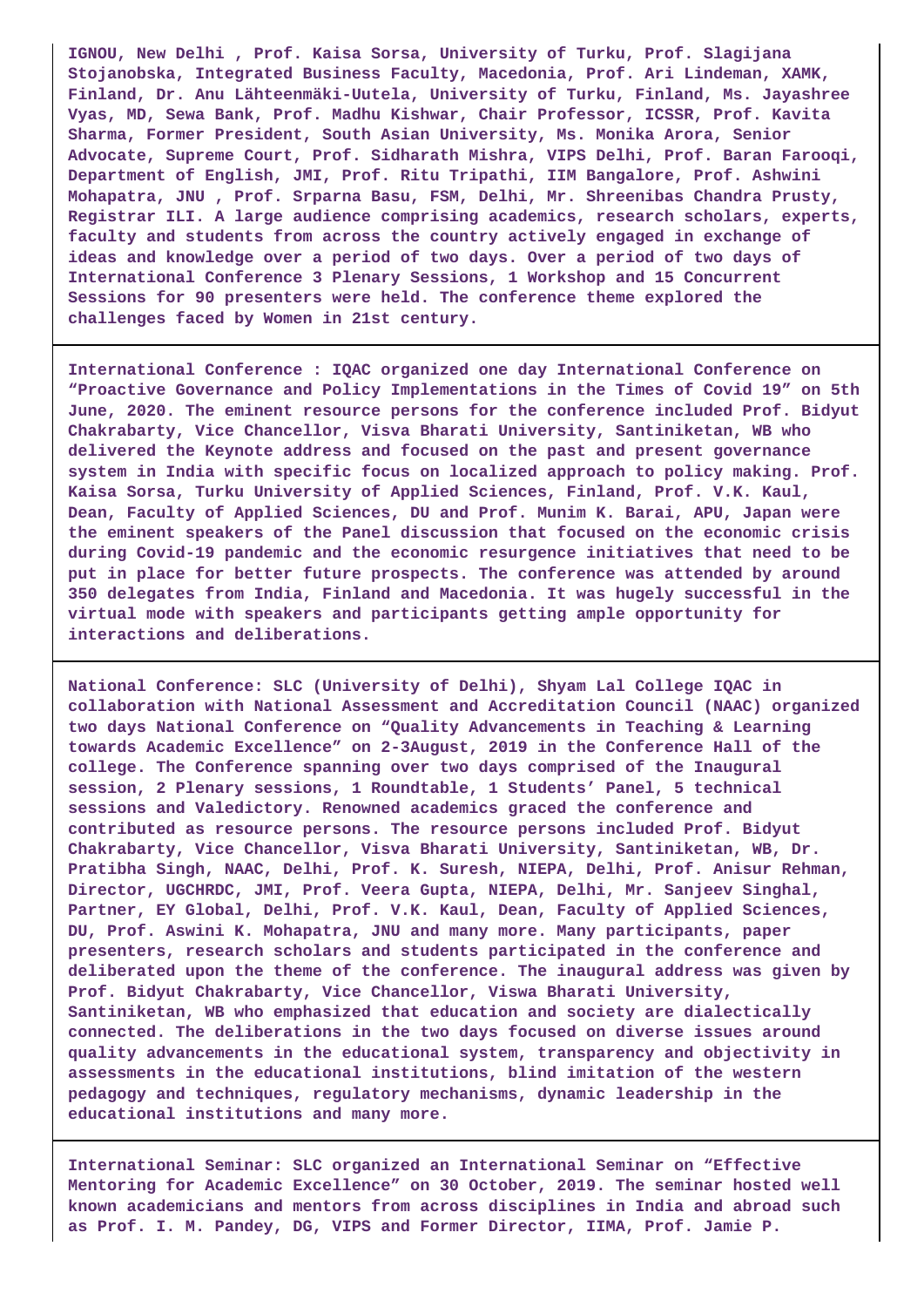IGNOU, New Delhi , Prof. Kaisa Sorsa, University of Turku, Prof. Slagijana Stojanobska, Integrated Business Faculty, Macedonia, Prof. Ari Lindeman, XAMK, Finland, Dr. Anu Lähteenmäki-Uutela, University of Turku, Finland, Ms. Jayashree Vyas, MD, Sewa Bank, Prof. Madhu Kishwar, Chair Professor, ICSSR, Prof. Kavita Sharma, Former President, South Asian University, Ms. Monika Arora, Senior Advocate, Supreme Court, Prof. Sidharath Mishra, VIPS Delhi, Prof. Baran Farooqi, Department of English, JMI, Prof. Ritu Tripathi, IIM Bangalore, Prof. Ashwini Mohapatra, JNU , Prof. Srparna Basu, FSM, Delhi, Mr. Shreenibas Chandra Prusty, Registrar ILI. A large audience comprising academics, research scholars, experts, faculty and students from across the country actively engaged in exchange of ideas and knowledge over a period of two days. Over a period of two days of International Conference 3 Plenary Sessions, 1 Workshop and 15 Concurrent Sessions for 90 presenters were held. The conference theme explored the challenges faced by Women in 21st century.

International Conference : IQAC organized one day International Conference on “Proactive Governance and Policy Implementations in the Times of Covid 19” on 5th June, 2020. The eminent resource persons for the conference included Prof. Bidyut Chakrabarty, Vice Chancellor, Visva Bharati University, Santiniketan, WB who delivered the Keynote address and focused on the past and present governance system in India with specific focus on localized approach to policy making. Prof. Kaisa Sorsa, Turku University of Applied Sciences, Finland, Prof. V.K. Kaul, Dean, Faculty of Applied Sciences, DU and Prof. Munim K. Barai, APU, Japan were the eminent speakers of the Panel discussion that focused on the economic crisis during Covid-19 pandemic and the economic resurgence initiatives that need to be put in place for better future prospects. The conference was attended by around 350 delegates from India, Finland and Macedonia. It was hugely successful in the virtual mode with speakers and participants getting ample opportunity for interactions and deliberations.

National Conference: SLC (University of Delhi), Shyam Lal College IQAC in collaboration with National Assessment and Accreditation Council (NAAC) organized two days National Conference on “Quality Advancements in Teaching & Learning towards Academic Excellence” on 2-3August, 2019 in the Conference Hall of the college. The Conference spanning over two days comprised of the Inaugural session, 2 Plenary sessions, 1 Roundtable, 1 Students’ Panel, 5 technical sessions and Valedictory. Renowned academics graced the conference and contributed as resource persons. The resource persons included Prof. Bidyut Chakrabarty, Vice Chancellor, Visva Bharati University, Santiniketan, WB, Dr. Pratibha Singh, NAAC, Delhi, Prof. K. Suresh, NIEPA, Delhi, Prof. Anisur Rehman, Director, UGCHRDC, JMI, Prof. Veera Gupta, NIEPA, Delhi, Mr. Sanjeev Singhal, Partner, EY Global, Delhi, Prof. V.K. Kaul, Dean, Faculty of Applied Sciences, DU, Prof. Aswini K. Mohapatra, JNU and many more. Many participants, paper presenters, research scholars and students participated in the conference and deliberated upon the theme of the conference. The inaugural address was given by Prof. Bidyut Chakrabarty, Vice Chancellor, Viswa Bharati University, Santiniketan, WB who emphasized that education and society are dialectically connected. The deliberations in the two days focused on diverse issues around quality advancements in the educational system, transparency and objectivity in assessments in the educational institutions, blind imitation of the western pedagogy and techniques, regulatory mechanisms, dynamic leadership in the educational institutions and many more.

International Seminar: SLC organized an International Seminar on “Effective Mentoring for Academic Excellence” on 30 October, 2019. The seminar hosted well known academicians and mentors from across disciplines in India and abroad such as Prof. I. M. Pandey, DG, VIPS and Former Director, IIMA, Prof. Jamie P.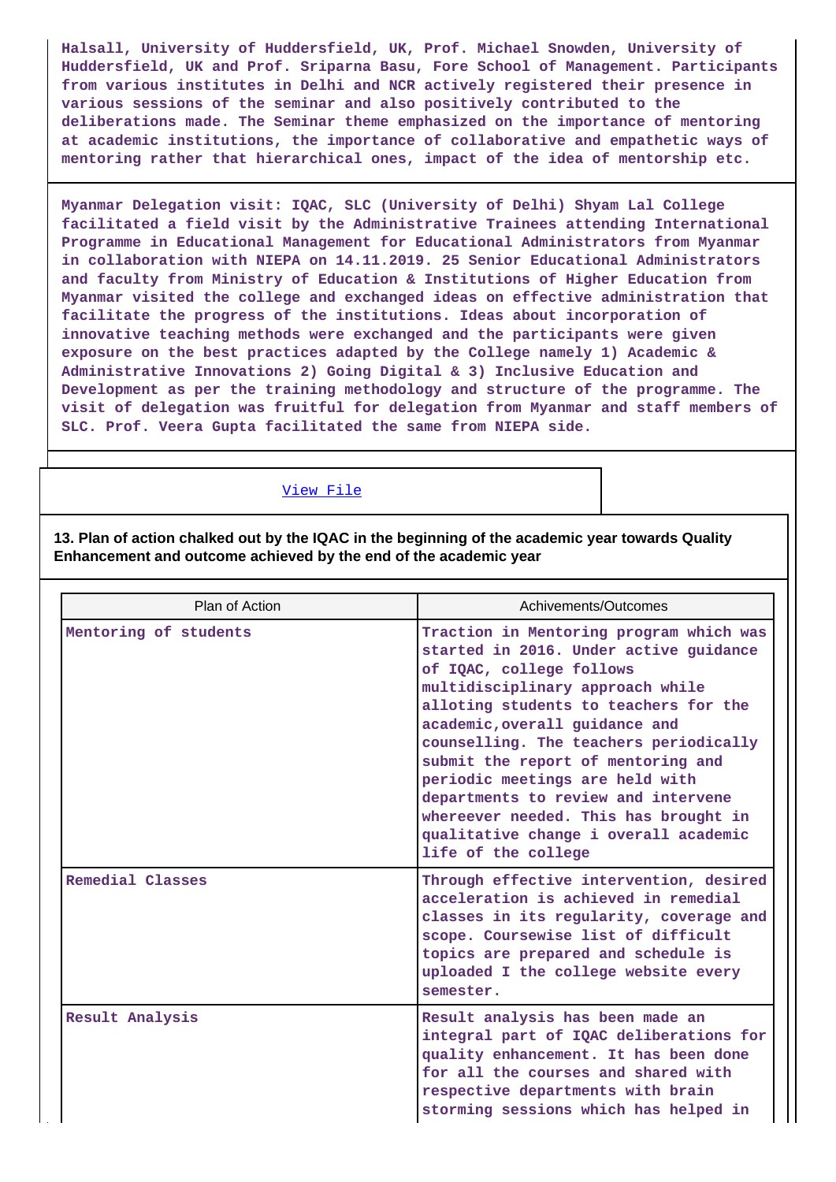Halsall, University of Huddersfield, UK, Prof. Michael Snowden, University of Huddersfield, UK and Prof. Sriparna Basu, Fore School of Management. Participants from various institutes in Delhi and NCR actively registered their presence in various sessions of the seminar and also positively contributed to the deliberations made. The Seminar theme emphasized on the importance of mentoring at academic institutions, the importance of collaborative and empathetic ways of mentoring rather that hierarchical ones, impact of the idea of mentorship etc.

Myanmar Delegation visit: IQAC, SLC (University of Delhi) Shyam Lal College facilitated a field visit by the Administrative Trainees attending International Programme in Educational Management for Educational Administrators from Myanmar in collaboration with NIEPA on 14.11.2019. 25 Senior Educational Administrators and faculty from Ministry of Education & Institutions of Higher Education from Myanmar visited the college and exchanged ideas on effective administration that facilitate the progress of the institutions. Ideas about incorporation of innovative teaching methods were exchanged and the participants were given exposure on the best practices adapted by the College namely 1) Academic & Administrative Innovations 2) Going Digital & 3) Inclusive Education and Development as per the training methodology and structure of the programme. The visit of delegation was fruitful for delegation from Myanmar and staff members of SLC. Prof. Veera Gupta facilitated the same from NIEPA side.

View File

**13. Plan of action chalked out by the IQAC in the beginning of the academic year towards Quality Enhancement and outcome achieved by the end of the academic year**

| Plan of Action | Achivements/Outcomes |
|---|---|
| Mentoring of students | Traction in Mentoring program which was started in 2016. Under active guidance of IQAC, college follows multidisciplinary approach while alloting students to teachers for the academic,overall guidance and counselling. The teachers periodically submit the report of mentoring and periodic meetings are held with departments to review and intervene whereever needed. This has brought in qualitative change i overall academic life of the college |
| Remedial Classes | Through effective intervention, desired acceleration is achieved in remedial classes in its regularity, coverage and scope. Coursewise list of difficult topics are prepared and schedule is uploaded I the college website every semester. |
| Result Analysis | Result analysis has been made an integral part of IQAC deliberations for quality enhancement. It has been done for all the courses and shared with respective departments with brain storming sessions which has helped in |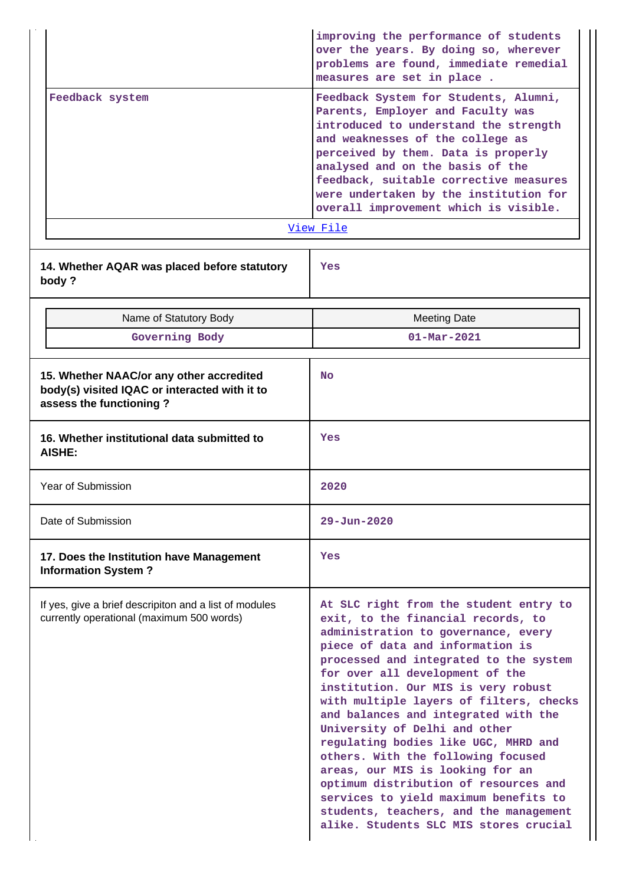| | |
|---|---|
| | improving the performance of students over the years. By doing so, wherever problems are found, immediate remedial measures are set in place . |
| Feedback system | Feedback System for Students, Alumni, Parents, Employer and Faculty was introduced to understand the strength and weaknesses of the college as perceived by them. Data is properly analysed and on the basis of the feedback, suitable corrective measures were undertaken by the institution for overall improvement which is visible. |

View File

| | |
|---|---|
| **14. Whether AQAR was placed before statutory body ?** | Yes |

| Name of Statutory Body | Meeting Date |
|---|---|
| Governing Body | 01-Mar-2021 |

| | |
|---|---|
| **15. Whether NAAC/or any other accredited body(s) visited IQAC or interacted with it to assess the functioning ?** | No |
| **16. Whether institutional data submitted to AISHE:** | Yes |
| Year of Submission | 2020 |
| Date of Submission | 29-Jun-2020 |
| **17. Does the Institution have Management Information System ?** | Yes |
| If yes, give a brief descripiton and a list of modules currently operational (maximum 500 words) | At SLC right from the student entry to exit, to the financial records, to administration to governance, every piece of data and information is processed and integrated to the system for over all development of the institution. Our MIS is very robust with multiple layers of filters, checks and balances and integrated with the University of Delhi and other regulating bodies like UGC, MHRD and others. With the following focused areas, our MIS is looking for an optimum distribution of resources and services to yield maximum benefits to students, teachers, and the management alike. Students SLC MIS stores crucial |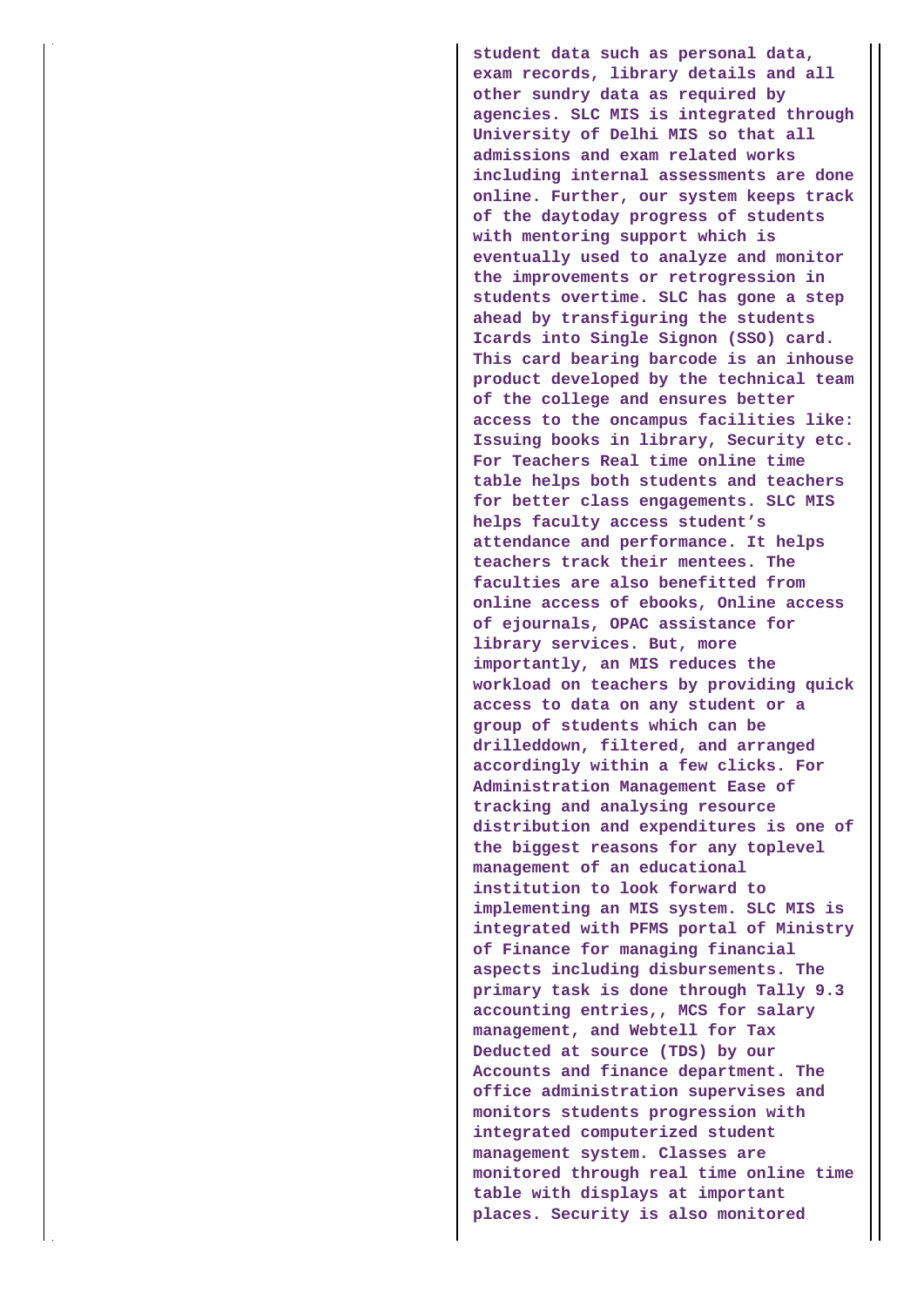student data such as personal data, exam records, library details and all other sundry data as required by agencies. SLC MIS is integrated through University of Delhi MIS so that all admissions and exam related works including internal assessments are done online. Further, our system keeps track of the daytoday progress of students with mentoring support which is eventually used to analyze and monitor the improvements or retrogression in students overtime. SLC has gone a step ahead by transfiguring the students Icards into Single Signon (SSO) card. This card bearing barcode is an inhouse product developed by the technical team of the college and ensures better access to the oncampus facilities like: Issuing books in library, Security etc. For Teachers Real time online time table helps both students and teachers for better class engagements. SLC MIS helps faculty access student's attendance and performance. It helps teachers track their mentees. The faculties are also benefitted from online access of ebooks, Online access of ejournals, OPAC assistance for library services. But, more importantly, an MIS reduces the workload on teachers by providing quick access to data on any student or a group of students which can be drilleddown, filtered, and arranged accordingly within a few clicks. For Administration Management Ease of tracking and analysing resource distribution and expenditures is one of the biggest reasons for any toplevel management of an educational institution to look forward to implementing an MIS system. SLC MIS is integrated with PFMS portal of Ministry of Finance for managing financial aspects including disbursements. The primary task is done through Tally 9.3 accounting entries,, MCS for salary management, and Webtell for Tax Deducted at source (TDS) by our Accounts and finance department. The office administration supervises and monitors students progression with integrated computerized student management system. Classes are monitored through real time online time table with displays at important places. Security is also monitored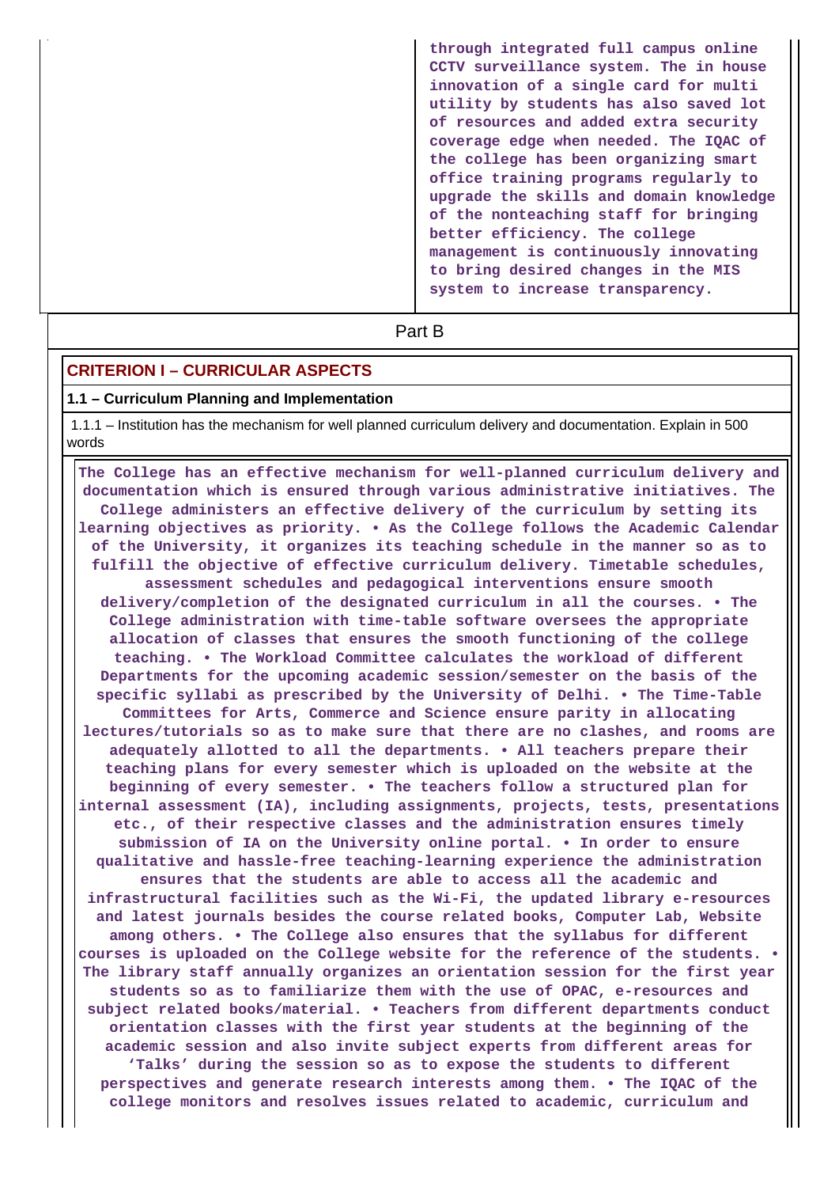through integrated full campus online CCTV surveillance system. The in house innovation of a single card for multi utility by students has also saved lot of resources and added extra security coverage edge when needed. The IQAC of the college has been organizing smart office training programs regularly to upgrade the skills and domain knowledge of the nonteaching staff for bringing better efficiency. The college management is continuously innovating to bring desired changes in the MIS system to increase transparency.

Part B

## CRITERION I – CURRICULAR ASPECTS

### 1.1 – Curriculum Planning and Implementation

1.1.1 – Institution has the mechanism for well planned curriculum delivery and documentation. Explain in 500 words

The College has an effective mechanism for well-planned curriculum delivery and documentation which is ensured through various administrative initiatives. The College administers an effective delivery of the curriculum by setting its learning objectives as priority. • As the College follows the Academic Calendar of the University, it organizes its teaching schedule in the manner so as to fulfill the objective of effective curriculum delivery. Timetable schedules, assessment schedules and pedagogical interventions ensure smooth delivery/completion of the designated curriculum in all the courses. • The College administration with time-table software oversees the appropriate allocation of classes that ensures the smooth functioning of the college teaching. • The Workload Committee calculates the workload of different Departments for the upcoming academic session/semester on the basis of the specific syllabi as prescribed by the University of Delhi. • The Time-Table Committees for Arts, Commerce and Science ensure parity in allocating lectures/tutorials so as to make sure that there are no clashes, and rooms are adequately allotted to all the departments. • All teachers prepare their teaching plans for every semester which is uploaded on the website at the beginning of every semester. • The teachers follow a structured plan for internal assessment (IA), including assignments, projects, tests, presentations etc., of their respective classes and the administration ensures timely submission of IA on the University online portal. • In order to ensure qualitative and hassle-free teaching-learning experience the administration ensures that the students are able to access all the academic and infrastructural facilities such as the Wi-Fi, the updated library e-resources and latest journals besides the course related books, Computer Lab, Website among others. • The College also ensures that the syllabus for different courses is uploaded on the College website for the reference of the students. • The library staff annually organizes an orientation session for the first year students so as to familiarize them with the use of OPAC, e-resources and subject related books/material. • Teachers from different departments conduct orientation classes with the first year students at the beginning of the academic session and also invite subject experts from different areas for 'Talks' during the session so as to expose the students to different perspectives and generate research interests among them. • The IQAC of the college monitors and resolves issues related to academic, curriculum and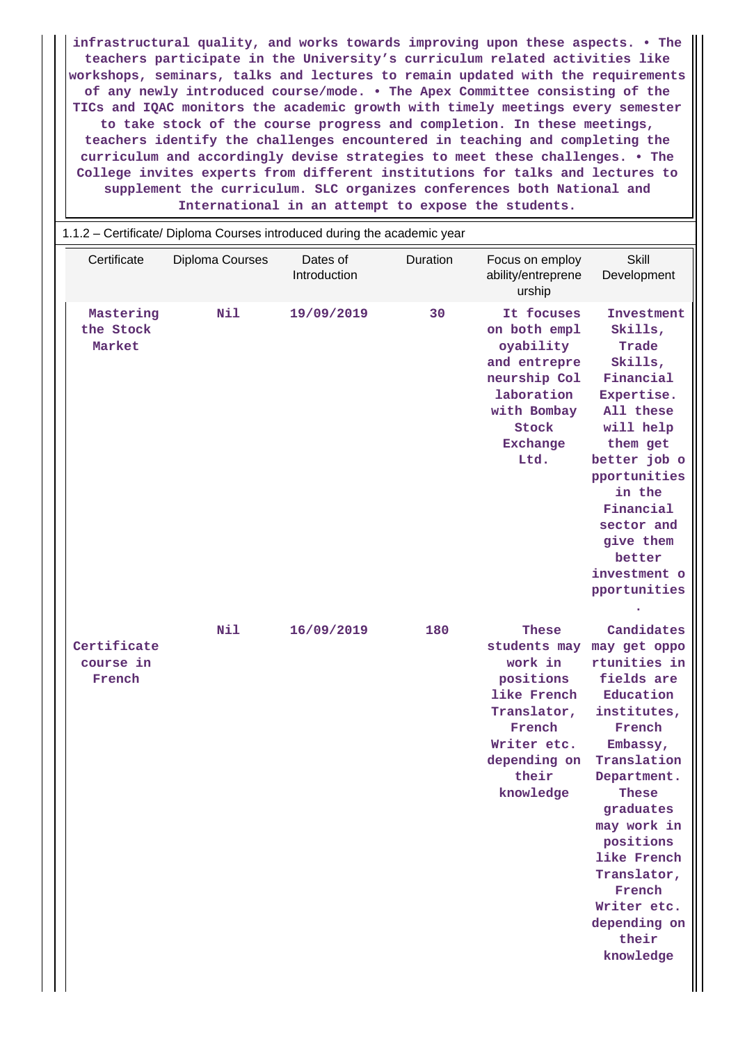**infrastructural quality, and works towards improving upon these aspects. • The teachers participate in the University's curriculum related activities like workshops, seminars, talks and lectures to remain updated with the requirements of any newly introduced course/mode. • The Apex Committee consisting of the TICs and IQAC monitors the academic growth with timely meetings every semester to take stock of the course progress and completion. In these meetings, teachers identify the challenges encountered in teaching and completing the curriculum and accordingly devise strategies to meet these challenges. • The College invites experts from different institutions for talks and lectures to supplement the curriculum. SLC organizes conferences both National and International in an attempt to expose the students.**

1.1.2 – Certificate/ Diploma Courses introduced during the academic year

| Certificate | Diploma Courses | Dates of Introduction | Duration | Focus on employ ability/entreprene urship | Skill Development |
|---|---|---|---|---|---|
| Mastering the Stock Market | Nil | 19/09/2019 | 30 | It focuses on both employability and entrepreneurship Collaboration with Bombay Stock Exchange Ltd. | Investment Skills, Trade Skills, Financial Expertise. All these will help them get better job opportunities in the Financial sector and give them better investment opportunities. |
| Certificate course in French | Nil | 16/09/2019 | 180 | These students may work in positions like French Translator, French Writer etc. depending on their knowledge | Candidates may get opportunities in fields are Education institutes, French Embassy, Translation Department. These graduates may work in positions like French Translator, French Writer etc. depending on their knowledge |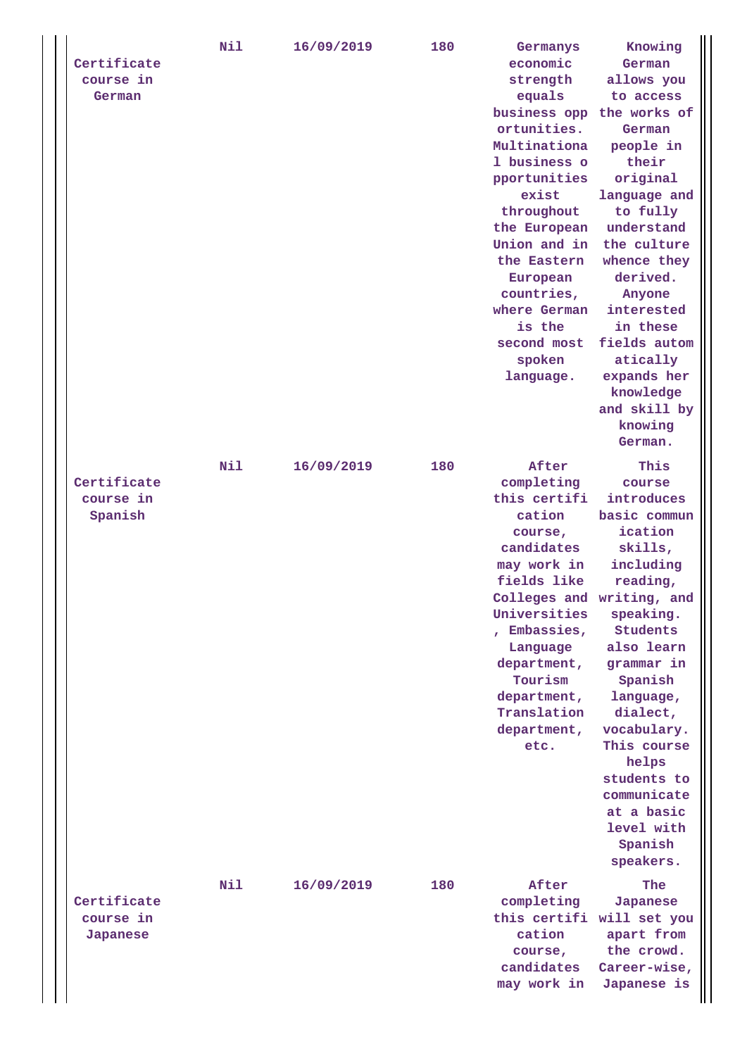| | | | | | |
|---|---|---|---|---|---|
| Certificate course in German | Nil | 16/09/2019 | 180 | Germanys economic strength equals business opportunities. Multinational business opportunities exist throughout the European Union and in the Eastern European countries, where German is the second most spoken language. | Knowing German allows you to access the works of German people in their original language and to fully understand the culture whence they derived. Anyone interested in these fields automatically expands her knowledge and skill by knowing German. |
| Certificate course in Spanish | Nil | 16/09/2019 | 180 | After completing this certification course, candidates may work in fields like Colleges and Universities, Embassies, Language department, Tourism department, Translation department, etc. | This course introduces basic communication skills, including reading, writing, and speaking. Students also learn grammar in Spanish language, dialect, vocabulary. This course helps students to communicate at a basic level with Spanish speakers. |
| Certificate course in Japanese | Nil | 16/09/2019 | 180 | After completing this certification course, candidates may work in | The Japanese will set you apart from the crowd. Career-wise, Japanese is |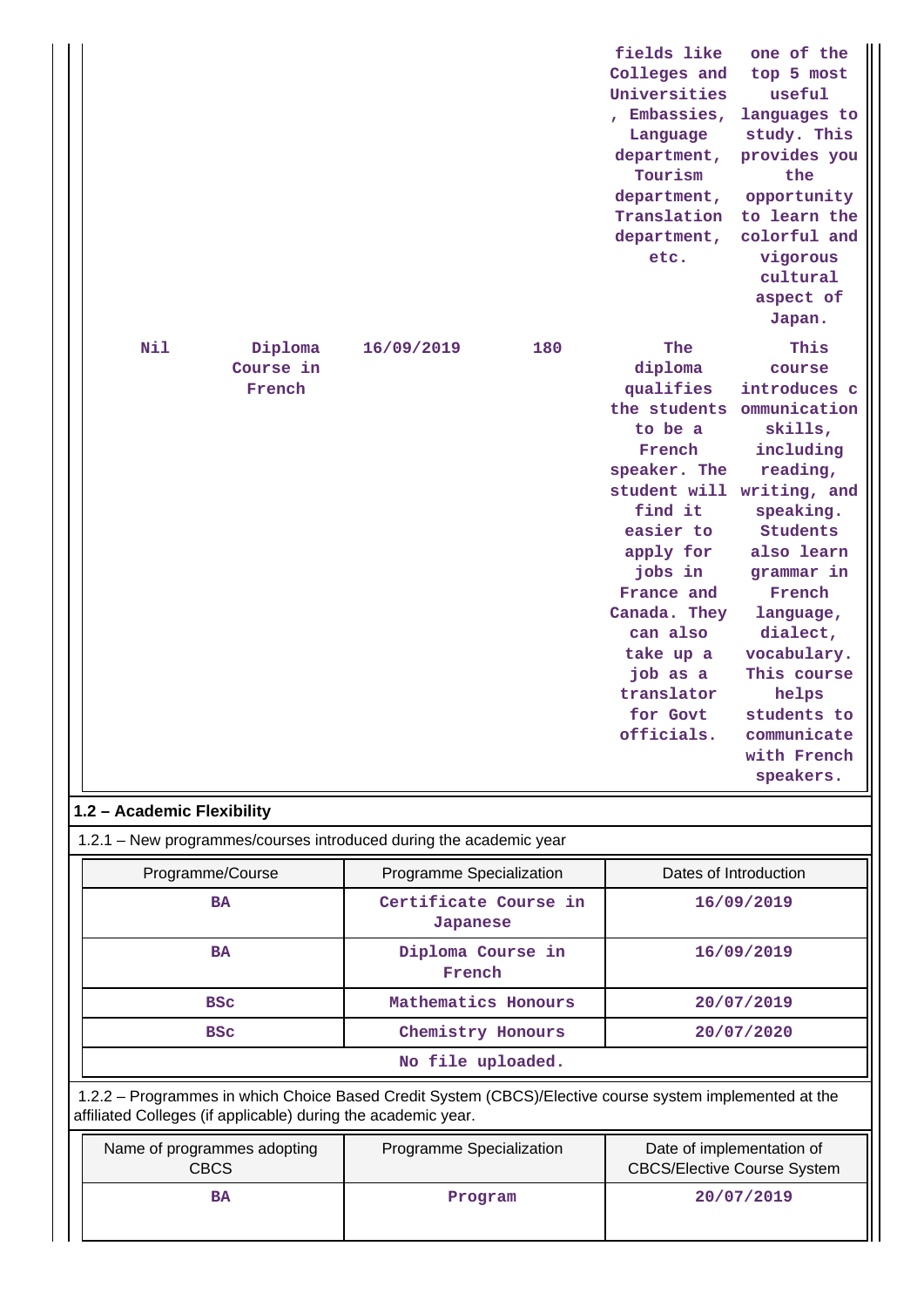| | | | | fields like Colleges and Universities, Embassies, Language department, Tourism department, Translation department, etc. | one of the top 5 most useful languages to study. This provides you the opportunity to learn the colorful and vigorous cultural aspect of Japan. |
|---|---|---|---|---|---|
| Nil | Diploma Course in French | 16/09/2019 | 180 | The diploma qualifies the students to be a French speaker. The student will find it easier to apply for jobs in France and Canada. They can also take up a job as a translator for Govt officials. | This course introduces communication skills, including reading, writing, and speaking. Students also learn grammar in French language, dialect, vocabulary. This course helps students to communicate with French speakers. |

**1.2 – Academic Flexibility**

1.2.1 – New programmes/courses introduced during the academic year

| Programme/Course | Programme Specialization | Dates of Introduction |
|---|---|---|
| BA | Certificate Course in Japanese | 16/09/2019 |
| BA | Diploma Course in French | 16/09/2019 |
| BSc | Mathematics Honours | 20/07/2019 |
| BSc | Chemistry Honours | 20/07/2020 |
| No file uploaded. | | |

1.2.2 – Programmes in which Choice Based Credit System (CBCS)/Elective course system implemented at the affiliated Colleges (if applicable) during the academic year.

| Name of programmes adopting CBCS | Programme Specialization | Date of implementation of CBCS/Elective Course System |
|---|---|---|
| BA | Program | 20/07/2019 |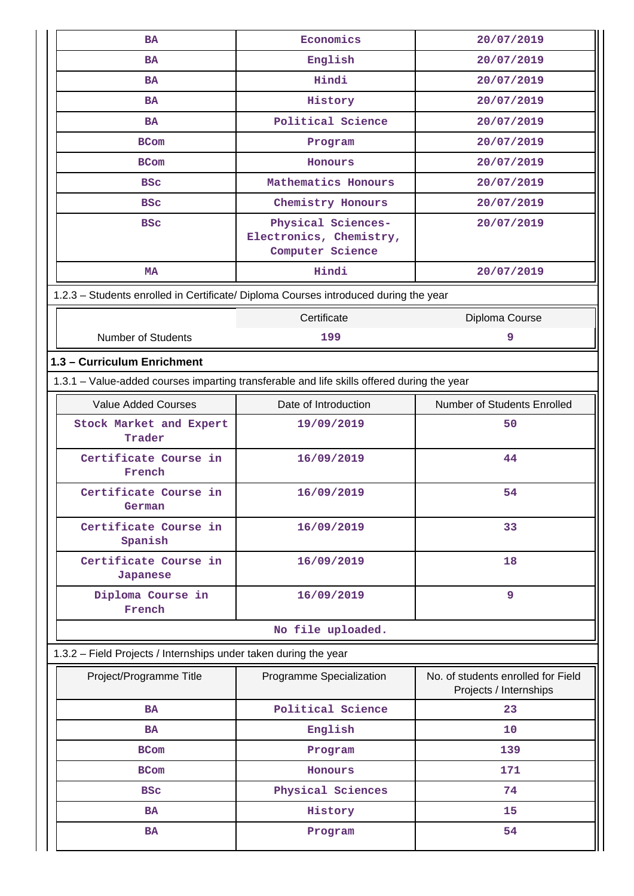| BA | Economics | 20/07/2019 |
|---|---|---|
| BA | English | 20/07/2019 |
| BA | Hindi | 20/07/2019 |
| BA | History | 20/07/2019 |
| BA | Political Science | 20/07/2019 |
| BCom | Program | 20/07/2019 |
| BCom | Honours | 20/07/2019 |
| BSc | Mathematics Honours | 20/07/2019 |
| BSc | Chemistry Honours | 20/07/2019 |
| BSc | Physical Sciences- Electronics, Chemistry, Computer Science | 20/07/2019 |
| MA | Hindi | 20/07/2019 |

1.2.3 – Students enrolled in Certificate/ Diploma Courses introduced during the year

| | Certificate | Diploma Course |
|---|---|---|
| Number of Students | 199 | 9 |

**1.3 – Curriculum Enrichment**

1.3.1 – Value-added courses imparting transferable and life skills offered during the year

| Value Added Courses | Date of Introduction | Number of Students Enrolled |
|---|---|---|
| Stock Market and Expert Trader | 19/09/2019 | 50 |
| Certificate Course in French | 16/09/2019 | 44 |
| Certificate Course in German | 16/09/2019 | 54 |
| Certificate Course in Spanish | 16/09/2019 | 33 |
| Certificate Course in Japanese | 16/09/2019 | 18 |
| Diploma Course in French | 16/09/2019 | 9 |

No file uploaded.

1.3.2 – Field Projects / Internships under taken during the year

| Project/Programme Title | Programme Specialization | No. of students enrolled for Field Projects / Internships |
|---|---|---|
| BA | Political Science | 23 |
| BA | English | 10 |
| BCom | Program | 139 |
| BCom | Honours | 171 |
| BSc | Physical Sciences | 74 |
| BA | History | 15 |
| BA | Program | 54 |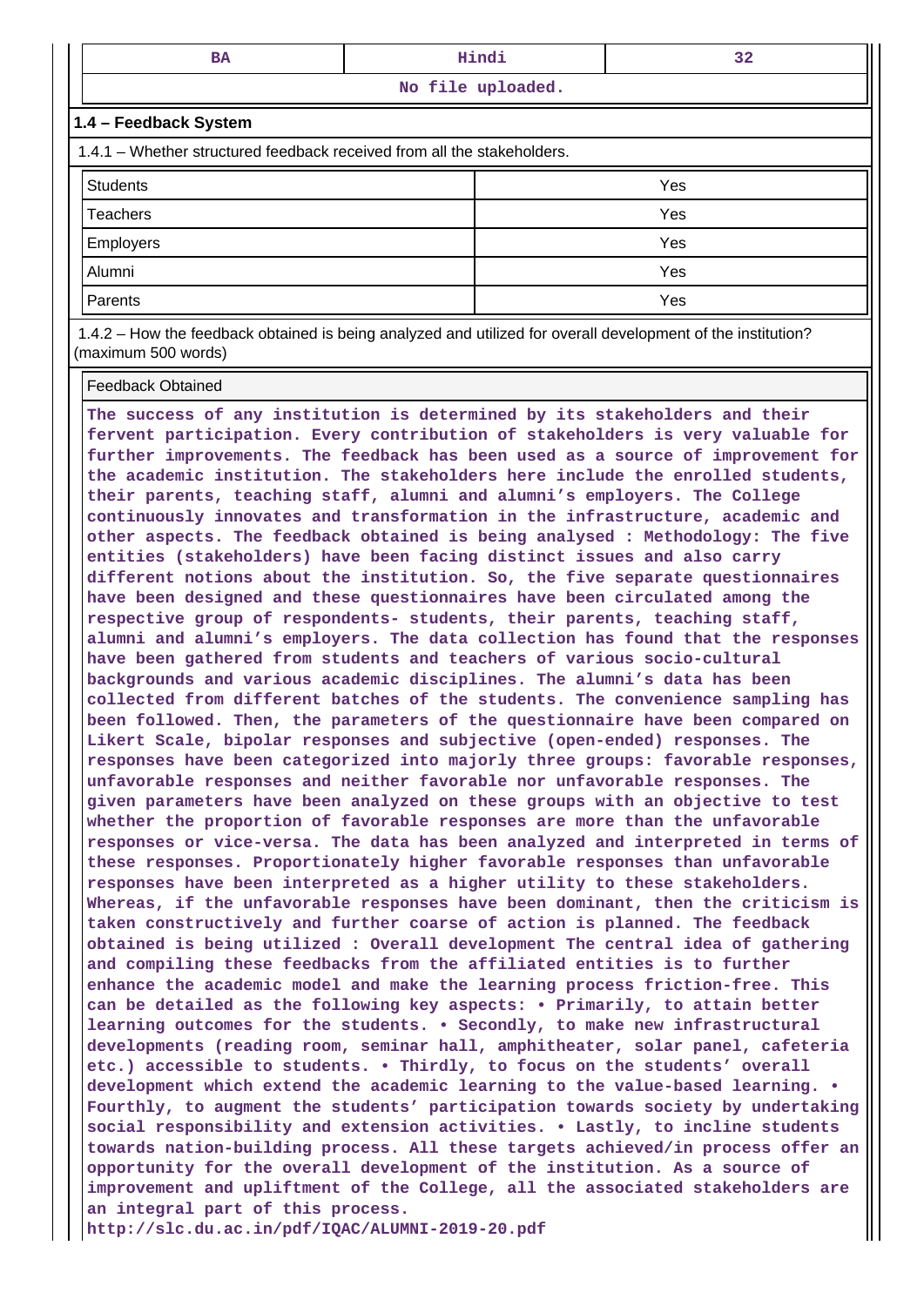| BA | Hindi | 32 |
|---|---|---|
| No file uploaded. | | |

## 1.4 – Feedback System

1.4.1 – Whether structured feedback received from all the stakeholders.

| | |
|---|---|
| Students | Yes |
| Teachers | Yes |
| Employers | Yes |
| Alumni | Yes |
| Parents | Yes |

1.4.2 – How the feedback obtained is being analyzed and utilized for overall development of the institution? (maximum 500 words)

Feedback Obtained

**The success of any institution is determined by its stakeholders and their fervent participation. Every contribution of stakeholders is very valuable for further improvements. The feedback has been used as a source of improvement for the academic institution. The stakeholders here include the enrolled students, their parents, teaching staff, alumni and alumni's employers. The College continuously innovates and transformation in the infrastructure, academic and other aspects. The feedback obtained is being analysed : Methodology: The five entities (stakeholders) have been facing distinct issues and also carry different notions about the institution. So, the five separate questionnaires have been designed and these questionnaires have been circulated among the respective group of respondents- students, their parents, teaching staff, alumni and alumni's employers. The data collection has found that the responses have been gathered from students and teachers of various socio-cultural backgrounds and various academic disciplines. The alumni's data has been collected from different batches of the students. The convenience sampling has been followed. Then, the parameters of the questionnaire have been compared on Likert Scale, bipolar responses and subjective (open-ended) responses. The responses have been categorized into majorly three groups: favorable responses, unfavorable responses and neither favorable nor unfavorable responses. The given parameters have been analyzed on these groups with an objective to test whether the proportion of favorable responses are more than the unfavorable responses or vice-versa. The data has been analyzed and interpreted in terms of these responses. Proportionately higher favorable responses than unfavorable responses have been interpreted as a higher utility to these stakeholders. Whereas, if the unfavorable responses have been dominant, then the criticism is taken constructively and further coarse of action is planned. The feedback obtained is being utilized : Overall development The central idea of gathering and compiling these feedbacks from the affiliated entities is to further enhance the academic model and make the learning process friction-free. This can be detailed as the following key aspects: • Primarily, to attain better learning outcomes for the students. • Secondly, to make new infrastructural developments (reading room, seminar hall, amphitheater, solar panel, cafeteria etc.) accessible to students. • Thirdly, to focus on the students' overall development which extend the academic learning to the value-based learning. • Fourthly, to augment the students' participation towards society by undertaking social responsibility and extension activities. • Lastly, to incline students towards nation-building process. All these targets achieved/in process offer an opportunity for the overall development of the institution. As a source of improvement and upliftment of the College, all the associated stakeholders are an integral part of this process.**
**http://slc.du.ac.in/pdf/IQAC/ALUMNI-2019-20.pdf**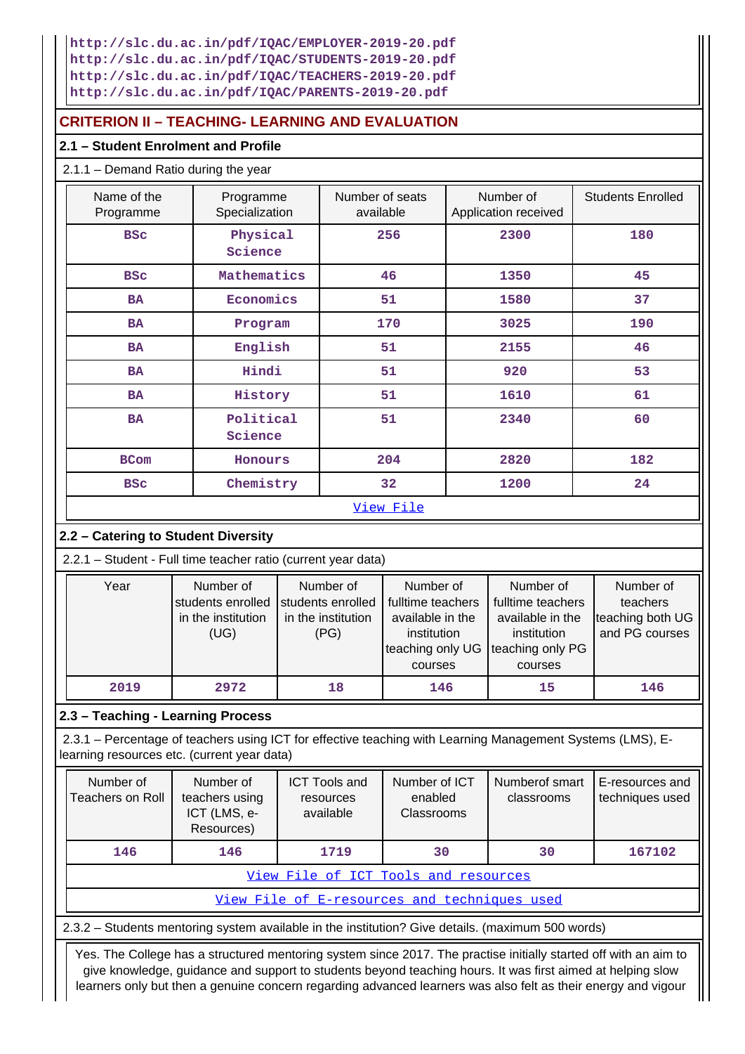http://slc.du.ac.in/pdf/IQAC/EMPLOYER-2019-20.pdf
http://slc.du.ac.in/pdf/IQAC/STUDENTS-2019-20.pdf
http://slc.du.ac.in/pdf/IQAC/TEACHERS-2019-20.pdf
http://slc.du.ac.in/pdf/IQAC/PARENTS-2019-20.pdf

## CRITERION II – TEACHING- LEARNING AND EVALUATION

### 2.1 – Student Enrolment and Profile

2.1.1 – Demand Ratio during the year

| Name of the Programme | Programme Specialization | Number of seats available | Number of Application received | Students Enrolled |
|---|---|---|---|---|
| BSc | Physical Science | 256 | 2300 | 180 |
| BSc | Mathematics | 46 | 1350 | 45 |
| BA | Economics | 51 | 1580 | 37 |
| BA | Program | 170 | 3025 | 190 |
| BA | English | 51 | 2155 | 46 |
| BA | Hindi | 51 | 920 | 53 |
| BA | History | 51 | 1610 | 61 |
| BA | Political Science | 51 | 2340 | 60 |
| BCom | Honours | 204 | 2820 | 182 |
| BSc | Chemistry | 32 | 1200 | 24 |

View File

### 2.2 – Catering to Student Diversity

2.2.1 – Student - Full time teacher ratio (current year data)

| Year | Number of students enrolled in the institution (UG) | Number of students enrolled in the institution (PG) | Number of fulltime teachers available in the institution teaching only UG courses | Number of fulltime teachers available in the institution teaching only PG courses | Number of teachers teaching both UG and PG courses |
|---|---|---|---|---|---|
| 2019 | 2972 | 18 | 146 | 15 | 146 |

### 2.3 – Teaching - Learning Process

2.3.1 – Percentage of teachers using ICT for effective teaching with Learning Management Systems (LMS), E-learning resources etc. (current year data)

| Number of Teachers on Roll | Number of teachers using ICT (LMS, e-Resources) | ICT Tools and resources available | Number of ICT enabled Classrooms | Numberof smart classrooms | E-resources and techniques used |
|---|---|---|---|---|---|
| 146 | 146 | 1719 | 30 | 30 | 167102 |

View File of ICT Tools and resources

View File of E-resources and techniques used

2.3.2 – Students mentoring system available in the institution? Give details. (maximum 500 words)

Yes. The College has a structured mentoring system since 2017. The practise initially started off with an aim to give knowledge, guidance and support to students beyond teaching hours. It was first aimed at helping slow learners only but then a genuine concern regarding advanced learners was also felt as their energy and vigour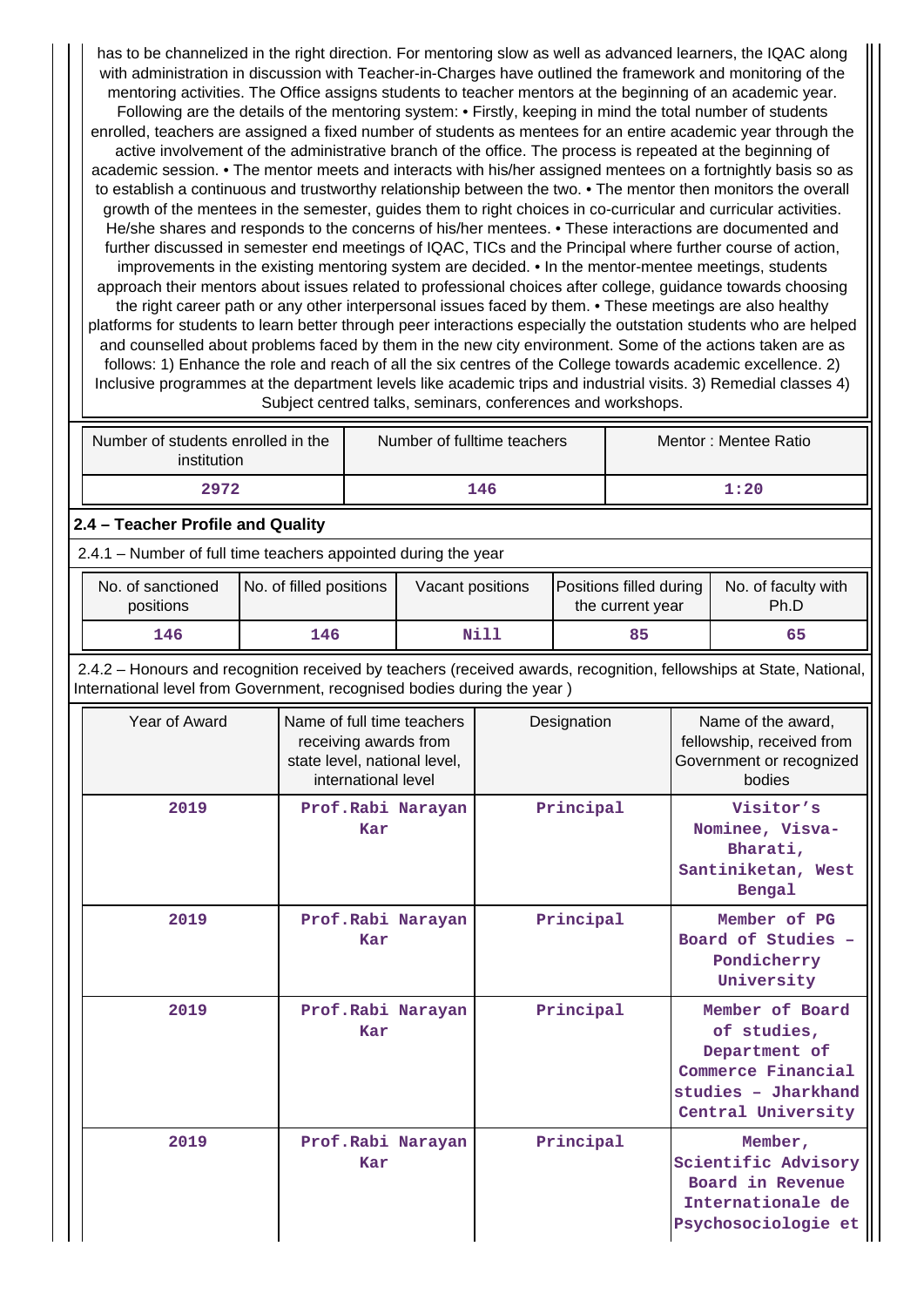has to be channelized in the right direction. For mentoring slow as well as advanced learners, the IQAC along with administration in discussion with Teacher-in-Charges have outlined the framework and monitoring of the mentoring activities. The Office assigns students to teacher mentors at the beginning of an academic year. Following are the details of the mentoring system: • Firstly, keeping in mind the total number of students enrolled, teachers are assigned a fixed number of students as mentees for an entire academic year through the active involvement of the administrative branch of the office. The process is repeated at the beginning of academic session. • The mentor meets and interacts with his/her assigned mentees on a fortnightly basis so as to establish a continuous and trustworthy relationship between the two. • The mentor then monitors the overall growth of the mentees in the semester, guides them to right choices in co-curricular and curricular activities. He/she shares and responds to the concerns of his/her mentees. • These interactions are documented and further discussed in semester end meetings of IQAC, TICs and the Principal where further course of action, improvements in the existing mentoring system are decided. • In the mentor-mentee meetings, students approach their mentors about issues related to professional choices after college, guidance towards choosing the right career path or any other interpersonal issues faced by them. • These meetings are also healthy platforms for students to learn better through peer interactions especially the outstation students who are helped and counselled about problems faced by them in the new city environment. Some of the actions taken are as follows: 1) Enhance the role and reach of all the six centres of the College towards academic excellence. 2) Inclusive programmes at the department levels like academic trips and industrial visits. 3) Remedial classes 4) Subject centred talks, seminars, conferences and workshops.

| Number of students enrolled in the institution | Number of fulltime teachers | Mentor : Mentee Ratio |
|---|---|---|
| 2972 | 146 | 1:20 |

**2.4 – Teacher Profile and Quality**

2.4.1 – Number of full time teachers appointed during the year

| No. of sanctioned positions | No. of filled positions | Vacant positions | Positions filled during the current year | No. of faculty with Ph.D |
|---|---|---|---|---|
| 146 | 146 | Nill | 85 | 65 |

2.4.2 – Honours and recognition received by teachers (received awards, recognition, fellowships at State, National, International level from Government, recognised bodies during the year )

| Year of Award | Name of full time teachers receiving awards from state level, national level, international level | Designation | Name of the award, fellowship, received from Government or recognized bodies |
|---|---|---|---|
| 2019 | Prof.Rabi Narayan Kar | Principal | Visitor's Nominee, Visva-Bharati, Santiniketan, West Bengal |
| 2019 | Prof.Rabi Narayan Kar | Principal | Member of PG Board of Studies – Pondicherry University |
| 2019 | Prof.Rabi Narayan Kar | Principal | Member of Board of studies, Department of Commerce Financial studies – Jharkhand Central University |
| 2019 | Prof.Rabi Narayan Kar | Principal | Member, Scientific Advisory Board in Revenue Internationale de Psychosociologie et |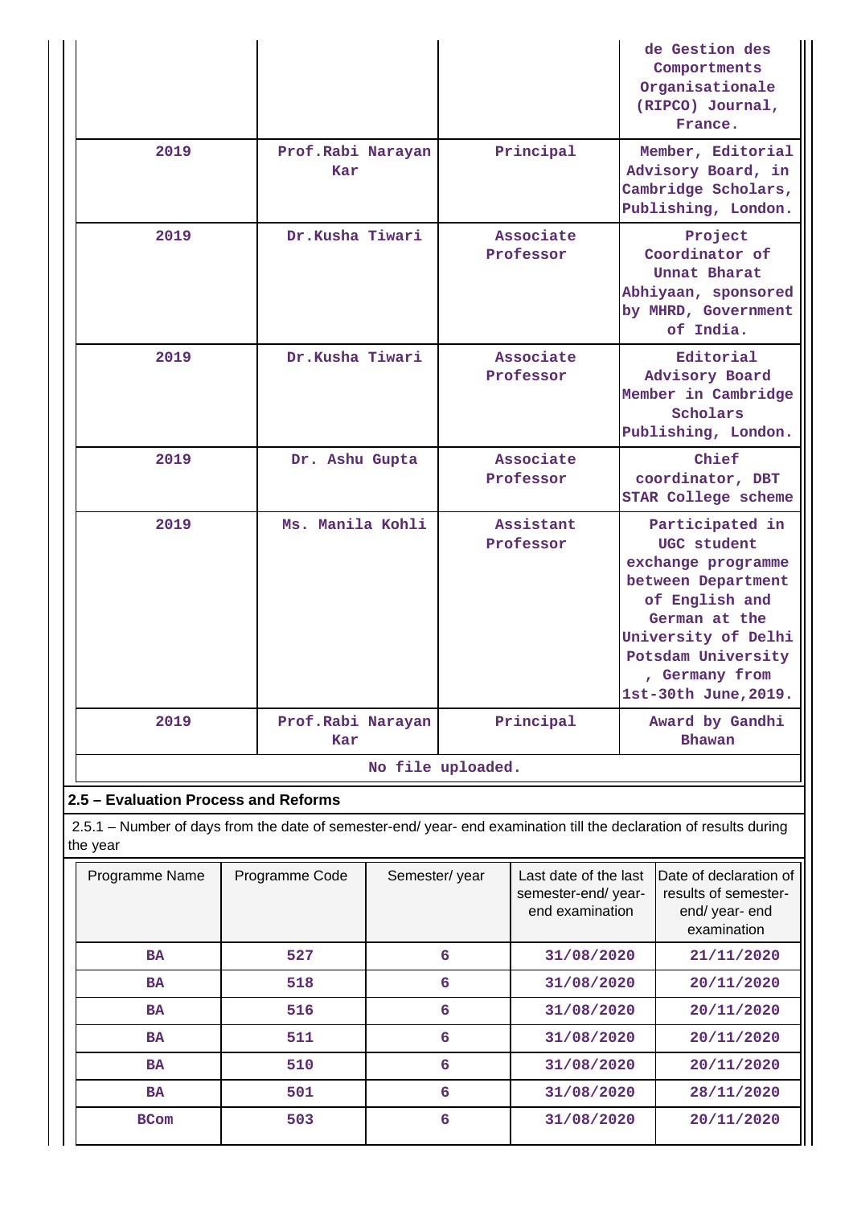|  |  |  | de Gestion des Comportments Organisationale (RIPCO) Journal, France. |
|---|---|---|---|
| 2019 | Prof.Rabi Narayan Kar | Principal | Member, Editorial Advisory Board, in Cambridge Scholars, Publishing, London. |
| 2019 | Dr.Kusha Tiwari | Associate Professor | Project Coordinator of Unnat Bharat Abhiyaan, sponsored by MHRD, Government of India. |
| 2019 | Dr.Kusha Tiwari | Associate Professor | Editorial Advisory Board Member in Cambridge Scholars Publishing, London. |
| 2019 | Dr. Ashu Gupta | Associate Professor | Chief coordinator, DBT STAR College scheme |
| 2019 | Ms. Manila Kohli | Assistant Professor | Participated in UGC student exchange programme between Department of English and German at the University of Delhi Potsdam University , Germany from 1st-30th June,2019. |
| 2019 | Prof.Rabi Narayan Kar | Principal | Award by Gandhi Bhawan |

No file uploaded.

## 2.5 – Evaluation Process and Reforms

2.5.1 – Number of days from the date of semester-end/ year- end examination till the declaration of results during the year

| Programme Name | Programme Code | Semester/ year | Last date of the last semester-end/ year- end examination | Date of declaration of results of semester-end/ year- end examination |
|---|---|---|---|---|
| BA | 527 | 6 | 31/08/2020 | 21/11/2020 |
| BA | 518 | 6 | 31/08/2020 | 20/11/2020 |
| BA | 516 | 6 | 31/08/2020 | 20/11/2020 |
| BA | 511 | 6 | 31/08/2020 | 20/11/2020 |
| BA | 510 | 6 | 31/08/2020 | 20/11/2020 |
| BA | 501 | 6 | 31/08/2020 | 28/11/2020 |
| BCom | 503 | 6 | 31/08/2020 | 20/11/2020 |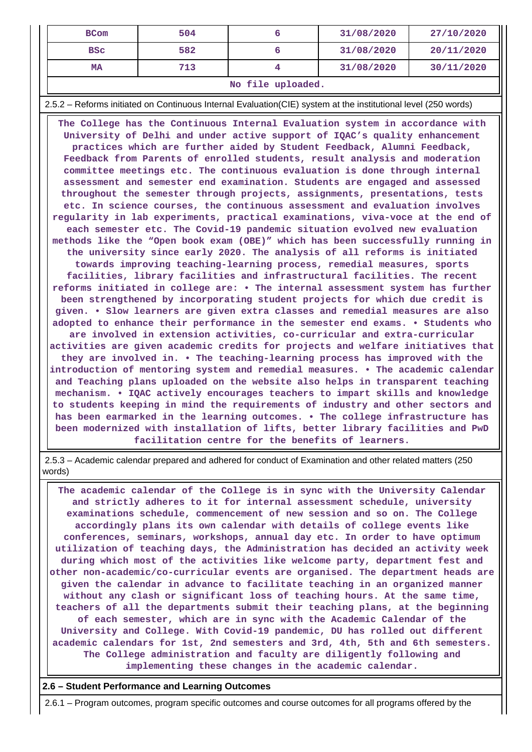| BCom | 504 | 6 | 31/08/2020 | 27/10/2020 |
|---|---|---|---|---|
| BSc | 582 | 6 | 31/08/2020 | 20/11/2020 |
| MA | 713 | 4 | 31/08/2020 | 30/11/2020 |
| No file uploaded. | | | | |

2.5.2 – Reforms initiated on Continuous Internal Evaluation(CIE) system at the institutional level (250 words)

The College has the Continuous Internal Evaluation system in accordance with University of Delhi and under active support of IQAC's quality enhancement practices which are further aided by Student Feedback, Alumni Feedback, Feedback from Parents of enrolled students, result analysis and moderation committee meetings etc. The continuous evaluation is done through internal assessment and semester end examination. Students are engaged and assessed throughout the semester through projects, assignments, presentations, tests etc. In science courses, the continuous assessment and evaluation involves regularity in lab experiments, practical examinations, viva-voce at the end of each semester etc. The Covid-19 pandemic situation evolved new evaluation methods like the "Open book exam (OBE)" which has been successfully running in the university since early 2020. The analysis of all reforms is initiated towards improving teaching-learning process, remedial measures, sports facilities, library facilities and infrastructural facilities. The recent reforms initiated in college are: • The internal assessment system has further been strengthened by incorporating student projects for which due credit is given. • Slow learners are given extra classes and remedial measures are also adopted to enhance their performance in the semester end exams. • Students who are involved in extension activities, co-curricular and extra-curricular activities are given academic credits for projects and welfare initiatives that they are involved in. • The teaching-learning process has improved with the introduction of mentoring system and remedial measures. • The academic calendar and Teaching plans uploaded on the website also helps in transparent teaching mechanism. • IQAC actively encourages teachers to impart skills and knowledge to students keeping in mind the requirements of industry and other sectors and has been earmarked in the learning outcomes. • The college infrastructure has been modernized with installation of lifts, better library facilities and PwD facilitation centre for the benefits of learners.

2.5.3 – Academic calendar prepared and adhered for conduct of Examination and other related matters (250 words)

The academic calendar of the College is in sync with the University Calendar and strictly adheres to it for internal assessment schedule, university examinations schedule, commencement of new session and so on. The College accordingly plans its own calendar with details of college events like conferences, seminars, workshops, annual day etc. In order to have optimum utilization of teaching days, the Administration has decided an activity week during which most of the activities like welcome party, department fest and other non-academic/co-curricular events are organised. The department heads are given the calendar in advance to facilitate teaching in an organized manner without any clash or significant loss of teaching hours. At the same time, teachers of all the departments submit their teaching plans, at the beginning of each semester, which are in sync with the Academic Calendar of the University and College. With Covid-19 pandemic, DU has rolled out different academic calendars for 1st, 2nd semesters and 3rd, 4th, 5th and 6th semesters. The College administration and faculty are diligently following and implementing these changes in the academic calendar.

**2.6 – Student Performance and Learning Outcomes**

2.6.1 – Program outcomes, program specific outcomes and course outcomes for all programs offered by the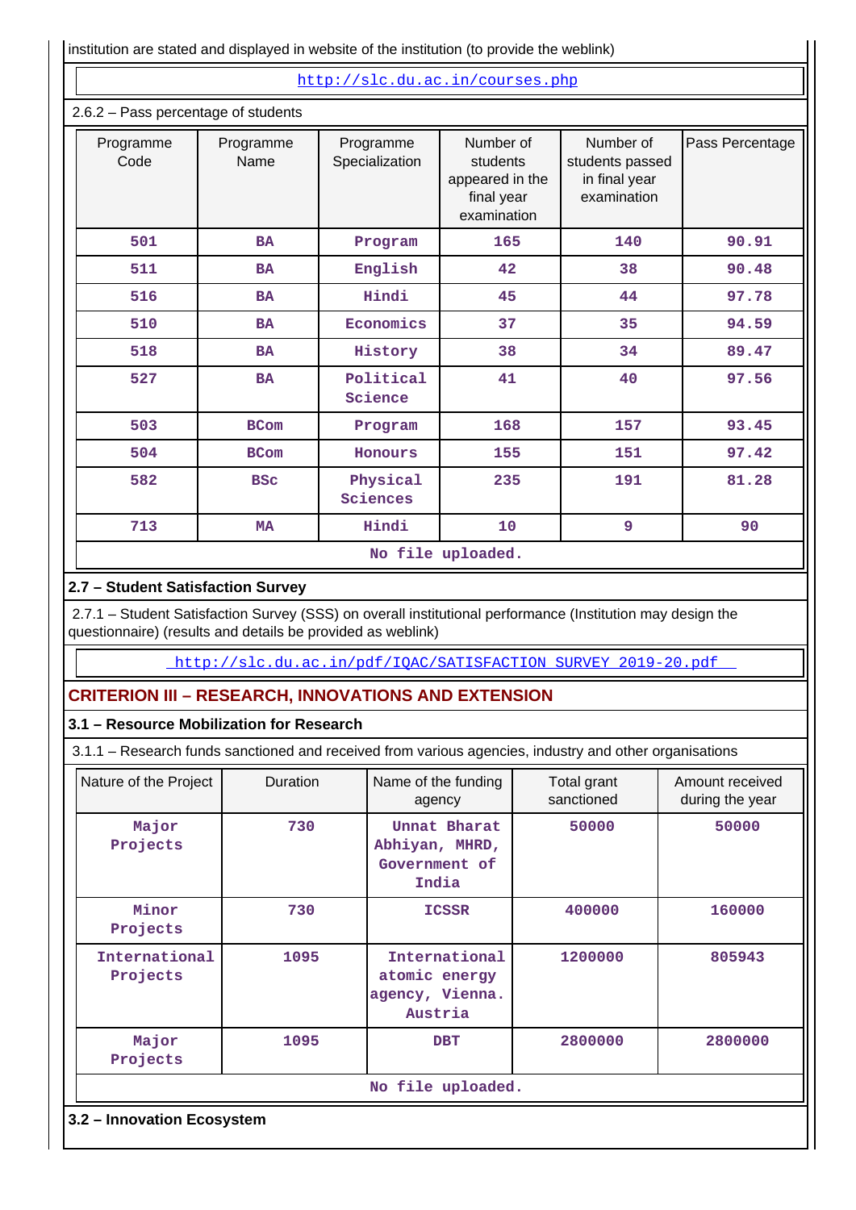institution are stated and displayed in website of the institution (to provide the weblink)

http://slc.du.ac.in/courses.php

2.6.2 – Pass percentage of students

| Programme Code | Programme Name | Programme Specialization | Number of students appeared in the final year examination | Number of students passed in final year examination | Pass Percentage |
|---|---|---|---|---|---|
| 501 | BA | Program | 165 | 140 | 90.91 |
| 511 | BA | English | 42 | 38 | 90.48 |
| 516 | BA | Hindi | 45 | 44 | 97.78 |
| 510 | BA | Economics | 37 | 35 | 94.59 |
| 518 | BA | History | 38 | 34 | 89.47 |
| 527 | BA | Political Science | 41 | 40 | 97.56 |
| 503 | BCom | Program | 168 | 157 | 93.45 |
| 504 | BCom | Honours | 155 | 151 | 97.42 |
| 582 | BSc | Physical Sciences | 235 | 191 | 81.28 |
| 713 | MA | Hindi | 10 | 9 | 90 |

No file uploaded.

## 2.7 – Student Satisfaction Survey

2.7.1 – Student Satisfaction Survey (SSS) on overall institutional performance (Institution may design the questionnaire) (results and details be provided as weblink)

http://slc.du.ac.in/pdf/IQAC/SATISFACTION_SURVEY_2019-20.pdf

# CRITERION III – RESEARCH, INNOVATIONS AND EXTENSION

## 3.1 – Resource Mobilization for Research

3.1.1 – Research funds sanctioned and received from various agencies, industry and other organisations

| Nature of the Project | Duration | Name of the funding agency | Total grant sanctioned | Amount received during the year |
|---|---|---|---|---|
| Major Projects | 730 | Unnat Bharat Abhiyan, MHRD, Government of India | 50000 | 50000 |
| Minor Projects | 730 | ICSSR | 400000 | 160000 |
| International Projects | 1095 | International atomic energy agency, Vienna. Austria | 1200000 | 805943 |
| Major Projects | 1095 | DBT | 2800000 | 2800000 |

No file uploaded.

## 3.2 – Innovation Ecosystem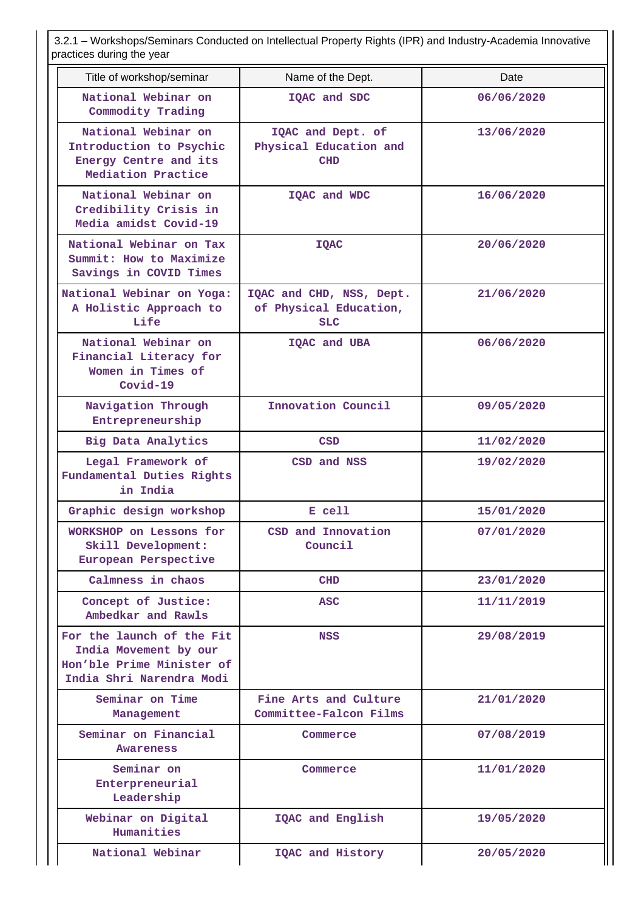3.2.1 – Workshops/Seminars Conducted on Intellectual Property Rights (IPR) and Industry-Academia Innovative practices during the year

| Title of workshop/seminar | Name of the Dept. | Date |
|---|---|---|
| National Webinar on Commodity Trading | IQAC and SDC | 06/06/2020 |
| National Webinar on Introduction to Psychic Energy Centre and its Mediation Practice | IQAC and Dept. of Physical Education and CHD | 13/06/2020 |
| National Webinar on Credibility Crisis in Media amidst Covid-19 | IQAC and WDC | 16/06/2020 |
| National Webinar on Tax Summit: How to Maximize Savings in COVID Times | IQAC | 20/06/2020 |
| National Webinar on Yoga: A Holistic Approach to Life | IQAC and CHD, NSS, Dept. of Physical Education, SLC | 21/06/2020 |
| National Webinar on Financial Literacy for Women in Times of Covid-19 | IQAC and UBA | 06/06/2020 |
| Navigation Through Entrepreneurship | Innovation Council | 09/05/2020 |
| Big Data Analytics | CSD | 11/02/2020 |
| Legal Framework of Fundamental Duties Rights in India | CSD and NSS | 19/02/2020 |
| Graphic design workshop | E cell | 15/01/2020 |
| WORKSHOP on Lessons for Skill Development: European Perspective | CSD and Innovation Council | 07/01/2020 |
| Calmness in chaos | CHD | 23/01/2020 |
| Concept of Justice: Ambedkar and Rawls | ASC | 11/11/2019 |
| For the launch of the Fit India Movement by our Hon'ble Prime Minister of India Shri Narendra Modi | NSS | 29/08/2019 |
| Seminar on Time Management | Fine Arts and Culture Committee-Falcon Films | 21/01/2020 |
| Seminar on Financial Awareness | Commerce | 07/08/2019 |
| Seminar on Enterpreneurial Leadership | Commerce | 11/01/2020 |
| Webinar on Digital Humanities | IQAC and English | 19/05/2020 |
| National Webinar | IQAC and History | 20/05/2020 |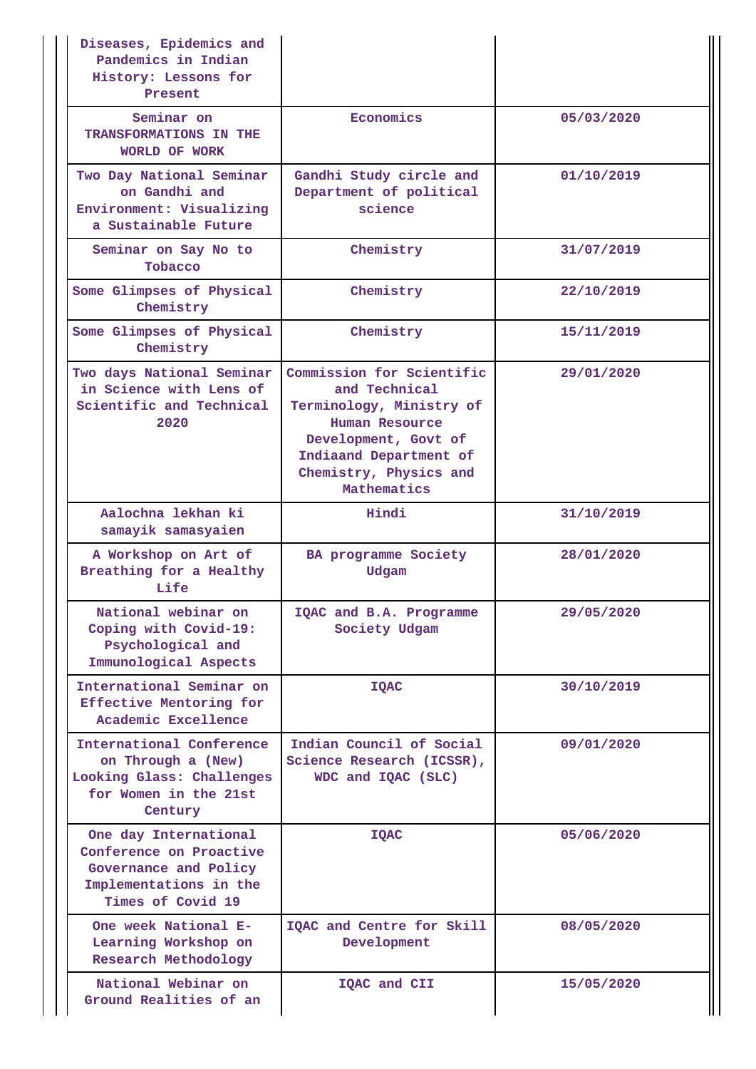| | | |
|---|---|---|
| Diseases, Epidemics and Pandemics in Indian History: Lessons for Present | | |
| Seminar on TRANSFORMATIONS IN THE WORLD OF WORK | Economics | 05/03/2020 |
| Two Day National Seminar on Gandhi and Environment: Visualizing a Sustainable Future | Gandhi Study circle and Department of political science | 01/10/2019 |
| Seminar on Say No to Tobacco | Chemistry | 31/07/2019 |
| Some Glimpses of Physical Chemistry | Chemistry | 22/10/2019 |
| Some Glimpses of Physical Chemistry | Chemistry | 15/11/2019 |
| Two days National Seminar in Science with Lens of Scientific and Technical 2020 | Commission for Scientific and Technical Terminology, Ministry of Human Resource Development, Govt of Indiaand Department of Chemistry, Physics and Mathematics | 29/01/2020 |
| Aalochna lekhan ki samayik samasyaien | Hindi | 31/10/2019 |
| A Workshop on Art of Breathing for a Healthy Life | BA programme Society Udgam | 28/01/2020 |
| National webinar on Coping with Covid-19: Psychological and Immunological Aspects | IQAC and B.A. Programme Society Udgam | 29/05/2020 |
| International Seminar on Effective Mentoring for Academic Excellence | IQAC | 30/10/2019 |
| International Conference on Through a (New) Looking Glass: Challenges for Women in the 21st Century | Indian Council of Social Science Research (ICSSR), WDC and IQAC (SLC) | 09/01/2020 |
| One day International Conference on Proactive Governance and Policy Implementations in the Times of Covid 19 | IQAC | 05/06/2020 |
| One week National E-Learning Workshop on Research Methodology | IQAC and Centre for Skill Development | 08/05/2020 |
| National Webinar on Ground Realities of an | IQAC and CII | 15/05/2020 |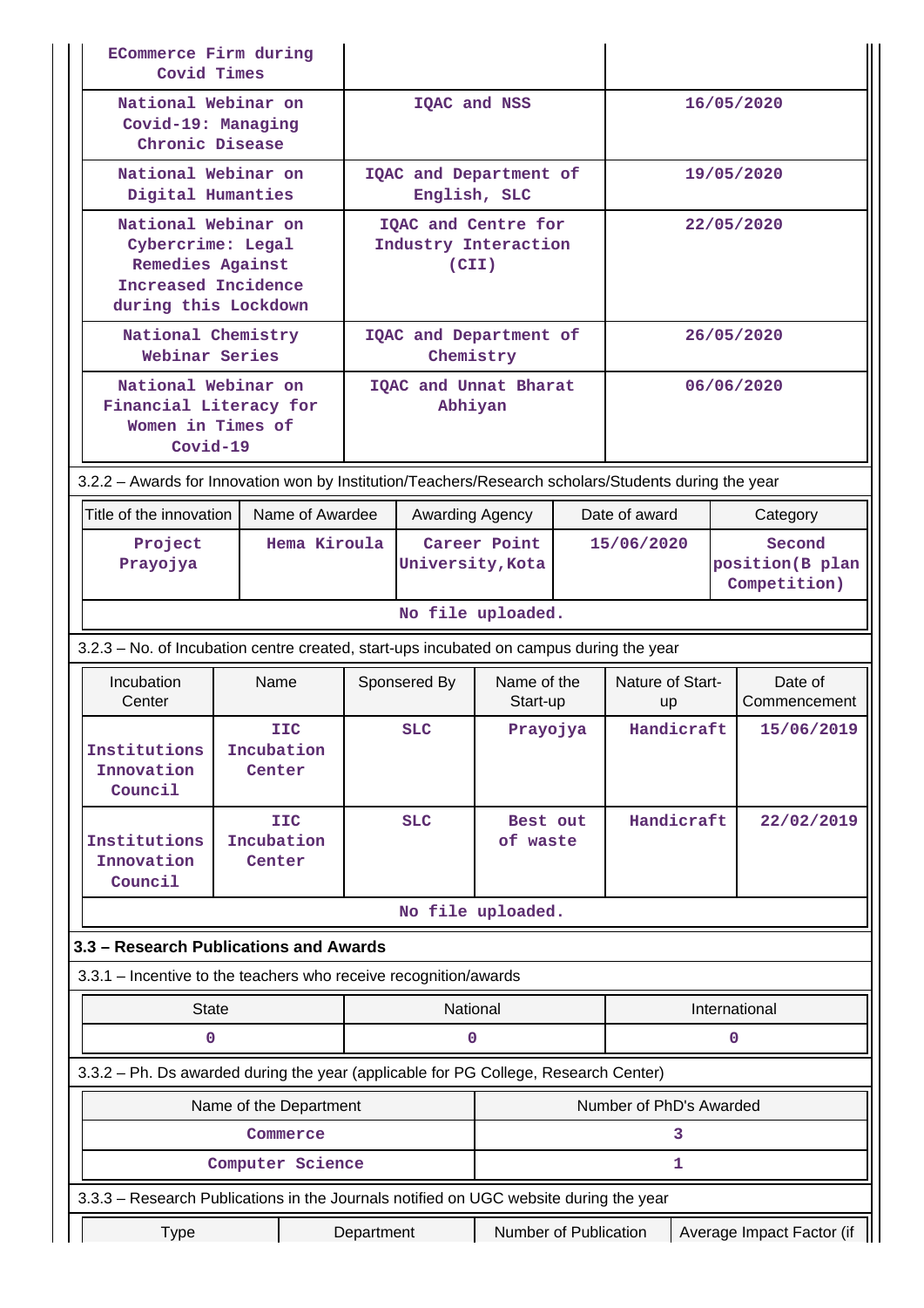| | | |
|---|---|---|
| ECommerce Firm during Covid Times | | |
| National Webinar on Covid-19: Managing Chronic Disease | IQAC and NSS | 16/05/2020 |
| National Webinar on Digital Humanties | IQAC and Department of English, SLC | 19/05/2020 |
| National Webinar on Cybercrime: Legal Remedies Against Increased Incidence during this Lockdown | IQAC and Centre for Industry Interaction (CII) | 22/05/2020 |
| National Chemistry Webinar Series | IQAC and Department of Chemistry | 26/05/2020 |
| National Webinar on Financial Literacy for Women in Times of Covid-19 | IQAC and Unnat Bharat Abhiyan | 06/06/2020 |

3.2.2 – Awards for Innovation won by Institution/Teachers/Research scholars/Students during the year

| Title of the innovation | Name of Awardee | Awarding Agency | Date of award | Category |
|---|---|---|---|---|
| Project Prayojya | Hema Kiroula | Career Point University,Kota | 15/06/2020 | Second position(B plan Competition) |

No file uploaded.

3.2.3 – No. of Incubation centre created, start-ups incubated on campus during the year

| Incubation Center | Name | Sponsered By | Name of the Start-up | Nature of Start-up | Date of Commencement |
|---|---|---|---|---|---|
| Institutions Innovation Council | IIC Incubation Center | SLC | Prayojya | Handicraft | 15/06/2019 |
| Institutions Innovation Council | IIC Incubation Center | SLC | Best out of waste | Handicraft | 22/02/2019 |

No file uploaded.

## 3.3 – Research Publications and Awards

3.3.1 – Incentive to the teachers who receive recognition/awards

| State | National | International |
|---|---|---|
| 0 | 0 | 0 |

3.3.2 – Ph. Ds awarded during the year (applicable for PG College, Research Center)

| Name of the Department | Number of PhD's Awarded |
|---|---|
| Commerce | 3 |
| Computer Science | 1 |

3.3.3 – Research Publications in the Journals notified on UGC website during the year

| Type | Department | Number of Publication | Average Impact Factor (if |
|---|---|---|---|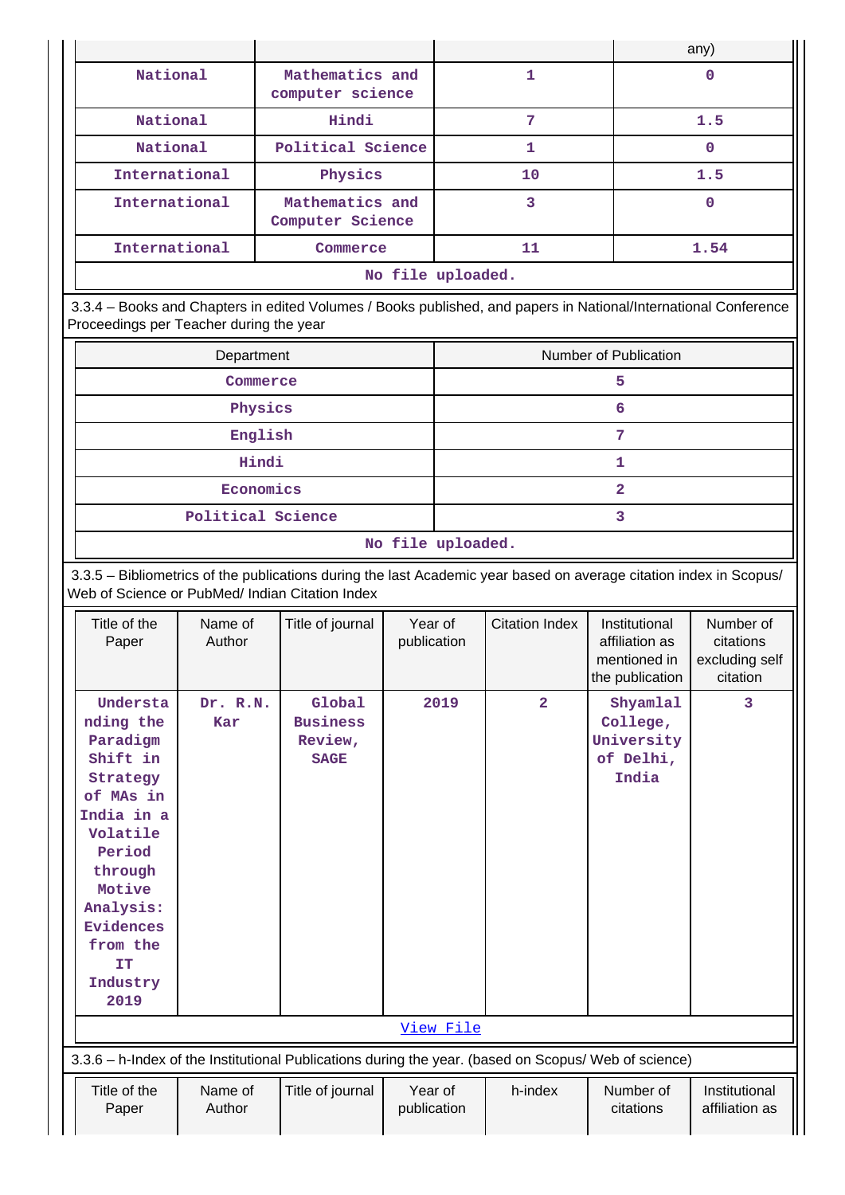| | | | any) |
|---|---|---|---|
| National | Mathematics and computer science | 1 | 0 |
| National | Hindi | 7 | 1.5 |
| National | Political Science | 1 | 0 |
| International | Physics | 10 | 1.5 |
| International | Mathematics and Computer Science | 3 | 0 |
| International | Commerce | 11 | 1.54 |
| No file uploaded. | | | |

3.3.4 – Books and Chapters in edited Volumes / Books published, and papers in National/International Conference Proceedings per Teacher during the year

| Department | Number of Publication |
|---|---|
| Commerce | 5 |
| Physics | 6 |
| English | 7 |
| Hindi | 1 |
| Economics | 2 |
| Political Science | 3 |
| No file uploaded. | |

3.3.5 – Bibliometrics of the publications during the last Academic year based on average citation index in Scopus/ Web of Science or PubMed/ Indian Citation Index

| Title of the Paper | Name of Author | Title of journal | Year of publication | Citation Index | Institutional affiliation as mentioned in the publication | Number of citations excluding self citation |
|---|---|---|---|---|---|---|
| Understanding the Paradigm Shift in Strategy of MAs in India in a Volatile Period through Motive Analysis: Evidences from the IT Industry 2019 | Dr. R.N. Kar | Global Business Review, SAGE | 2019 | 2 | Shyamlal College, University of Delhi, India | 3 |
| View File | | | | | | |

3.3.6 – h-Index of the Institutional Publications during the year. (based on Scopus/ Web of science)

| Title of the Paper | Name of Author | Title of journal | Year of publication | h-index | Number of citations | Institutional affiliation as |
|---|---|---|---|---|---|---|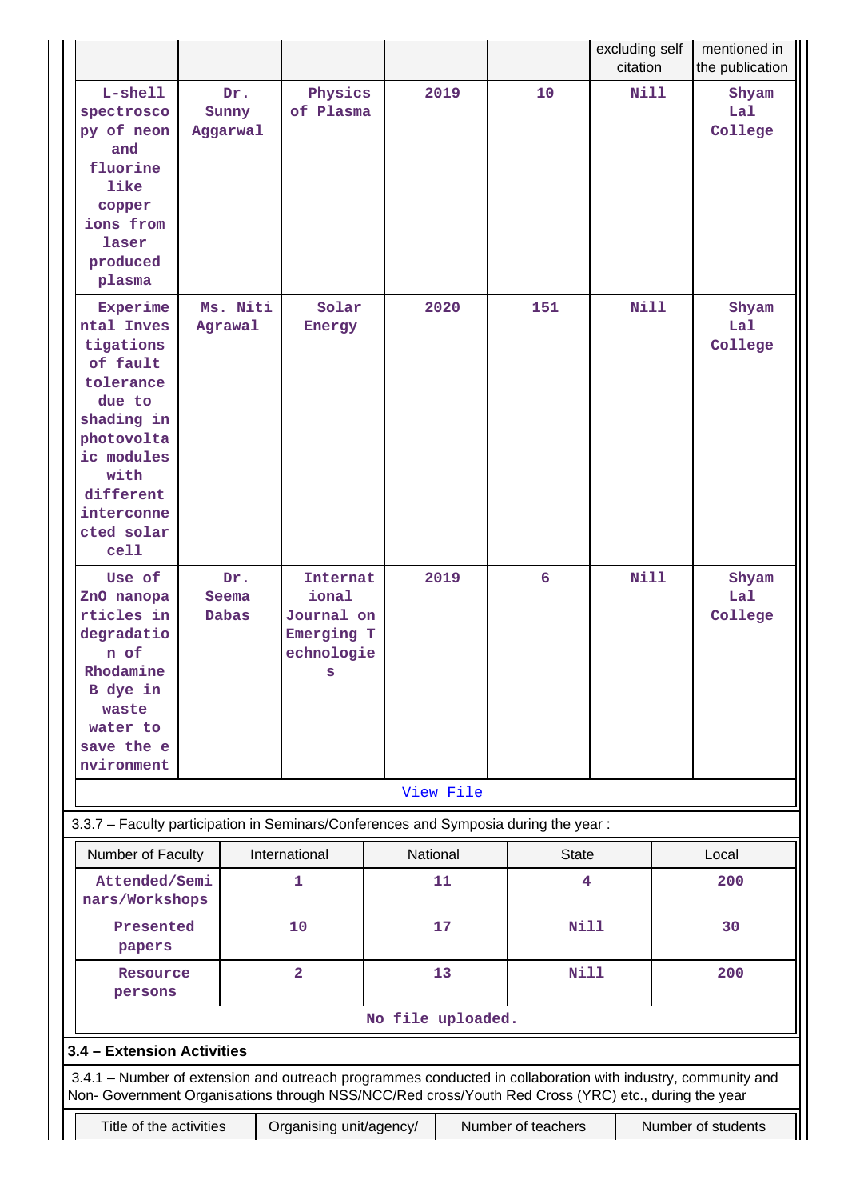| | | | | | excluding self citation | mentioned in the publication |
|---|---|---|---|---|---|---|
| L-shell spectroscopy of neon and fluorine like copper ions from laser produced plasma | Dr. Sunny Aggarwal | Physics of Plasma | 2019 | 10 | Nill | Shyam Lal College |
| Experimental Investigations of fault tolerance due to shading in photovoltaic modules with different interconnected solar cell | Ms. Niti Agrawal | Solar Energy | 2020 | 151 | Nill | Shyam Lal College |
| Use of ZnO nanoparticles in degradation of Rhodamine B dye in waste water to save the environment | Dr. Seema Dabas | International Journal on Emerging Technologies | 2019 | 6 | Nill | Shyam Lal College |

[View File]

3.3.7 – Faculty participation in Seminars/Conferences and Symposia during the year :

| Number of Faculty | International | National | State | Local |
|---|---|---|---|---|
| Attended/Seminars/Workshops | 1 | 11 | 4 | 200 |
| Presented papers | 10 | 17 | Nill | 30 |
| Resource persons | 2 | 13 | Nill | 200 |

No file uploaded.

### 3.4 – Extension Activities

3.4.1 – Number of extension and outreach programmes conducted in collaboration with industry, community and Non- Government Organisations through NSS/NCC/Red cross/Youth Red Cross (YRC) etc., during the year

| Title of the activities | Organising unit/agency/ | Number of teachers | Number of students |
|---|---|---|---|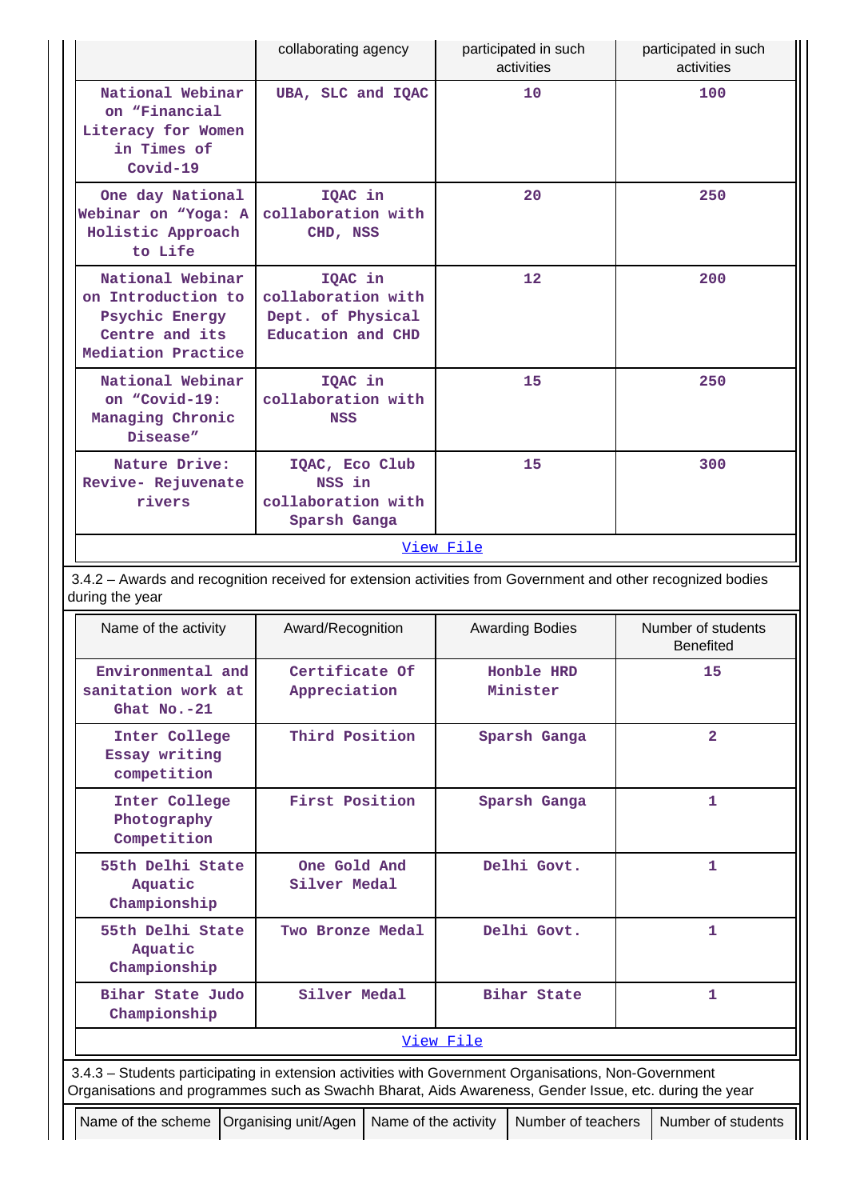| | collaborating agency | participated in such activities | participated in such activities |
|---|---|---|---|
| National Webinar on "Financial Literacy for Women in Times of Covid-19 | UBA, SLC and IQAC | 10 | 100 |
| One day National Webinar on "Yoga: A Holistic Approach to Life | IQAC in collaboration with CHD, NSS | 20 | 250 |
| National Webinar on Introduction to Psychic Energy Centre and its Mediation Practice | IQAC in collaboration with Dept. of Physical Education and CHD | 12 | 200 |
| National Webinar on "Covid-19: Managing Chronic Disease" | IQAC in collaboration with NSS | 15 | 250 |
| Nature Drive: Revive- Rejuvenate rivers | IQAC, Eco Club NSS in collaboration with Sparsh Ganga | 15 | 300 |

View File

3.4.2 – Awards and recognition received for extension activities from Government and other recognized bodies during the year

| Name of the activity | Award/Recognition | Awarding Bodies | Number of students Benefited |
|---|---|---|---|
| Environmental and sanitation work at Ghat No.-21 | Certificate Of Appreciation | Honble HRD Minister | 15 |
| Inter College Essay writing competition | Third Position | Sparsh Ganga | 2 |
| Inter College Photography Competition | First Position | Sparsh Ganga | 1 |
| 55th Delhi State Aquatic Championship | One Gold And Silver Medal | Delhi Govt. | 1 |
| 55th Delhi State Aquatic Championship | Two Bronze Medal | Delhi Govt. | 1 |
| Bihar State Judo Championship | Silver Medal | Bihar State | 1 |

View File

3.4.3 – Students participating in extension activities with Government Organisations, Non-Government Organisations and programmes such as Swachh Bharat, Aids Awareness, Gender Issue, etc. during the year

| Name of the scheme | Organising unit/Agen | Name of the activity | Number of teachers | Number of students |
|---|---|---|---|---|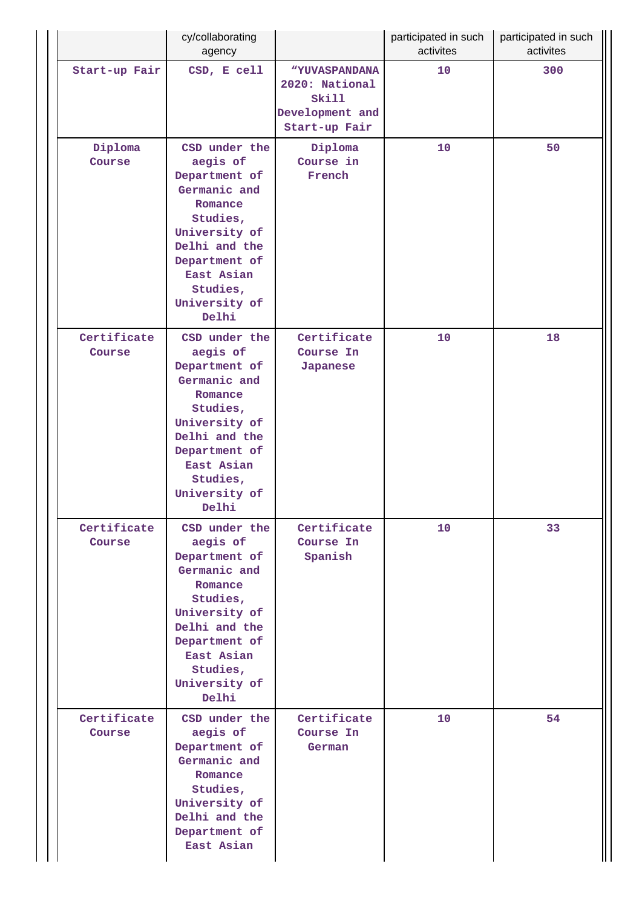|  | cy/collaborating agency |  | participated in such activites | participated in such activites |
|---|---|---|---|---|
| Start-up Fair | CSD, E cell | "YUVASPANDANA 2020: National Skill Development and Start-up Fair | 10 | 300 |
| Diploma Course | CSD under the aegis of Department of Germanic and Romance Studies, University of Delhi and the Department of East Asian Studies, University of Delhi | Diploma Course in French | 10 | 50 |
| Certificate Course | CSD under the aegis of Department of Germanic and Romance Studies, University of Delhi and the Department of East Asian Studies, University of Delhi | Certificate Course In Japanese | 10 | 18 |
| Certificate Course | CSD under the aegis of Department of Germanic and Romance Studies, University of Delhi and the Department of East Asian Studies, University of Delhi | Certificate Course In Spanish | 10 | 33 |
| Certificate Course | CSD under the aegis of Department of Germanic and Romance Studies, University of Delhi and the Department of East Asian | Certificate Course In German | 10 | 54 |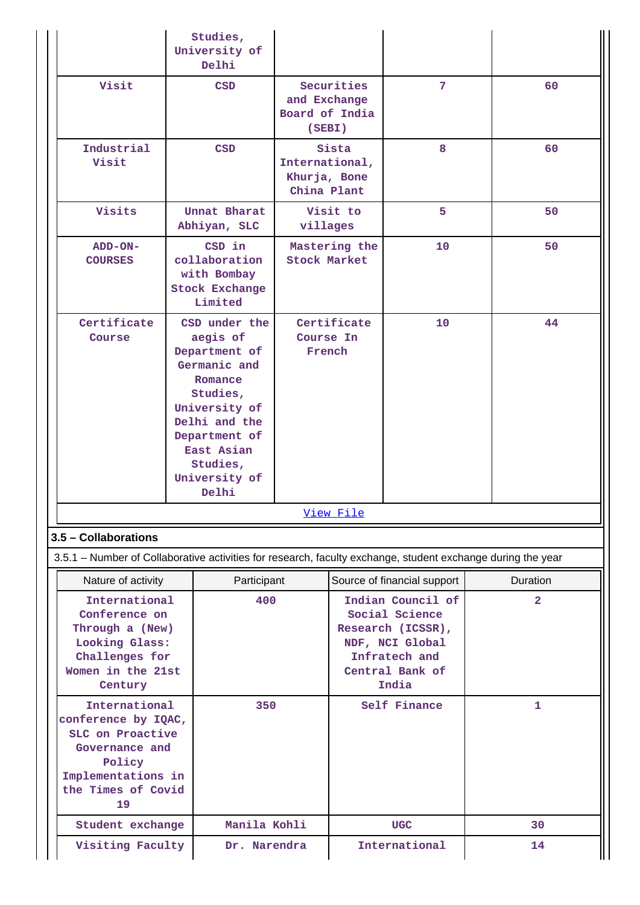|  | Studies, University of Delhi |  |  |  |
|---|---|---|---|---|
| Visit | CSD | Securities and Exchange Board of India (SEBI) | 7 | 60 |
| Industrial Visit | CSD | Sista International, Khurja, Bone China Plant | 8 | 60 |
| Visits | Unnat Bharat Abhiyan, SLC | Visit to villages | 5 | 50 |
| ADD-ON-COURSES | CSD in collaboration with Bombay Stock Exchange Limited | Mastering the Stock Market | 10 | 50 |
| Certificate Course | CSD under the aegis of Department of Germanic and Romance Studies, University of Delhi and the Department of East Asian Studies, University of Delhi | Certificate Course In French | 10 | 44 |

View File

**3.5 – Collaborations**

3.5.1 – Number of Collaborative activities for research, faculty exchange, student exchange during the year

| Nature of activity | Participant | Source of financial support | Duration |
|---|---|---|---|
| International Conference on Through a (New) Looking Glass: Challenges for Women in the 21st Century | 400 | Indian Council of Social Science Research (ICSSR), NDF, NCI Global Infratech and Central Bank of India | 2 |
| International conference by IQAC, SLC on Proactive Governance and Policy Implementations in the Times of Covid 19 | 350 | Self Finance | 1 |
| Student exchange | Manila Kohli | UGC | 30 |
| Visiting Faculty | Dr. Narendra | International | 14 |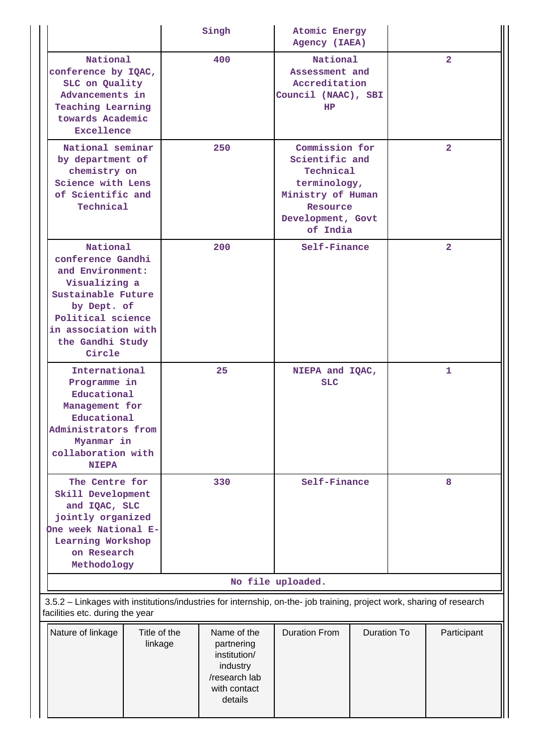|  | Singh | Atomic Energy Agency (IAEA) |  |
|---|---|---|---|
| National conference by IQAC, SLC on Quality Advancements in Teaching Learning towards Academic Excellence | 400 | National Assessment and Accreditation Council (NAAC), SBI HP | 2 |
| National seminar by department of chemistry on Science with Lens of Scientific and Technical | 250 | Commission for Scientific and Technical terminology, Ministry of Human Resource Development, Govt of India | 2 |
| National conference Gandhi and Environment: Visualizing a Sustainable Future by Dept. of Political science in association with the Gandhi Study Circle | 200 | Self-Finance | 2 |
| International Programme in Educational Management for Educational Administrators from Myanmar in collaboration with NIEPA | 25 | NIEPA and IQAC, SLC | 1 |
| The Centre for Skill Development and IQAC, SLC jointly organized One week National E-Learning Workshop on Research Methodology | 330 | Self-Finance | 8 |

No file uploaded.

3.5.2 – Linkages with institutions/industries for internship, on-the- job training, project work, sharing of research facilities etc. during the year

| Nature of linkage | Title of the linkage | Name of the partnering institution/ industry /research lab with contact details | Duration From | Duration To | Participant |
|---|---|---|---|---|---|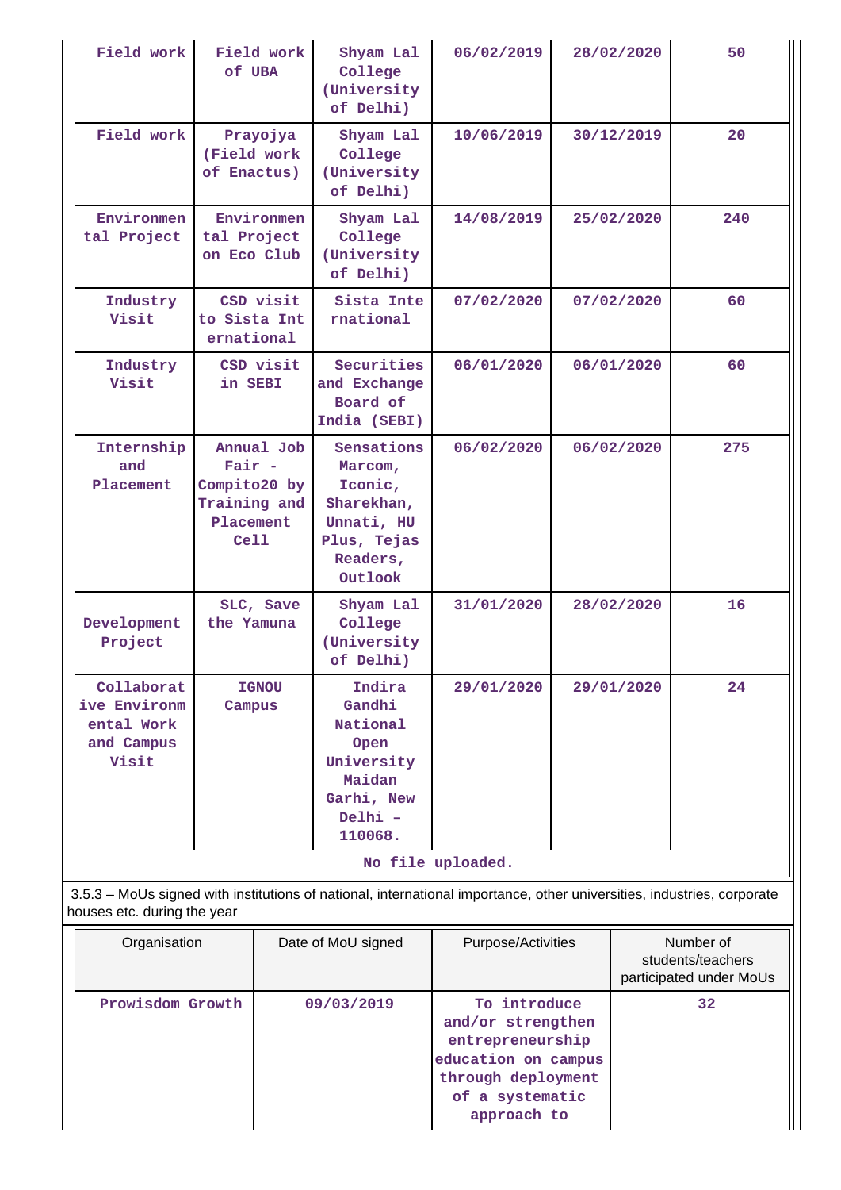| | | | | | |
|---|---|---|---|---|---|
| Field work | Field work of UBA | Shyam Lal College (University of Delhi) | 06/02/2019 | 28/02/2020 | 50 |
| Field work | Prayojya (Field work of Enactus) | Shyam Lal College (University of Delhi) | 10/06/2019 | 30/12/2019 | 20 |
| Environmental Project | Environmental Project on Eco Club | Shyam Lal College (University of Delhi) | 14/08/2019 | 25/02/2020 | 240 |
| Industry Visit | CSD visit to Sista International | Sista International | 07/02/2020 | 07/02/2020 | 60 |
| Industry Visit | CSD visit in SEBI | Securities and Exchange Board of India (SEBI) | 06/01/2020 | 06/01/2020 | 60 |
| Internship and Placement | Annual Job Fair - Compito20 by Training and Placement Cell | Sensations Marcom, Iconic, Sharekhan, Unnati, HU Plus, Tejas Readers, Outlook | 06/02/2020 | 06/02/2020 | 275 |
| Development Project | SLC, Save the Yamuna | Shyam Lal College (University of Delhi) | 31/01/2020 | 28/02/2020 | 16 |
| Collaborative Environmental Work and Campus Visit | IGNOU Campus | Indira Gandhi National Open University Maidan Garhi, New Delhi – 110068. | 29/01/2020 | 29/01/2020 | 24 |

No file uploaded.

3.5.3 – MoUs signed with institutions of national, international importance, other universities, industries, corporate houses etc. during the year

| Organisation | Date of MoU signed | Purpose/Activities | Number of students/teachers participated under MoUs |
|---|---|---|---|
| Prowisdom Growth | 09/03/2019 | To introduce and/or strengthen entrepreneurship education on campus through deployment of a systematic approach to | 32 |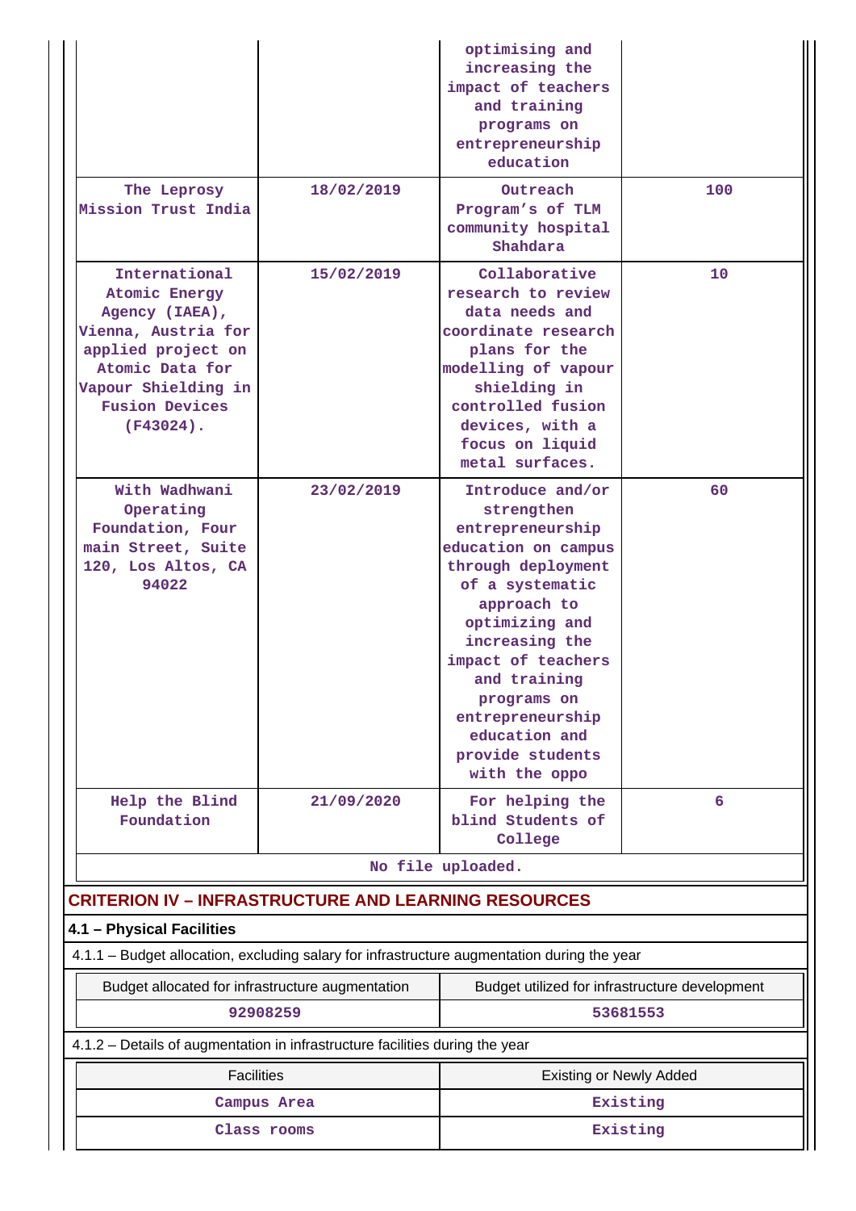| | | | |
|---|---|---|---|
| | | optimising and increasing the impact of teachers and training programs on entrepreneurship education | |
| The Leprosy Mission Trust India | 18/02/2019 | Outreach Program's of TLM community hospital Shahdara | 100 |
| International Atomic Energy Agency (IAEA), Vienna, Austria for applied project on Atomic Data for Vapour Shielding in Fusion Devices (F43024). | 15/02/2019 | Collaborative research to review data needs and coordinate research plans for the modelling of vapour shielding in controlled fusion devices, with a focus on liquid metal surfaces. | 10 |
| With Wadhwani Operating Foundation, Four main Street, Suite 120, Los Altos, CA 94022 | 23/02/2019 | Introduce and/or strengthen entrepreneurship education on campus through deployment of a systematic approach to optimizing and increasing the impact of teachers and training programs on entrepreneurship education and provide students with the oppo | 60 |
| Help the Blind Foundation | 21/09/2020 | For helping the blind Students of College | 6 |

No file uploaded.

## CRITERION IV – INFRASTRUCTURE AND LEARNING RESOURCES

### 4.1 – Physical Facilities

4.1.1 – Budget allocation, excluding salary for infrastructure augmentation during the year

| Budget allocated for infrastructure augmentation | Budget utilized for infrastructure development |
|---|---|
| 92908259 | 53681553 |

4.1.2 – Details of augmentation in infrastructure facilities during the year

| Facilities | Existing or Newly Added |
|---|---|
| Campus Area | Existing |
| Class rooms | Existing |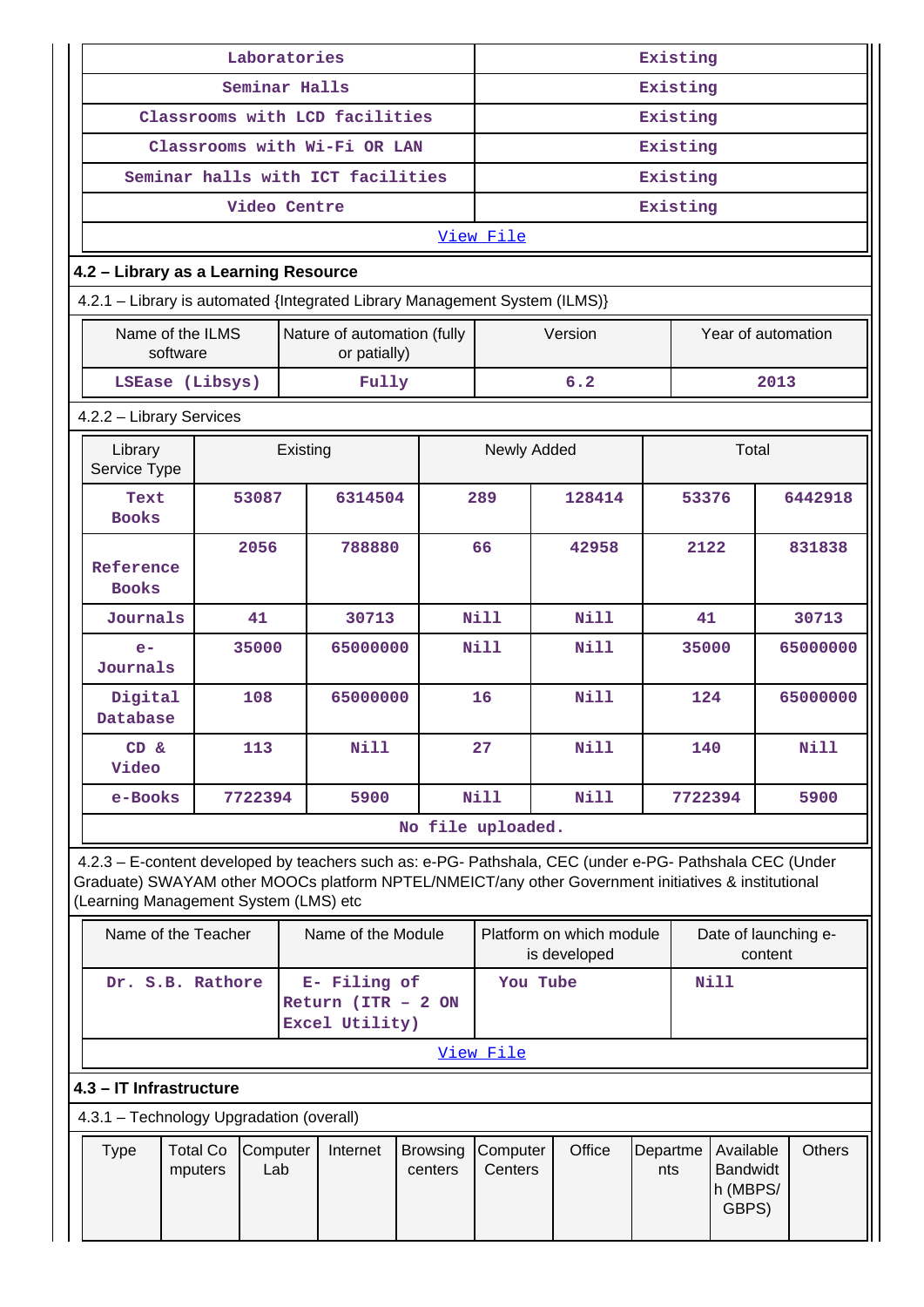| Laboratories | Existing |
|---|---|
| Seminar Halls | Existing |
| Classrooms with LCD facilities | Existing |
| Classrooms with Wi-Fi OR LAN | Existing |
| Seminar halls with ICT facilities | Existing |
| Video Centre | Existing |
| View File | |

### 4.2 – Library as a Learning Resource

4.2.1 – Library is automated {Integrated Library Management System (ILMS)}

| Name of the ILMS software | Nature of automation (fully or patially) | Version | Year of automation |
|---|---|---|---|
| LSEase (Libsys) | Fully | 6.2 | 2013 |

4.2.2 – Library Services

| Library Service Type | Existing | | Newly Added | | Total | |
|---|---|---|---|---|---|---|
| Text Books | 53087 | 6314504 | 289 | 128414 | 53376 | 6442918 |
| Reference Books | 2056 | 788880 | 66 | 42958 | 2122 | 831838 |
| Journals | 41 | 30713 | Nill | Nill | 41 | 30713 |
| e-Journals | 35000 | 65000000 | Nill | Nill | 35000 | 65000000 |
| Digital Database | 108 | 65000000 | 16 | Nill | 124 | 65000000 |
| CD & Video | 113 | Nill | 27 | Nill | 140 | Nill |
| e-Books | 7722394 | 5900 | Nill | Nill | 7722394 | 5900 |
| No file uploaded. | | | | | | |

4.2.3 – E-content developed by teachers such as: e-PG- Pathshala, CEC (under e-PG- Pathshala CEC (Under Graduate) SWAYAM other MOOCs platform NPTEL/NMEICT/any other Government initiatives & institutional (Learning Management System (LMS) etc

| Name of the Teacher | Name of the Module | Platform on which module is developed | Date of launching e-content |
|---|---|---|---|
| Dr. S.B. Rathore | E- Filing of Return (ITR – 2 ON Excel Utility) | You Tube | Nill |
| View File | | | |

### 4.3 – IT Infrastructure

4.3.1 – Technology Upgradation (overall)

| Type | Total Computers | Computer Lab | Internet | Browsing centers | Computer Centers | Office | Departments | Available Bandwidth (MBPS/ GBPS) | Others |
|---|---|---|---|---|---|---|---|---|---|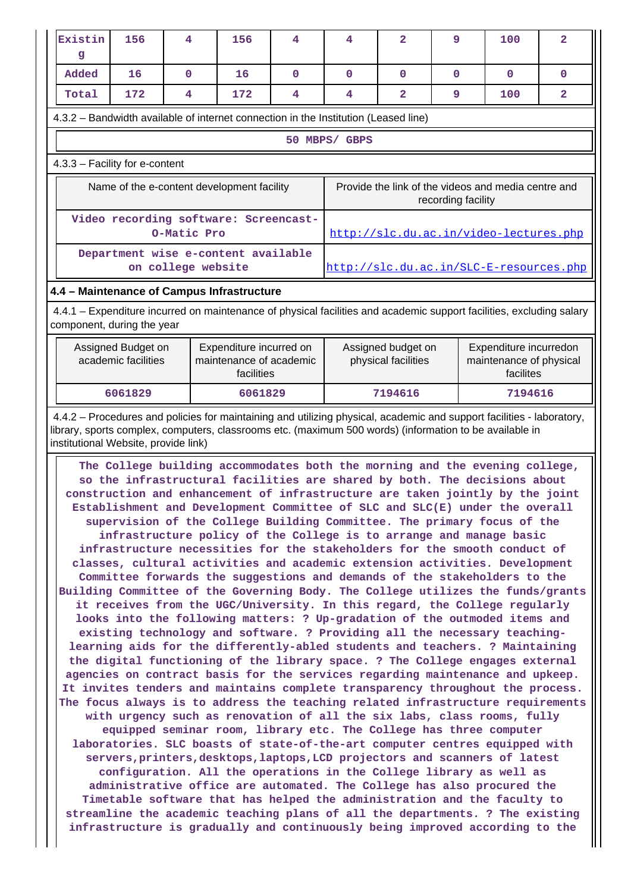| Existing | 156 | 4 | 156 | 4 | 4 | 2 | 9 | 100 | 2 |
|---|---|---|---|---|---|---|---|---|---|
| Added | 16 | 0 | 16 | 0 | 0 | 0 | 0 | 0 | 0 |
| Total | 172 | 4 | 172 | 4 | 4 | 2 | 9 | 100 | 2 |

4.3.2 – Bandwidth available of internet connection in the Institution (Leased line)

50 MBPS/ GBPS

4.3.3 – Facility for e-content

| Name of the e-content development facility | Provide the link of the videos and media centre and recording facility |
|---|---|
| Video recording software: Screencast-O-Matic Pro | http://slc.du.ac.in/video-lectures.php |
| Department wise e-content available on college website | http://slc.du.ac.in/SLC-E-resources.php |

**4.4 – Maintenance of Campus Infrastructure**

4.4.1 – Expenditure incurred on maintenance of physical facilities and academic support facilities, excluding salary component, during the year

| Assigned Budget on academic facilities | Expenditure incurred on maintenance of academic facilities | Assigned budget on physical facilities | Expenditure incurredon maintenance of physical facilites |
|---|---|---|---|
| 6061829 | 6061829 | 7194616 | 7194616 |

4.4.2 – Procedures and policies for maintaining and utilizing physical, academic and support facilities - laboratory, library, sports complex, computers, classrooms etc. (maximum 500 words) (information to be available in institutional Website, provide link)

The College building accommodates both the morning and the evening college, so the infrastructural facilities are shared by both. The decisions about construction and enhancement of infrastructure are taken jointly by the joint Establishment and Development Committee of SLC and SLC(E) under the overall supervision of the College Building Committee. The primary focus of the infrastructure policy of the College is to arrange and manage basic infrastructure necessities for the stakeholders for the smooth conduct of classes, cultural activities and academic extension activities. Development Committee forwards the suggestions and demands of the stakeholders to the Building Committee of the Governing Body. The College utilizes the funds/grants it receives from the UGC/University. In this regard, the College regularly looks into the following matters: ? Up-gradation of the outmoded items and existing technology and software. ? Providing all the necessary teaching-learning aids for the differently-abled students and teachers. ? Maintaining the digital functioning of the library space. ? The College engages external agencies on contract basis for the services regarding maintenance and upkeep. It invites tenders and maintains complete transparency throughout the process. The focus always is to address the teaching related infrastructure requirements with urgency such as renovation of all the six labs, class rooms, fully equipped seminar room, library etc. The College has three computer laboratories. SLC boasts of state-of-the-art computer centres equipped with servers,printers,desktops,laptops,LCD projectors and scanners of latest configuration. All the operations in the College library as well as administrative office are automated. The College has also procured the Timetable software that has helped the administration and the faculty to streamline the academic teaching plans of all the departments. ? The existing infrastructure is gradually and continuously being improved according to the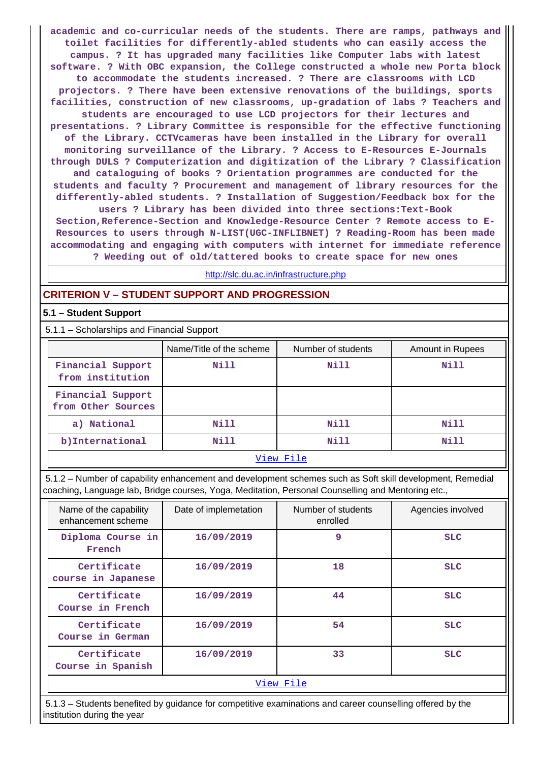academic and co-curricular needs of the students. There are ramps, pathways and toilet facilities for differently-abled students who can easily access the campus. ? It has upgraded many facilities like Computer labs with latest software. ? With OBC expansion, the College constructed a whole new Porta block to accommodate the students increased. ? There are classrooms with LCD projectors. ? There have been extensive renovations of the buildings, sports facilities, construction of new classrooms, up-gradation of labs ? Teachers and students are encouraged to use LCD projectors for their lectures and presentations. ? Library Committee is responsible for the effective functioning of the Library. CCTVcameras have been installed in the Library for overall monitoring surveillance of the Library. ? Access to E-Resources E-Journals through DULS ? Computerization and digitization of the Library ? Classification and cataloguing of books ? Orientation programmes are conducted for the students and faculty ? Procurement and management of library resources for the differently-abled students. ? Installation of Suggestion/Feedback box for the users ? Library has been divided into three sections:Text-Book Section,Reference-Section and Knowledge-Resource Center ? Remote access to E-Resources to users through N-LIST(UGC-INFLIBNET) ? Reading-Room has been made accommodating and engaging with computers with internet for immediate reference ? Weeding out of old/tattered books to create space for new ones

http://slc.du.ac.in/infrastructure.php

## CRITERION V – STUDENT SUPPORT AND PROGRESSION

### 5.1 – Student Support

5.1.1 – Scholarships and Financial Support

| | Name/Title of the scheme | Number of students | Amount in Rupees |
|---|---|---|---|
| Financial Support from institution | Nill | Nill | Nill |
| Financial Support from Other Sources | | | |
| a) National | Nill | Nill | Nill |
| b)International | Nill | Nill | Nill |
| View File | | | |

5.1.2 – Number of capability enhancement and development schemes such as Soft skill development, Remedial coaching, Language lab, Bridge courses, Yoga, Meditation, Personal Counselling and Mentoring etc.,

| Name of the capability enhancement scheme | Date of implemetation | Number of students enrolled | Agencies involved |
|---|---|---|---|
| Diploma Course in French | 16/09/2019 | 9 | SLC |
| Certificate course in Japanese | 16/09/2019 | 18 | SLC |
| Certificate Course in French | 16/09/2019 | 44 | SLC |
| Certificate Course in German | 16/09/2019 | 54 | SLC |
| Certificate Course in Spanish | 16/09/2019 | 33 | SLC |
| View File | | | |

5.1.3 – Students benefited by guidance for competitive examinations and career counselling offered by the institution during the year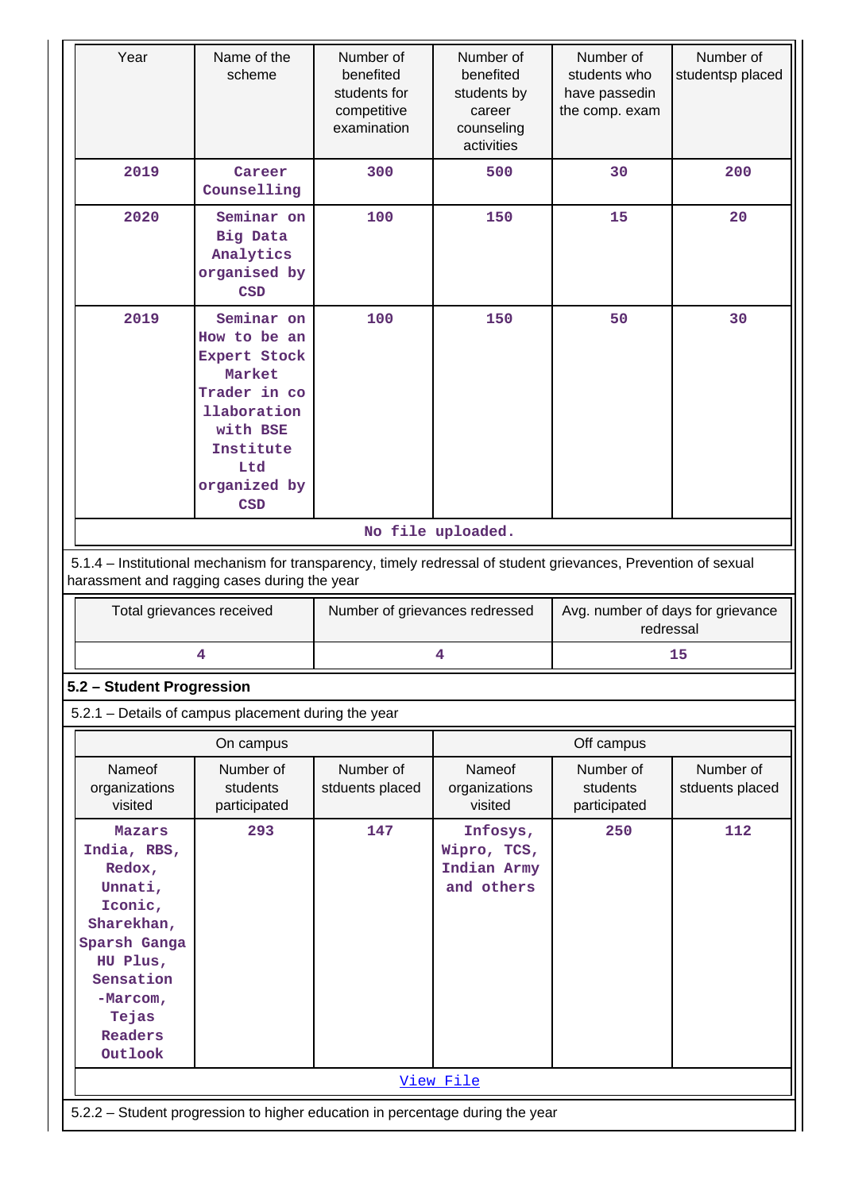| Year | Name of the scheme | Number of benefited students for competitive examination | Number of benefited students by career counseling activities | Number of students who have passedin the comp. exam | Number of studentsp placed |
|---|---|---|---|---|---|
| 2019 | Career Counselling | 300 | 500 | 30 | 200 |
| 2020 | Seminar on Big Data Analytics organised by CSD | 100 | 150 | 15 | 20 |
| 2019 | Seminar on How to be an Expert Stock Market Trader in collaboration with BSE Institute Ltd organized by CSD | 100 | 150 | 50 | 30 |

No file uploaded.

5.1.4 – Institutional mechanism for transparency, timely redressal of student grievances, Prevention of sexual harassment and ragging cases during the year

| Total grievances received | Number of grievances redressed | Avg. number of days for grievance redressal |
|---|---|---|
| 4 | 4 | 15 |

## 5.2 – Student Progression

5.2.1 – Details of campus placement during the year

| On campus | | | Off campus | | |
|---|---|---|---|---|---|
| Nameof organizations visited | Number of students participated | Number of stduents placed | Nameof organizations visited | Number of students participated | Number of stduents placed |
| Mazars India, RBS, Redox, Unnati, Iconic, Sharekhan, Sparsh Ganga HU Plus, Sensation -Marcom, Tejas Readers Outlook | 293 | 147 | Infosys, Wipro, TCS, Indian Army and others | 250 | 112 |

View File

5.2.2 – Student progression to higher education in percentage during the year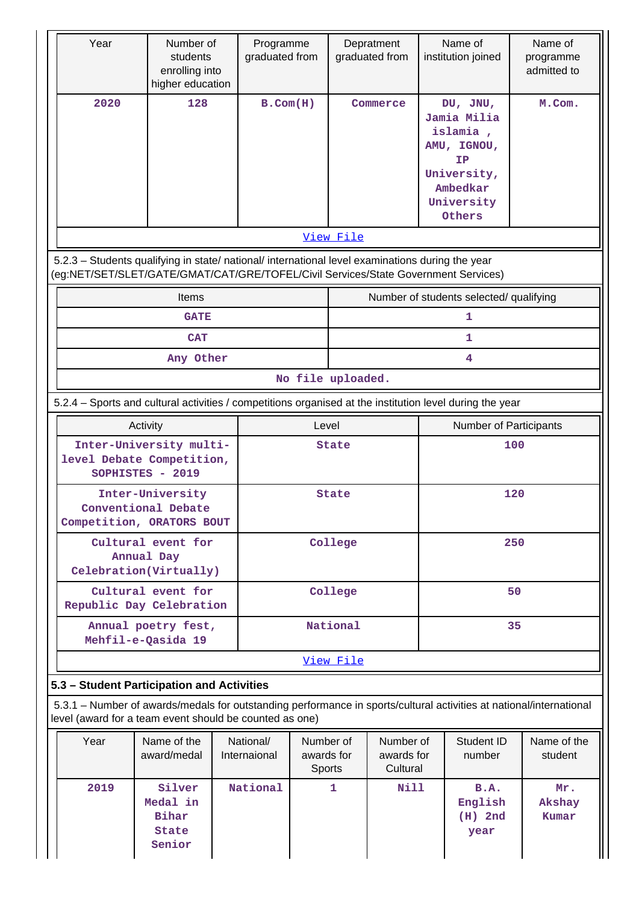| Year | Number of students enrolling into higher education | Programme graduated from | Depratment graduated from | Name of institution joined | Name of programme admitted to |
|---|---|---|---|---|---|
| 2020 | 128 | B.Com(H) | Commerce | DU, JNU, Jamia Milia islamia , AMU, IGNOU, IP University, Ambedkar University Others | M.Com. |
| View File | | | | | |

5.2.3 – Students qualifying in state/ national/ international level examinations during the year (eg:NET/SET/SLET/GATE/GMAT/CAT/GRE/TOFEL/Civil Services/State Government Services)

| Items | Number of students selected/ qualifying |
|---|---|
| GATE | 1 |
| CAT | 1 |
| Any Other | 4 |
| No file uploaded. | |

5.2.4 – Sports and cultural activities / competitions organised at the institution level during the year

| Activity | Level | Number of Participants |
|---|---|---|
| Inter-University multi-level Debate Competition, SOPHISTES - 2019 | State | 100 |
| Inter-University Conventional Debate Competition, ORATORS BOUT | State | 120 |
| Cultural event for Annual Day Celebration(Virtually) | College | 250 |
| Cultural event for Republic Day Celebration | College | 50 |
| Annual poetry fest, Mehfil-e-Qasida 19 | National | 35 |
| View File | | |

**5.3 – Student Participation and Activities**

5.3.1 – Number of awards/medals for outstanding performance in sports/cultural activities at national/international level (award for a team event should be counted as one)

| Year | Name of the award/medal | National/ Internaional | Number of awards for Sports | Number of awards for Cultural | Student ID number | Name of the student |
|---|---|---|---|---|---|---|
| 2019 | Silver Medal in Bihar State Senior | National | 1 | Nill | B.A. English (H) 2nd year | Mr. Akshay Kumar |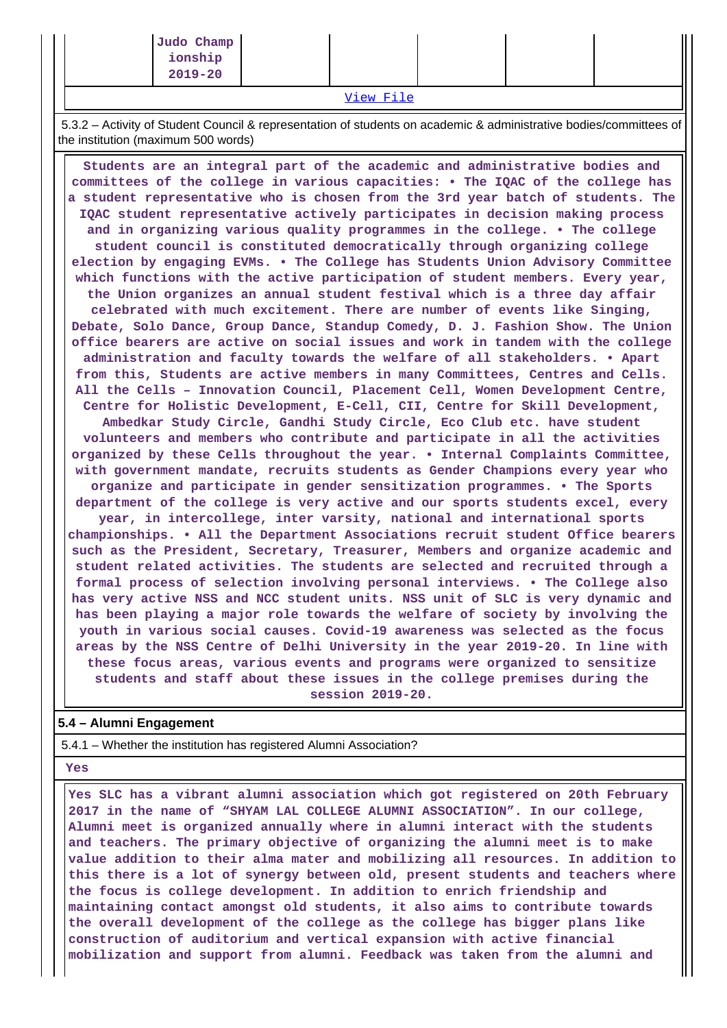|  | Judo Championship 2019-20 |  |  |  |  |  |
|---|---|---|---|---|---|---|

View File

5.3.2 – Activity of Student Council & representation of students on academic & administrative bodies/committees of the institution (maximum 500 words)

**Students are an integral part of the academic and administrative bodies and committees of the college in various capacities: • The IQAC of the college has a student representative who is chosen from the 3rd year batch of students. The IQAC student representative actively participates in decision making process and in organizing various quality programmes in the college. • The college student council is constituted democratically through organizing college election by engaging EVMs. • The College has Students Union Advisory Committee which functions with the active participation of student members. Every year, the Union organizes an annual student festival which is a three day affair celebrated with much excitement. There are number of events like Singing, Debate, Solo Dance, Group Dance, Standup Comedy, D. J. Fashion Show. The Union office bearers are active on social issues and work in tandem with the college administration and faculty towards the welfare of all stakeholders. • Apart from this, Students are active members in many Committees, Centres and Cells. All the Cells – Innovation Council, Placement Cell, Women Development Centre, Centre for Holistic Development, E-Cell, CII, Centre for Skill Development, Ambedkar Study Circle, Gandhi Study Circle, Eco Club etc. have student volunteers and members who contribute and participate in all the activities organized by these Cells throughout the year. • Internal Complaints Committee, with government mandate, recruits students as Gender Champions every year who organize and participate in gender sensitization programmes. • The Sports department of the college is very active and our sports students excel, every year, in intercollege, inter varsity, national and international sports championships. • All the Department Associations recruit student Office bearers such as the President, Secretary, Treasurer, Members and organize academic and student related activities. The students are selected and recruited through a formal process of selection involving personal interviews. • The College also has very active NSS and NCC student units. NSS unit of SLC is very dynamic and has been playing a major role towards the welfare of society by involving the youth in various social causes. Covid-19 awareness was selected as the focus areas by the NSS Centre of Delhi University in the year 2019-20. In line with these focus areas, various events and programs were organized to sensitize students and staff about these issues in the college premises during the session 2019-20.**

## 5.4 – Alumni Engagement

5.4.1 – Whether the institution has registered Alumni Association?

**Yes**

**Yes SLC has a vibrant alumni association which got registered on 20th February 2017 in the name of “SHYAM LAL COLLEGE ALUMNI ASSOCIATION”. In our college, Alumni meet is organized annually where in alumni interact with the students and teachers. The primary objective of organizing the alumni meet is to make value addition to their alma mater and mobilizing all resources. In addition to this there is a lot of synergy between old, present students and teachers where the focus is college development. In addition to enrich friendship and maintaining contact amongst old students, it also aims to contribute towards the overall development of the college as the college has bigger plans like construction of auditorium and vertical expansion with active financial mobilization and support from alumni. Feedback was taken from the alumni and**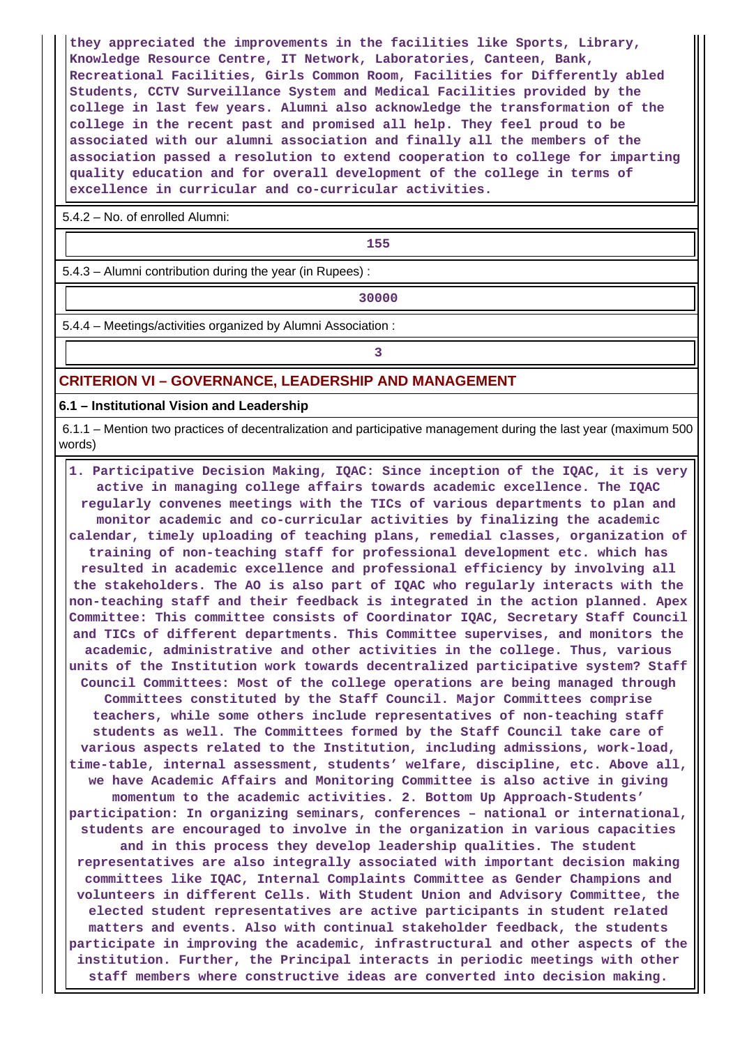they appreciated the improvements in the facilities like Sports, Library, Knowledge Resource Centre, IT Network, Laboratories, Canteen, Bank, Recreational Facilities, Girls Common Room, Facilities for Differently abled Students, CCTV Surveillance System and Medical Facilities provided by the college in last few years. Alumni also acknowledge the transformation of the college in the recent past and promised all help. They feel proud to be associated with our alumni association and finally all the members of the association passed a resolution to extend cooperation to college for imparting quality education and for overall development of the college in terms of excellence in curricular and co-curricular activities.

5.4.2 – No. of enrolled Alumni:

| 155 |
|---|

5.4.3 – Alumni contribution during the year (in Rupees) :

| 30000 |
|---|

5.4.4 – Meetings/activities organized by Alumni Association :

| 3 |
|---|

## CRITERION VI – GOVERNANCE, LEADERSHIP AND MANAGEMENT

### 6.1 – Institutional Vision and Leadership

6.1.1 – Mention two practices of decentralization and participative management during the last year (maximum 500 words)

1. Participative Decision Making, IQAC: Since inception of the IQAC, it is very active in managing college affairs towards academic excellence. The IQAC regularly convenes meetings with the TICs of various departments to plan and monitor academic and co-curricular activities by finalizing the academic calendar, timely uploading of teaching plans, remedial classes, organization of training of non-teaching staff for professional development etc. which has resulted in academic excellence and professional efficiency by involving all the stakeholders. The AO is also part of IQAC who regularly interacts with the non-teaching staff and their feedback is integrated in the action planned. Apex Committee: This committee consists of Coordinator IQAC, Secretary Staff Council and TICs of different departments. This Committee supervises, and monitors the academic, administrative and other activities in the college. Thus, various units of the Institution work towards decentralized participative system? Staff Council Committees: Most of the college operations are being managed through Committees constituted by the Staff Council. Major Committees comprise teachers, while some others include representatives of non-teaching staff students as well. The Committees formed by the Staff Council take care of various aspects related to the Institution, including admissions, work-load, time-table, internal assessment, students' welfare, discipline, etc. Above all, we have Academic Affairs and Monitoring Committee is also active in giving momentum to the academic activities. 2. Bottom Up Approach-Students' participation: In organizing seminars, conferences – national or international, students are encouraged to involve in the organization in various capacities and in this process they develop leadership qualities. The student representatives are also integrally associated with important decision making committees like IQAC, Internal Complaints Committee as Gender Champions and volunteers in different Cells. With Student Union and Advisory Committee, the elected student representatives are active participants in student related matters and events. Also with continual stakeholder feedback, the students participate in improving the academic, infrastructural and other aspects of the institution. Further, the Principal interacts in periodic meetings with other staff members where constructive ideas are converted into decision making.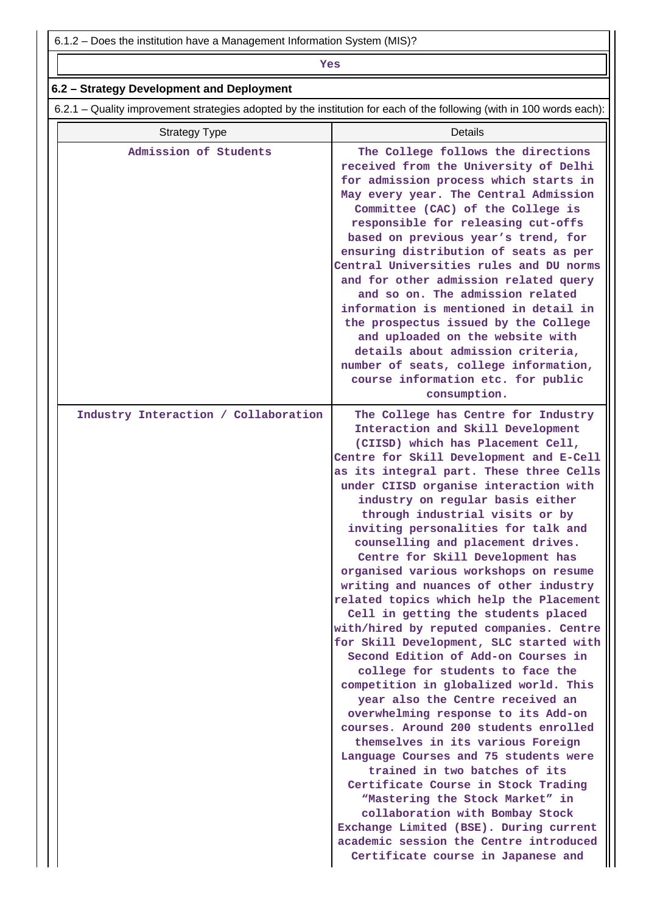6.1.2 – Does the institution have a Management Information System (MIS)?

| Yes |
|---|

## 6.2 – Strategy Development and Deployment

6.2.1 – Quality improvement strategies adopted by the institution for each of the following (with in 100 words each):

| Strategy Type | Details |
|---|---|
| Admission of Students | The College follows the directions received from the University of Delhi for admission process which starts in May every year. The Central Admission Committee (CAC) of the College is responsible for releasing cut-offs based on previous year's trend, for ensuring distribution of seats as per Central Universities rules and DU norms and for other admission related query and so on. The admission related information is mentioned in detail in the prospectus issued by the College and uploaded on the website with details about admission criteria, number of seats, college information, course information etc. for public consumption. |
| Industry Interaction / Collaboration | The College has Centre for Industry Interaction and Skill Development (CIISD) which has Placement Cell, Centre for Skill Development and E-Cell as its integral part. These three Cells under CIISD organise interaction with industry on regular basis either through industrial visits or by inviting personalities for talk and counselling and placement drives. Centre for Skill Development has organised various workshops on resume writing and nuances of other industry related topics which help the Placement Cell in getting the students placed with/hired by reputed companies. Centre for Skill Development, SLC started with Second Edition of Add-on Courses in college for students to face the competition in globalized world. This year also the Centre received an overwhelming response to its Add-on courses. Around 200 students enrolled themselves in its various Foreign Language Courses and 75 students were trained in two batches of its Certificate Course in Stock Trading "Mastering the Stock Market" in collaboration with Bombay Stock Exchange Limited (BSE). During current academic session the Centre introduced Certificate course in Japanese and |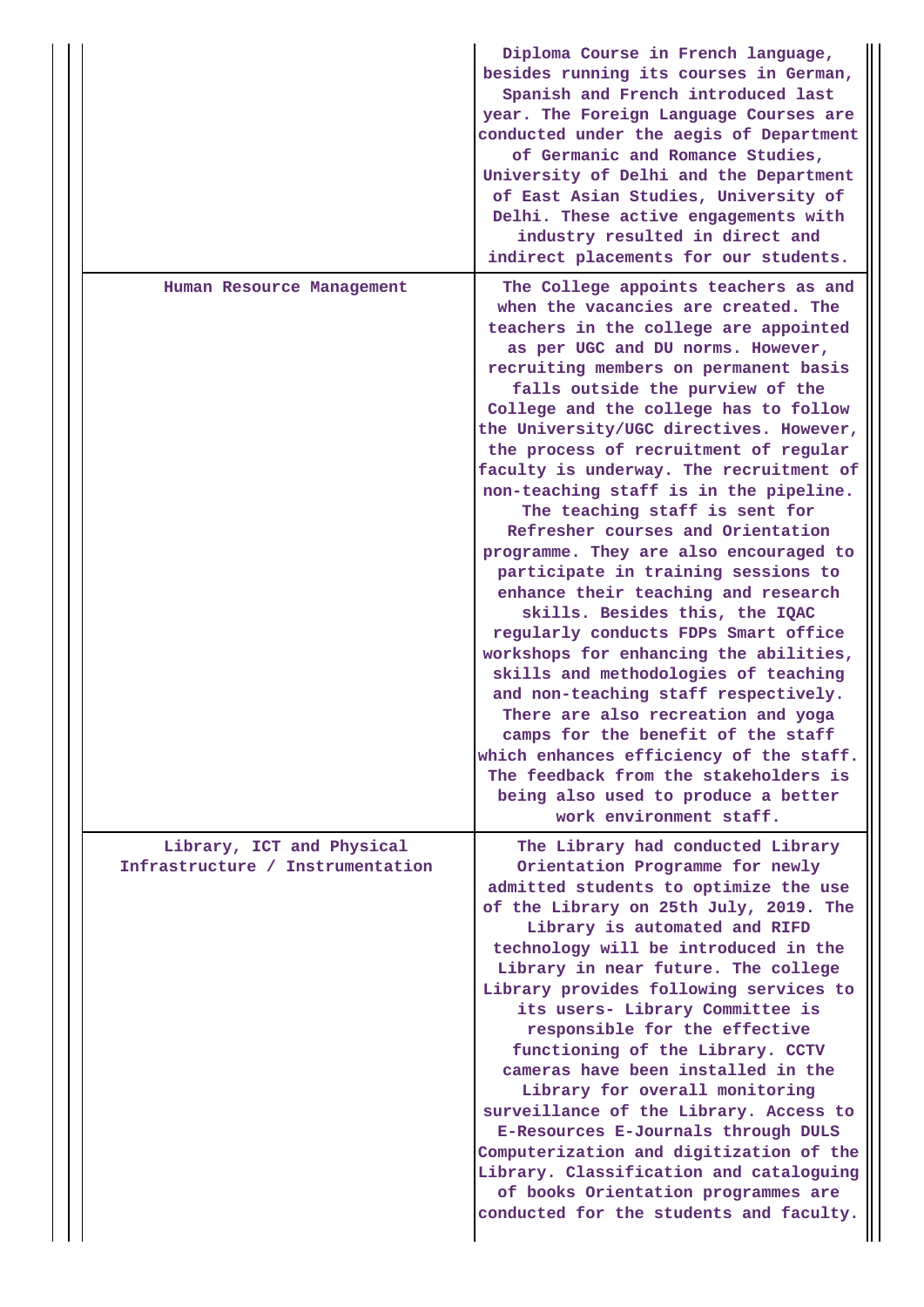| | |
|---|---|
| | Diploma Course in French language, besides running its courses in German, Spanish and French introduced last year. The Foreign Language Courses are conducted under the aegis of Department of Germanic and Romance Studies, University of Delhi and the Department of East Asian Studies, University of Delhi. These active engagements with industry resulted in direct and indirect placements for our students. |
| Human Resource Management | The College appoints teachers as and when the vacancies are created. The teachers in the college are appointed as per UGC and DU norms. However, recruiting members on permanent basis falls outside the purview of the College and the college has to follow the University/UGC directives. However, the process of recruitment of regular faculty is underway. The recruitment of non-teaching staff is in the pipeline. The teaching staff is sent for Refresher courses and Orientation programme. They are also encouraged to participate in training sessions to enhance their teaching and research skills. Besides this, the IQAC regularly conducts FDPs Smart office workshops for enhancing the abilities, skills and methodologies of teaching and non-teaching staff respectively. There are also recreation and yoga camps for the benefit of the staff which enhances efficiency of the staff. The feedback from the stakeholders is being also used to produce a better work environment staff. |
| Library, ICT and Physical Infrastructure / Instrumentation | The Library had conducted Library Orientation Programme for newly admitted students to optimize the use of the Library on 25th July, 2019. The Library is automated and RIFD technology will be introduced in the Library in near future. The college Library provides following services to its users- Library Committee is responsible for the effective functioning of the Library. CCTV cameras have been installed in the Library for overall monitoring surveillance of the Library. Access to E-Resources E-Journals through DULS Computerization and digitization of the Library. Classification and cataloguing of books Orientation programmes are conducted for the students and faculty. |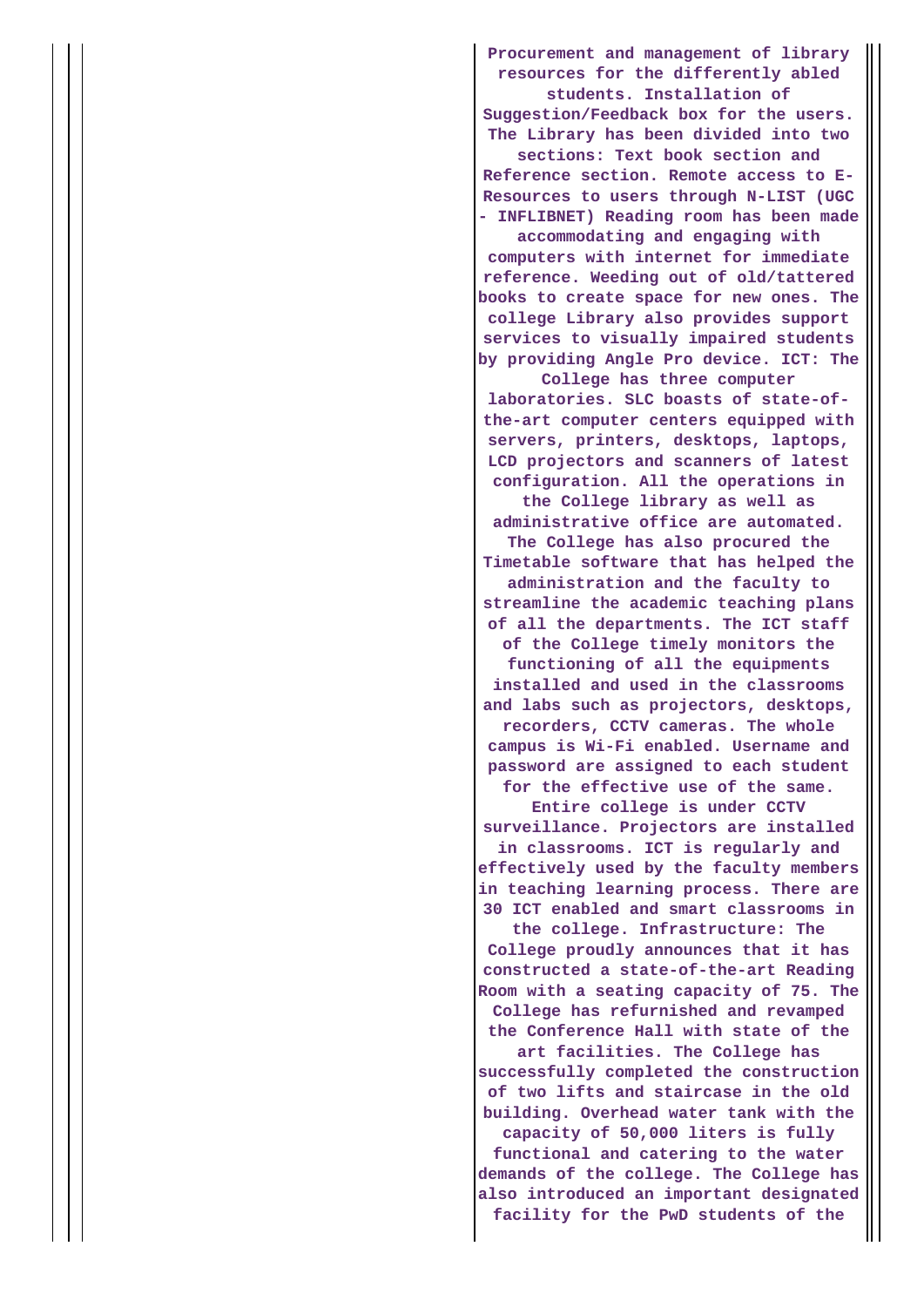| | |
|---|---|
| | **Procurement and management of library resources for the differently abled students. Installation of Suggestion/Feedback box for the users. The Library has been divided into two sections: Text book section and Reference section. Remote access to E-Resources to users through N-LIST (UGC - INFLIBNET) Reading room has been made accommodating and engaging with computers with internet for immediate reference. Weeding out of old/tattered books to create space for new ones. The college Library also provides support services to visually impaired students by providing Angle Pro device. ICT: The College has three computer laboratories. SLC boasts of state-of-the-art computer centers equipped with servers, printers, desktops, laptops, LCD projectors and scanners of latest configuration. All the operations in the College library as well as administrative office are automated. The College has also procured the Timetable software that has helped the administration and the faculty to streamline the academic teaching plans of all the departments. The ICT staff of the College timely monitors the functioning of all the equipments installed and used in the classrooms and labs such as projectors, desktops, recorders, CCTV cameras. The whole campus is Wi-Fi enabled. Username and password are assigned to each student for the effective use of the same. Entire college is under CCTV surveillance. Projectors are installed in classrooms. ICT is regularly and effectively used by the faculty members in teaching learning process. There are 30 ICT enabled and smart classrooms in the college. Infrastructure: The College proudly announces that it has constructed a state-of-the-art Reading Room with a seating capacity of 75. The College has refurnished and revamped the Conference Hall with state of the art facilities. The College has successfully completed the construction of two lifts and staircase in the old building. Overhead water tank with the capacity of 50,000 liters is fully functional and catering to the water demands of the college. The College has also introduced an important designated facility for the PwD students of the** |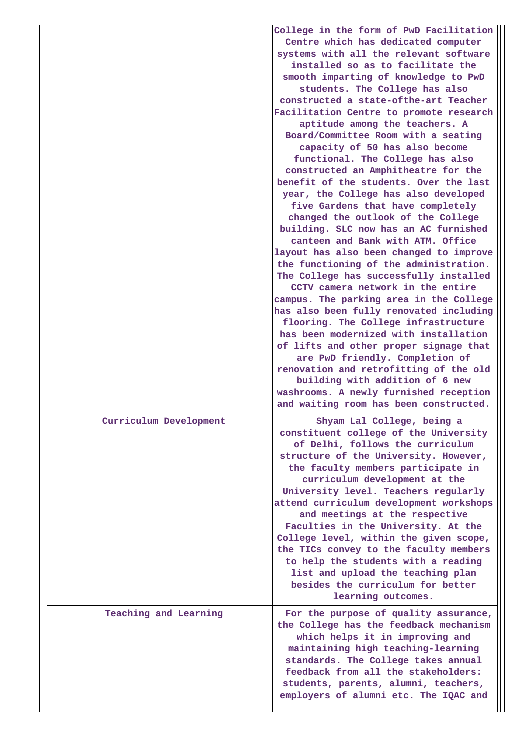| | |
|---|---|
| | College in the form of PwD Facilitation Centre which has dedicated computer systems with all the relevant software installed so as to facilitate the smooth imparting of knowledge to PwD students. The College has also constructed a state-ofthe-art Teacher Facilitation Centre to promote research aptitude among the teachers. A Board/Committee Room with a seating capacity of 50 has also become functional. The College has also constructed an Amphitheatre for the benefit of the students. Over the last year, the College has also developed five Gardens that have completely changed the outlook of the College building. SLC now has an AC furnished canteen and Bank with ATM. Office layout has also been changed to improve the functioning of the administration. The College has successfully installed CCTV camera network in the entire campus. The parking area in the College has also been fully renovated including flooring. The College infrastructure has been modernized with installation of lifts and other proper signage that are PwD friendly. Completion of renovation and retrofitting of the old building with addition of 6 new washrooms. A newly furnished reception and waiting room has been constructed. |
| Curriculum Development | Shyam Lal College, being a constituent college of the University of Delhi, follows the curriculum structure of the University. However, the faculty members participate in curriculum development at the University level. Teachers regularly attend curriculum development workshops and meetings at the respective Faculties in the University. At the College level, within the given scope, the TICs convey to the faculty members to help the students with a reading list and upload the teaching plan besides the curriculum for better learning outcomes. |
| Teaching and Learning | For the purpose of quality assurance, the College has the feedback mechanism which helps it in improving and maintaining high teaching-learning standards. The College takes annual feedback from all the stakeholders: students, parents, alumni, teachers, employers of alumni etc. The IQAC and |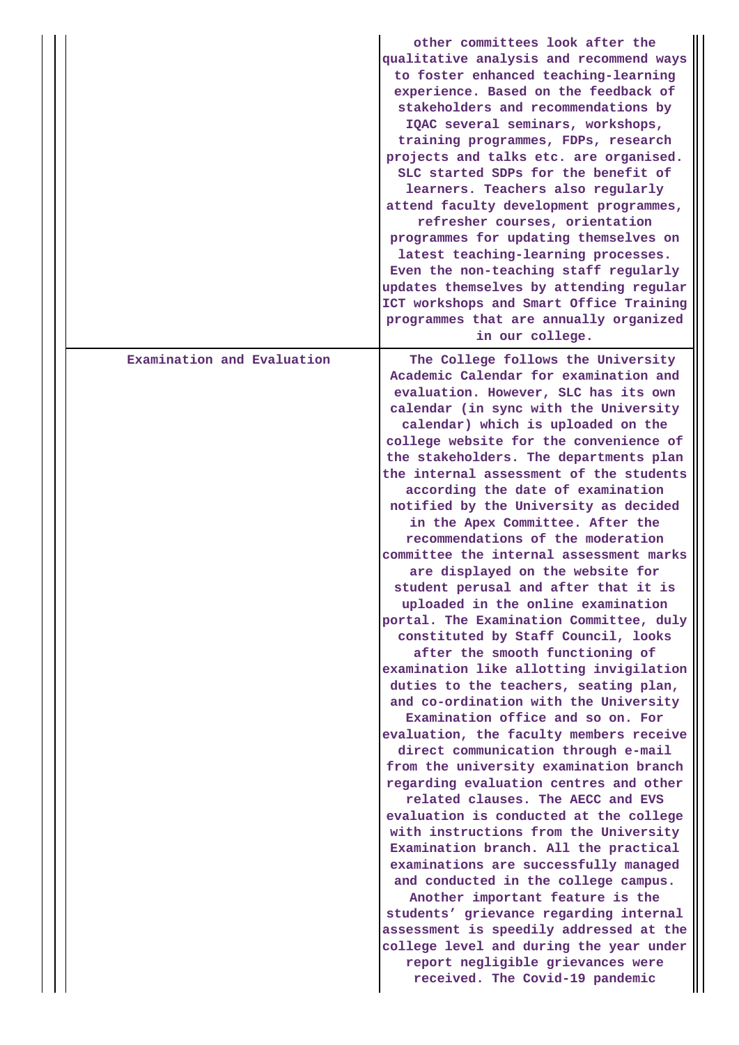| | |
|---|---|
| | other committees look after the qualitative analysis and recommend ways to foster enhanced teaching-learning experience. Based on the feedback of stakeholders and recommendations by IQAC several seminars, workshops, training programmes, FDPs, research projects and talks etc. are organised. SLC started SDPs for the benefit of learners. Teachers also regularly attend faculty development programmes, refresher courses, orientation programmes for updating themselves on latest teaching-learning processes. Even the non-teaching staff regularly updates themselves by attending regular ICT workshops and Smart Office Training programmes that are annually organized in our college. |
| Examination and Evaluation | The College follows the University Academic Calendar for examination and evaluation. However, SLC has its own calendar (in sync with the University calendar) which is uploaded on the college website for the convenience of the stakeholders. The departments plan the internal assessment of the students according the date of examination notified by the University as decided in the Apex Committee. After the recommendations of the moderation committee the internal assessment marks are displayed on the website for student perusal and after that it is uploaded in the online examination portal. The Examination Committee, duly constituted by Staff Council, looks after the smooth functioning of examination like allotting invigilation duties to the teachers, seating plan, and co-ordination with the University Examination office and so on. For evaluation, the faculty members receive direct communication through e-mail from the university examination branch regarding evaluation centres and other related clauses. The AECC and EVS evaluation is conducted at the college with instructions from the University Examination branch. All the practical examinations are successfully managed and conducted in the college campus. Another important feature is the students' grievance regarding internal assessment is speedily addressed at the college level and during the year under report negligible grievances were received. The Covid-19 pandemic |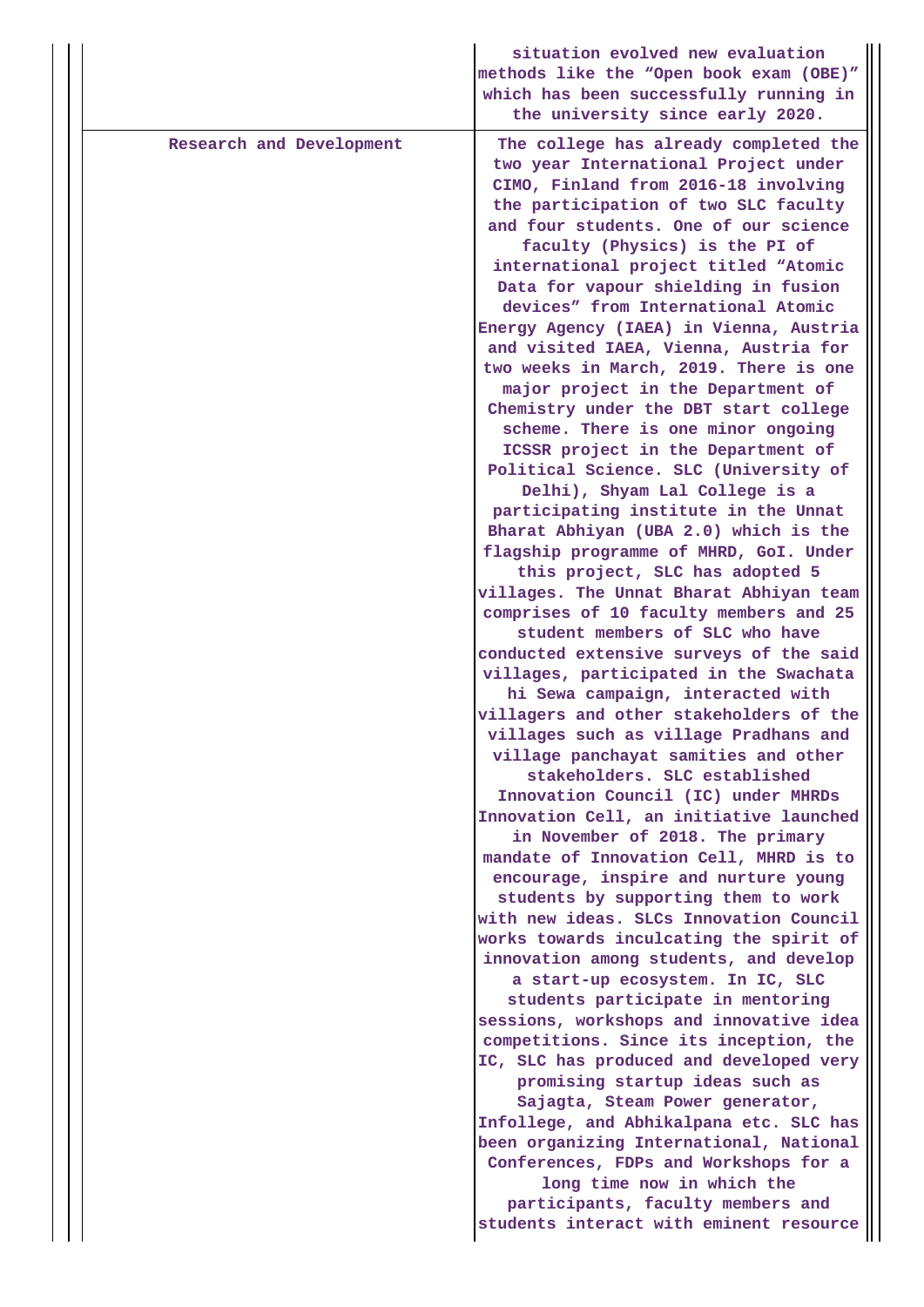|  |  |
|---|---|
|  | situation evolved new evaluation methods like the “Open book exam (OBE)” which has been successfully running in the university since early 2020. |
| Research and Development | The college has already completed the two year International Project under CIMO, Finland from 2016-18 involving the participation of two SLC faculty and four students. One of our science faculty (Physics) is the PI of international project titled “Atomic Data for vapour shielding in fusion devices” from International Atomic Energy Agency (IAEA) in Vienna, Austria and visited IAEA, Vienna, Austria for two weeks in March, 2019. There is one major project in the Department of Chemistry under the DBT start college scheme. There is one minor ongoing ICSSR project in the Department of Political Science. SLC (University of Delhi), Shyam Lal College is a participating institute in the Unnat Bharat Abhiyan (UBA 2.0) which is the flagship programme of MHRD, GoI. Under this project, SLC has adopted 5 villages. The Unnat Bharat Abhiyan team comprises of 10 faculty members and 25 student members of SLC who have conducted extensive surveys of the said villages, participated in the Swachata hi Sewa campaign, interacted with villagers and other stakeholders of the villages such as village Pradhans and village panchayat samities and other stakeholders. SLC established Innovation Council (IC) under MHRDs Innovation Cell, an initiative launched in November of 2018. The primary mandate of Innovation Cell, MHRD is to encourage, inspire and nurture young students by supporting them to work with new ideas. SLCs Innovation Council works towards inculcating the spirit of innovation among students, and develop a start-up ecosystem. In IC, SLC students participate in mentoring sessions, workshops and innovative idea competitions. Since its inception, the IC, SLC has produced and developed very promising startup ideas such as Sajagta, Steam Power generator, Infollege, and Abhikalpana etc. SLC has been organizing International, National Conferences, FDPs and Workshops for a long time now in which the participants, faculty members and students interact with eminent resource |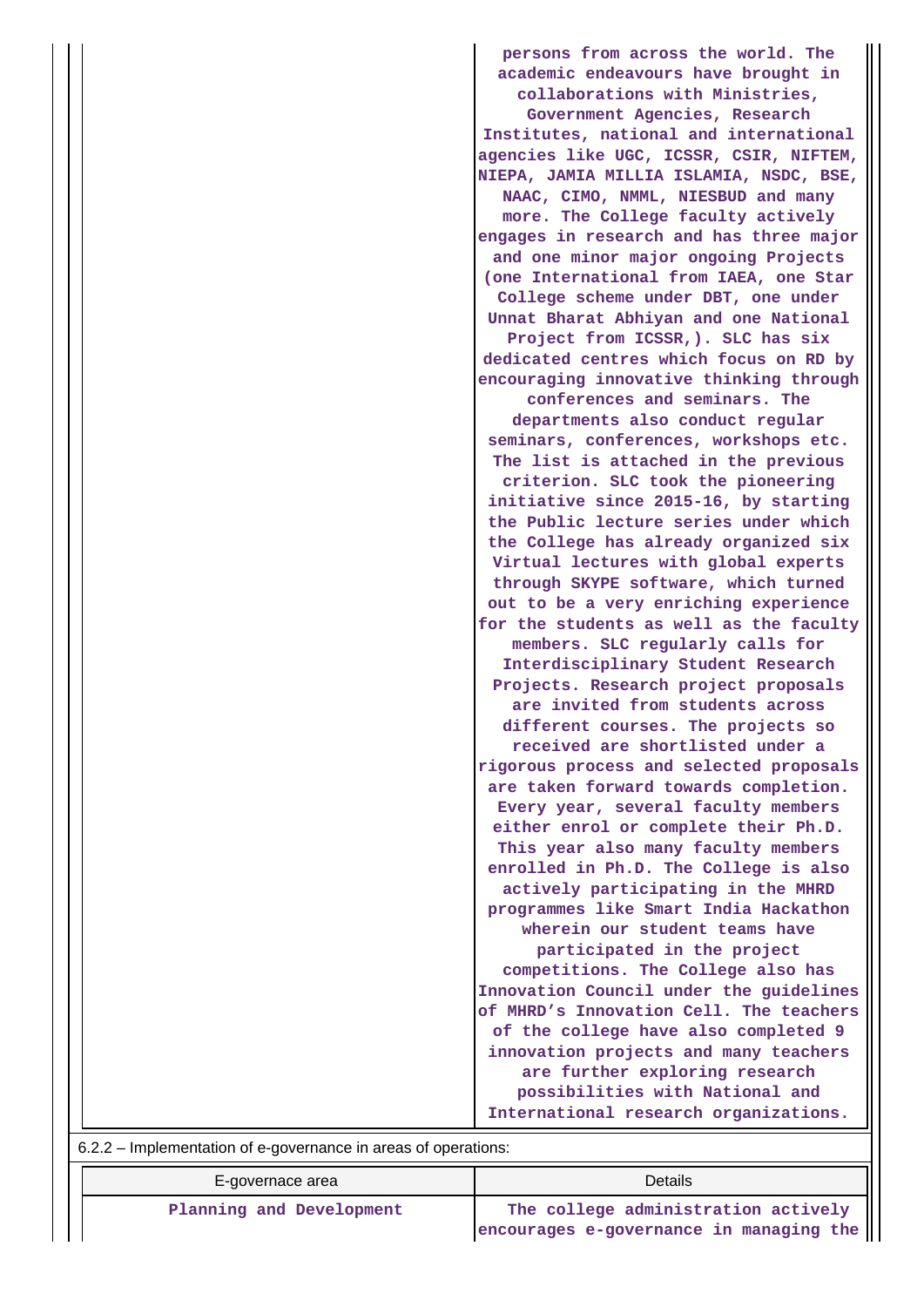| | |
|---|---|
| | persons from across the world. The academic endeavours have brought in collaborations with Ministries, Government Agencies, Research Institutes, national and international agencies like UGC, ICSSR, CSIR, NIFTEM, NIEPA, JAMIA MILLIA ISLAMIA, NSDC, BSE, NAAC, CIMO, NMML, NIESBUD and many more. The College faculty actively engages in research and has three major and one minor major ongoing Projects (one International from IAEA, one Star College scheme under DBT, one under Unnat Bharat Abhiyan and one National Project from ICSSR,). SLC has six dedicated centres which focus on RD by encouraging innovative thinking through conferences and seminars. The departments also conduct regular seminars, conferences, workshops etc. The list is attached in the previous criterion. SLC took the pioneering initiative since 2015-16, by starting the Public lecture series under which the College has already organized six Virtual lectures with global experts through SKYPE software, which turned out to be a very enriching experience for the students as well as the faculty members. SLC regularly calls for Interdisciplinary Student Research Projects. Research project proposals are invited from students across different courses. The projects so received are shortlisted under a rigorous process and selected proposals are taken forward towards completion. Every year, several faculty members either enrol or complete their Ph.D. This year also many faculty members enrolled in Ph.D. The College is also actively participating in the MHRD programmes like Smart India Hackathon wherein our student teams have participated in the project competitions. The College also has Innovation Council under the guidelines of MHRD's Innovation Cell. The teachers of the college have also completed 9 innovation projects and many teachers are further exploring research possibilities with National and International research organizations. |

6.2.2 – Implementation of e-governance in areas of operations:

| E-governace area | Details |
|---|---|
| Planning and Development | The college administration actively encourages e-governance in managing the |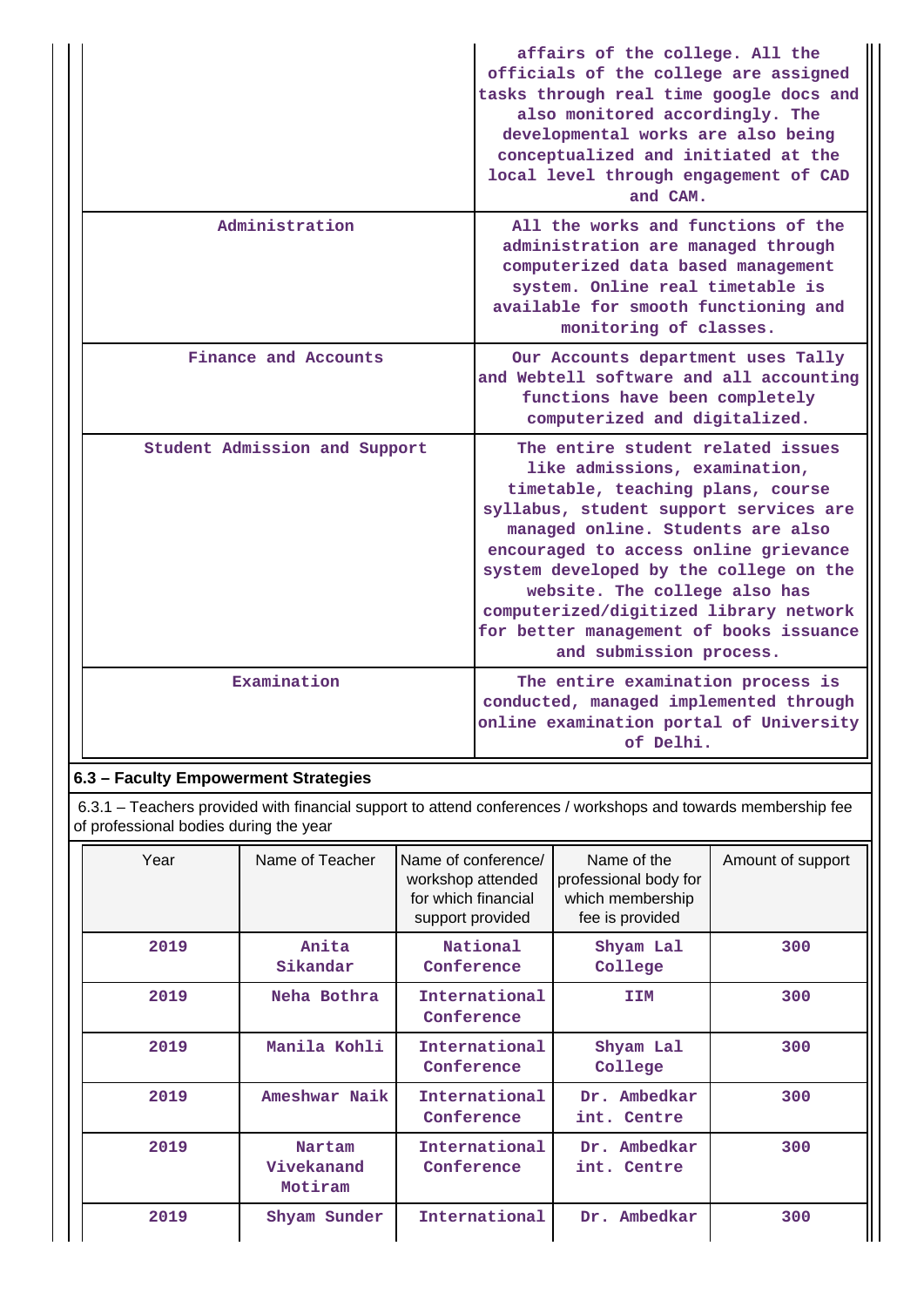|  |  |
|---|---|
|  | affairs of the college. All the officials of the college are assigned tasks through real time google docs and also monitored accordingly. The developmental works are also being conceptualized and initiated at the local level through engagement of CAD and CAM. |
| Administration | All the works and functions of the administration are managed through computerized data based management system. Online real timetable is available for smooth functioning and monitoring of classes. |
| Finance and Accounts | Our Accounts department uses Tally and Webtell software and all accounting functions have been completely computerized and digitalized. |
| Student Admission and Support | The entire student related issues like admissions, examination, timetable, teaching plans, course syllabus, student support services are managed online. Students are also encouraged to access online grievance system developed by the college on the website. The college also has computerized/digitized library network for better management of books issuance and submission process. |
| Examination | The entire examination process is conducted, managed implemented through online examination portal of University of Delhi. |

## 6.3 – Faculty Empowerment Strategies

6.3.1 – Teachers provided with financial support to attend conferences / workshops and towards membership fee of professional bodies during the year

| Year | Name of Teacher | Name of conference/ workshop attended for which financial support provided | Name of the professional body for which membership fee is provided | Amount of support |
|---|---|---|---|---|
| 2019 | Anita Sikandar | National Conference | Shyam Lal College | 300 |
| 2019 | Neha Bothra | International Conference | IIM | 300 |
| 2019 | Manila Kohli | International Conference | Shyam Lal College | 300 |
| 2019 | Ameshwar Naik | International Conference | Dr. Ambedkar int. Centre | 300 |
| 2019 | Nartam Vivekanand Motiram | International Conference | Dr. Ambedkar int. Centre | 300 |
| 2019 | Shyam Sunder | International | Dr. Ambedkar | 300 |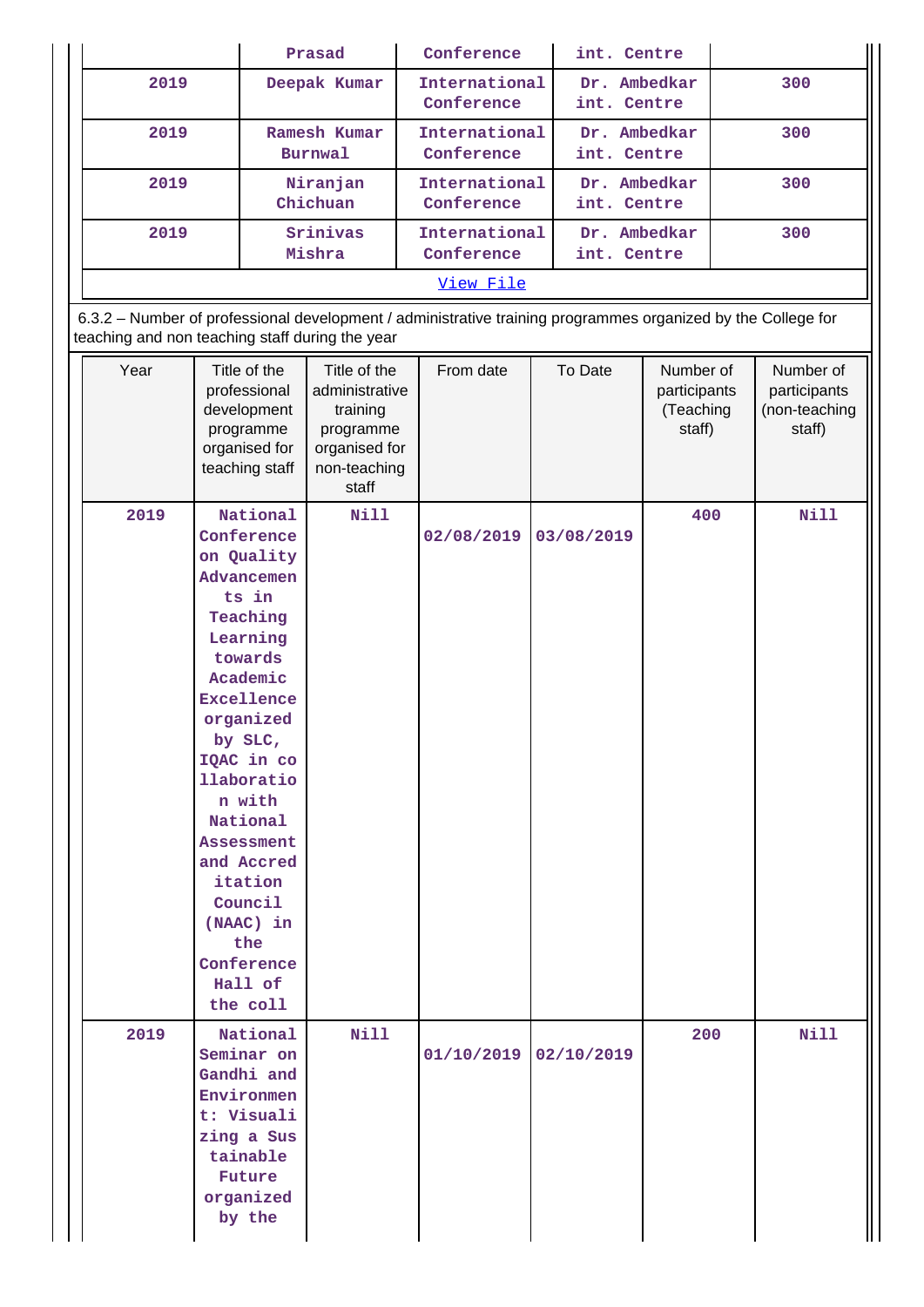|  | Prasad | Conference | int. Centre |  |
|---|---|---|---|---|
| 2019 | Deepak Kumar | International Conference | Dr. Ambedkar int. Centre | 300 |
| 2019 | Ramesh Kumar Burnwal | International Conference | Dr. Ambedkar int. Centre | 300 |
| 2019 | Niranjan Chichuan | International Conference | Dr. Ambedkar int. Centre | 300 |
| 2019 | Srinivas Mishra | International Conference | Dr. Ambedkar int. Centre | 300 |

View File

6.3.2 – Number of professional development / administrative training programmes organized by the College for teaching and non teaching staff during the year

| Year | Title of the professional development programme organised for teaching staff | Title of the administrative training programme organised for non-teaching staff | From date | To Date | Number of participants (Teaching staff) | Number of participants (non-teaching staff) |
|---|---|---|---|---|---|---|
| 2019 | National Conference on Quality Advancements in Teaching Learning towards Academic Excellence organized by SLC, IQAC in collaboration with National Assessment and Accreditation Council (NAAC) in the Conference Hall of the coll | Nill | 02/08/2019 | 03/08/2019 | 400 | Nill |
| 2019 | National Seminar on Gandhi and Environment: Visualizing a Sustainable Future organized by the | Nill | 01/10/2019 | 02/10/2019 | 200 | Nill |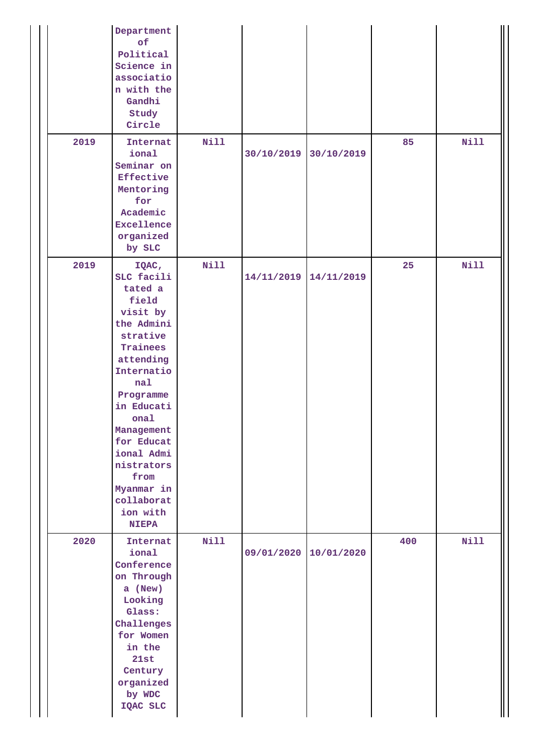| | | | | | | |
|---|---|---|---|---|---|---|
| | Department of Political Science in association with the Gandhi Study Circle | | | | | |
| 2019 | International Seminar on Effective Mentoring for Academic Excellence organized by SLC | Nill | 30/10/2019 | 30/10/2019 | 85 | Nill |
| 2019 | IQAC, SLC facilitated a field visit by the Administrative Trainees attending International Programme in Educational Management for Educational Administrators from Myanmar in collaboration with NIEPA | Nill | 14/11/2019 | 14/11/2019 | 25 | Nill |
| 2020 | International Conference on Through a (New) Looking Glass: Challenges for Women in the 21st Century organized by WDC IQAC SLC | Nill | 09/01/2020 | 10/01/2020 | 400 | Nill |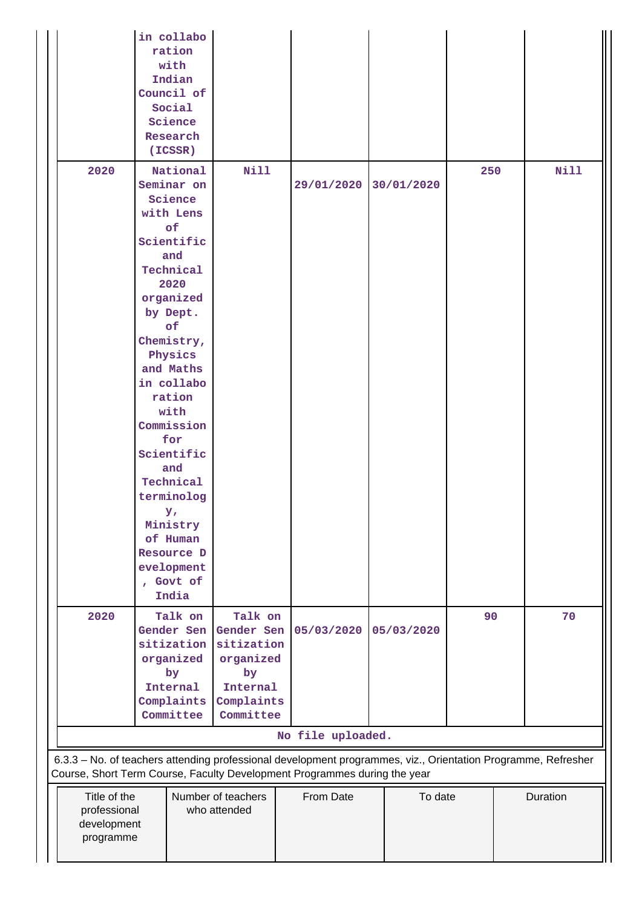| | | | | | | |
|---|---|---|---|---|---|---|
| | in collaboration with Indian Council of Social Science Research (ICSSR) | | | | | |
| 2020 | National Seminar on Science with Lens of Scientific and Technical 2020 organized by Dept. of Chemistry, Physics and Maths in collaboration with Commission for Scientific and Technical terminology, Ministry of Human Resource Development, Govt of India | Nill | 29/01/2020 | 30/01/2020 | 250 | Nill |
| 2020 | Talk on Gender Sensitization organized by Internal Complaints Committee | Talk on Gender Sensitization organized by Internal Complaints Committee | 05/03/2020 | 05/03/2020 | 90 | 70 |

No file uploaded.

6.3.3 – No. of teachers attending professional development programmes, viz., Orientation Programme, Refresher Course, Short Term Course, Faculty Development Programmes during the year

| Title of the professional development programme | Number of teachers who attended | From Date | To date | Duration |
|---|---|---|---|---|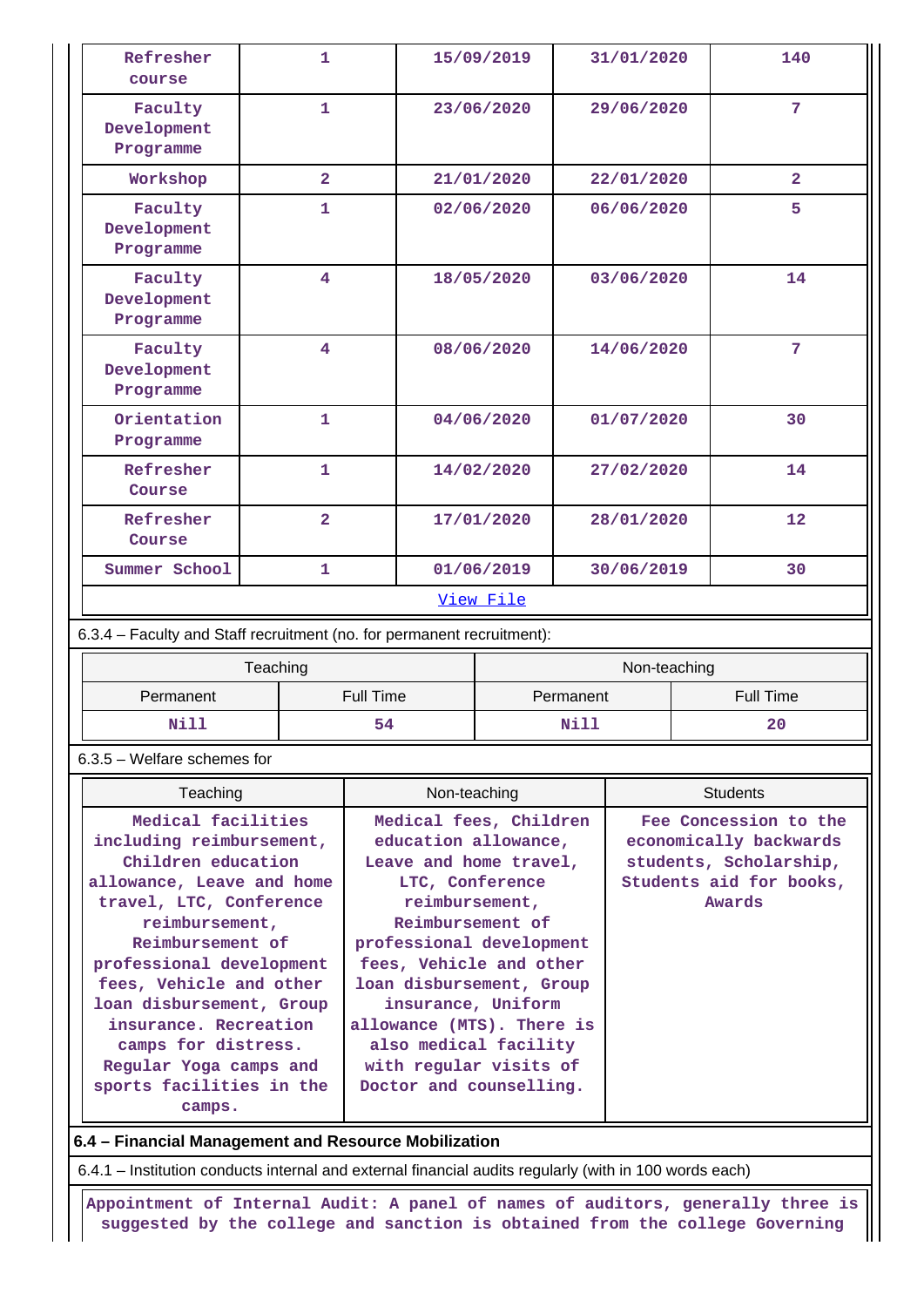| Refresher course | 1 | 15/09/2019 | 31/01/2020 | 140 |
|---|---|---|---|---|
| Faculty Development Programme | 1 | 23/06/2020 | 29/06/2020 | 7 |
| Workshop | 2 | 21/01/2020 | 22/01/2020 | 2 |
| Faculty Development Programme | 1 | 02/06/2020 | 06/06/2020 | 5 |
| Faculty Development Programme | 4 | 18/05/2020 | 03/06/2020 | 14 |
| Faculty Development Programme | 4 | 08/06/2020 | 14/06/2020 | 7 |
| Orientation Programme | 1 | 04/06/2020 | 01/07/2020 | 30 |
| Refresher Course | 1 | 14/02/2020 | 27/02/2020 | 14 |
| Refresher Course | 2 | 17/01/2020 | 28/01/2020 | 12 |
| Summer School | 1 | 01/06/2019 | 30/06/2019 | 30 |

View File

6.3.4 – Faculty and Staff recruitment (no. for permanent recruitment):

| Teaching | | Non-teaching | |
|---|---|---|---|
| Permanent | Full Time | Permanent | Full Time |
| Nill | 54 | Nill | 20 |

6.3.5 – Welfare schemes for

| Teaching | Non-teaching | Students |
|---|---|---|
| Medical facilities including reimbursement, Children education allowance, Leave and home travel, LTC, Conference reimbursement, Reimbursement of professional development fees, Vehicle and other loan disbursement, Group insurance. Recreation camps for distress. Regular Yoga camps and sports facilities in the camps. | Medical fees, Children education allowance, Leave and home travel, LTC, Conference reimbursement, Reimbursement of professional development fees, Vehicle and other loan disbursement, Group insurance, Uniform allowance (MTS). There is also medical facility with regular visits of Doctor and counselling. | Fee Concession to the economically backwards students, Scholarship, Students aid for books, Awards |

**6.4 – Financial Management and Resource Mobilization**

6.4.1 – Institution conducts internal and external financial audits regularly (with in 100 words each)

Appointment of Internal Audit: A panel of names of auditors, generally three is suggested by the college and sanction is obtained from the college Governing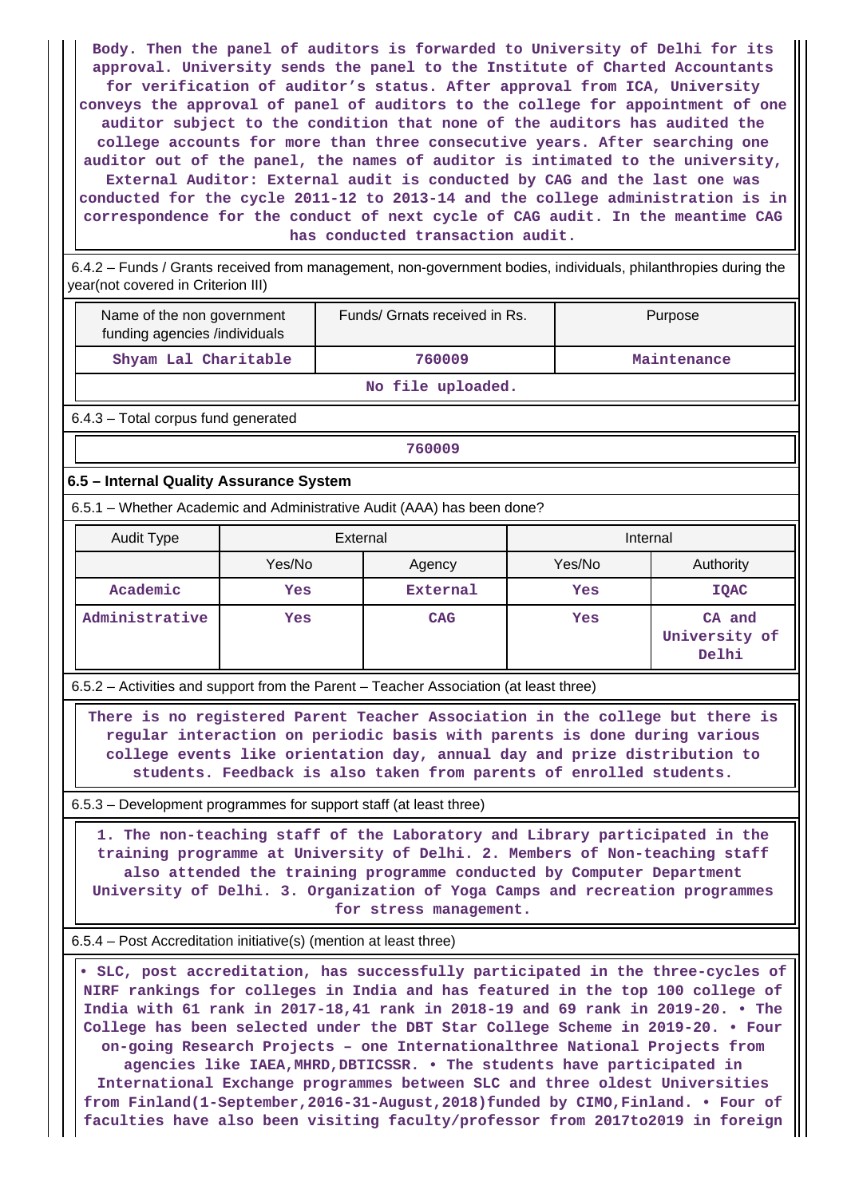Body. Then the panel of auditors is forwarded to University of Delhi for its approval. University sends the panel to the Institute of Charted Accountants for verification of auditor's status. After approval from ICA, University conveys the approval of panel of auditors to the college for appointment of one auditor subject to the condition that none of the auditors has audited the college accounts for more than three consecutive years. After searching one auditor out of the panel, the names of auditor is intimated to the university, External Auditor: External audit is conducted by CAG and the last one was conducted for the cycle 2011-12 to 2013-14 and the college administration is in correspondence for the conduct of next cycle of CAG audit. In the meantime CAG has conducted transaction audit.

6.4.2 – Funds / Grants received from management, non-government bodies, individuals, philanthropies during the year(not covered in Criterion III)

| Name of the non government funding agencies /individuals | Funds/ Grnats received in Rs. | Purpose |
|---|---|---|
| Shyam Lal Charitable | 760009 | Maintenance |

No file uploaded.

6.4.3 – Total corpus fund generated

760009

## 6.5 – Internal Quality Assurance System

6.5.1 – Whether Academic and Administrative Audit (AAA) has been done?

| Audit Type | External | | Internal | |
|---|---|---|---|---|
| | Yes/No | Agency | Yes/No | Authority |
| Academic | Yes | External | Yes | IQAC |
| Administrative | Yes | CAG | Yes | CA and University of Delhi |

6.5.2 – Activities and support from the Parent – Teacher Association (at least three)

There is no registered Parent Teacher Association in the college but there is regular interaction on periodic basis with parents is done during various college events like orientation day, annual day and prize distribution to students. Feedback is also taken from parents of enrolled students.

6.5.3 – Development programmes for support staff (at least three)

1. The non-teaching staff of the Laboratory and Library participated in the training programme at University of Delhi. 2. Members of Non-teaching staff also attended the training programme conducted by Computer Department University of Delhi. 3. Organization of Yoga Camps and recreation programmes for stress management.

6.5.4 – Post Accreditation initiative(s) (mention at least three)

• SLC, post accreditation, has successfully participated in the three-cycles of NIRF rankings for colleges in India and has featured in the top 100 college of India with 61 rank in 2017-18,41 rank in 2018-19 and 69 rank in 2019-20. • The College has been selected under the DBT Star College Scheme in 2019-20. • Four on-going Research Projects – one Internationalthree National Projects from agencies like IAEA,MHRD,DBTICSSR. • The students have participated in International Exchange programmes between SLC and three oldest Universities from Finland(1-September,2016-31-August,2018)funded by CIMO,Finland. • Four of faculties have also been visiting faculty/professor from 2017to2019 in foreign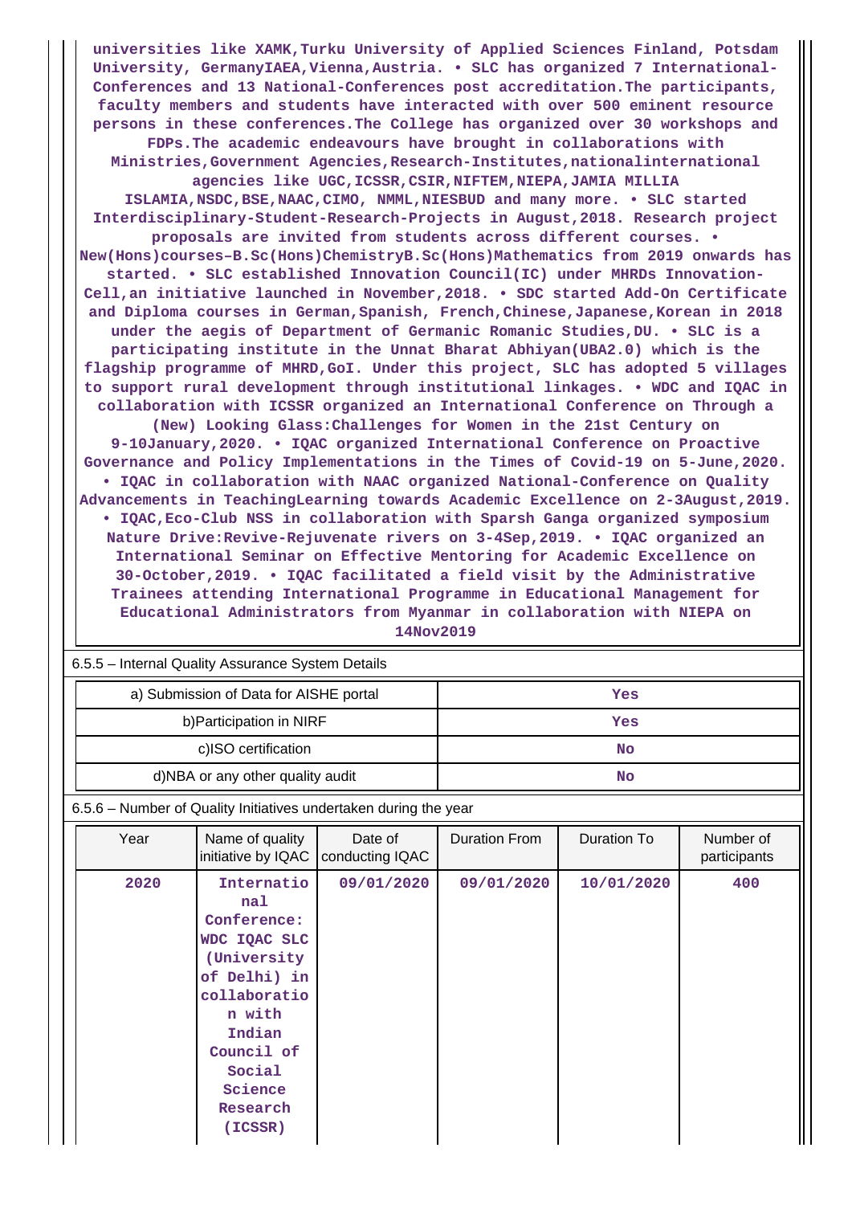universities like XAMK,Turku University of Applied Sciences Finland, Potsdam University, GermanyIAEA,Vienna,Austria. • SLC has organized 7 International-Conferences and 13 National-Conferences post accreditation.The participants, faculty members and students have interacted with over 500 eminent resource persons in these conferences.The College has organized over 30 workshops and FDPs.The academic endeavours have brought in collaborations with Ministries,Government Agencies,Research-Institutes,nationalinternational agencies like UGC,ICSSR,CSIR,NIFTEM,NIEPA,JAMIA MILLIA ISLAMIA,NSDC,BSE,NAAC,CIMO, NMML,NIESBUD and many more. • SLC started Interdisciplinary-Student-Research-Projects in August,2018. Research project proposals are invited from students across different courses. • New(Hons)courses–B.Sc(Hons)ChemistryB.Sc(Hons)Mathematics from 2019 onwards has started. • SLC established Innovation Council(IC) under MHRDs Innovation-Cell,an initiative launched in November,2018. • SDC started Add-On Certificate and Diploma courses in German,Spanish, French,Chinese,Japanese,Korean in 2018 under the aegis of Department of Germanic Romanic Studies,DU. • SLC is a participating institute in the Unnat Bharat Abhiyan(UBA2.0) which is the flagship programme of MHRD,GoI. Under this project, SLC has adopted 5 villages to support rural development through institutional linkages. • WDC and IQAC in collaboration with ICSSR organized an International Conference on Through a (New) Looking Glass:Challenges for Women in the 21st Century on 9-10January,2020. • IQAC organized International Conference on Proactive Governance and Policy Implementations in the Times of Covid-19 on 5-June,2020. • IQAC in collaboration with NAAC organized National-Conference on Quality Advancements in TeachingLearning towards Academic Excellence on 2-3August,2019. • IQAC,Eco-Club NSS in collaboration with Sparsh Ganga organized symposium Nature Drive:Revive-Rejuvenate rivers on 3-4Sep,2019. • IQAC organized an International Seminar on Effective Mentoring for Academic Excellence on 30-October,2019. • IQAC facilitated a field visit by the Administrative Trainees attending International Programme in Educational Management for Educational Administrators from Myanmar in collaboration with NIEPA on 14Nov2019

6.5.5 – Internal Quality Assurance System Details

| | |
|---|---|
| a) Submission of Data for AISHE portal | Yes |
| b)Participation in NIRF | Yes |
| c)ISO certification | No |
| d)NBA or any other quality audit | No |

6.5.6 – Number of Quality Initiatives undertaken during the year

| Year | Name of quality initiative by IQAC | Date of conducting IQAC | Duration From | Duration To | Number of participants |
|---|---|---|---|---|---|
| 2020 | International Conference: WDC IQAC SLC (University of Delhi) in collaboration with Indian Council of Social Science Research (ICSSR) | 09/01/2020 | 09/01/2020 | 10/01/2020 | 400 |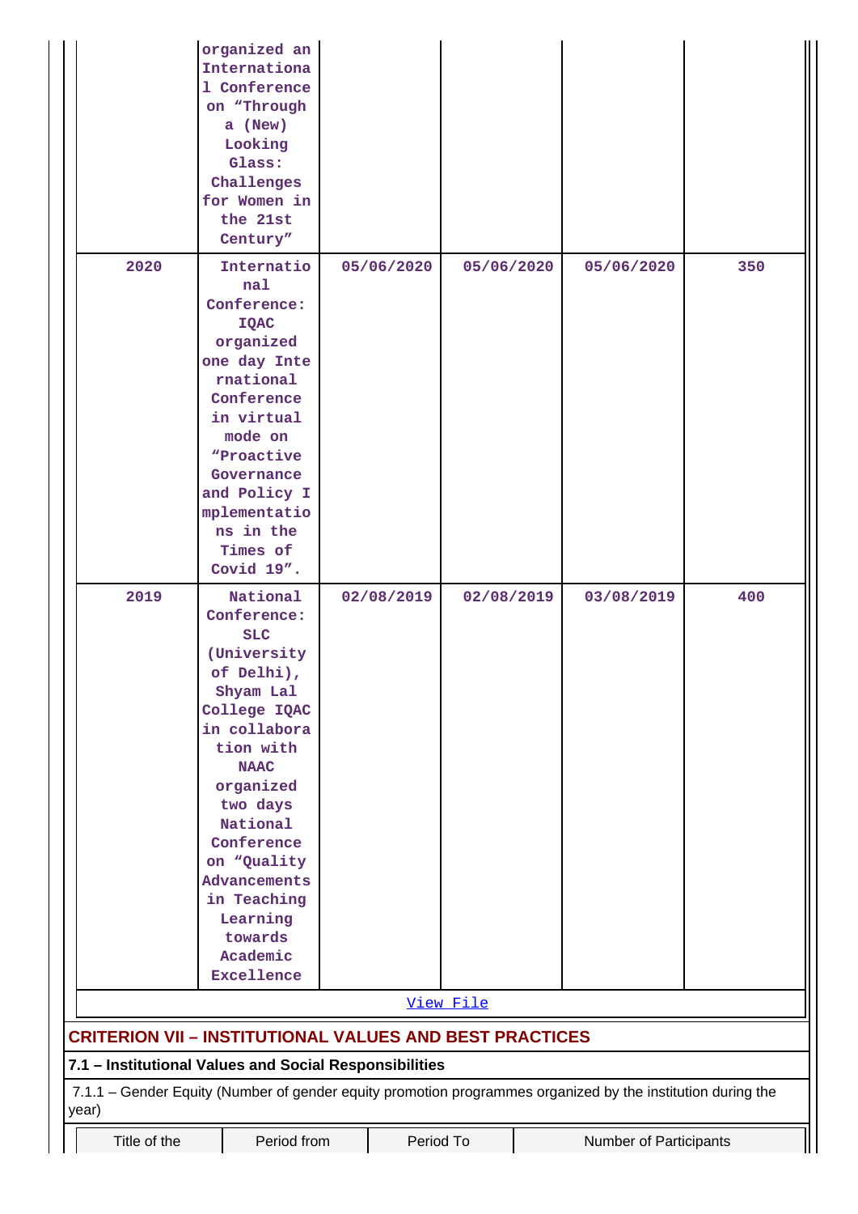| | | | | | |
|---|---|---|---|---|---|
| | organized an International Conference on "Through a (New) Looking Glass: Challenges for Women in the 21st Century" | | | | |
| 2020 | International Conference: IQAC organized one day International Conference in virtual mode on "Proactive Governance and Policy Implementations in the Times of Covid 19". | 05/06/2020 | 05/06/2020 | 05/06/2020 | 350 |
| 2019 | National Conference: SLC (University of Delhi), Shyam Lal College IQAC in collaboration with NAAC organized two days National Conference on "Quality Advancements in Teaching Learning towards Academic Excellence | 02/08/2019 | 02/08/2019 | 03/08/2019 | 400 |

View File

## CRITERION VII – INSTITUTIONAL VALUES AND BEST PRACTICES

### 7.1 – Institutional Values and Social Responsibilities

7.1.1 – Gender Equity (Number of gender equity promotion programmes organized by the institution during the year)

| Title of the | Period from | Period To | Number of Participants |
|---|---|---|---|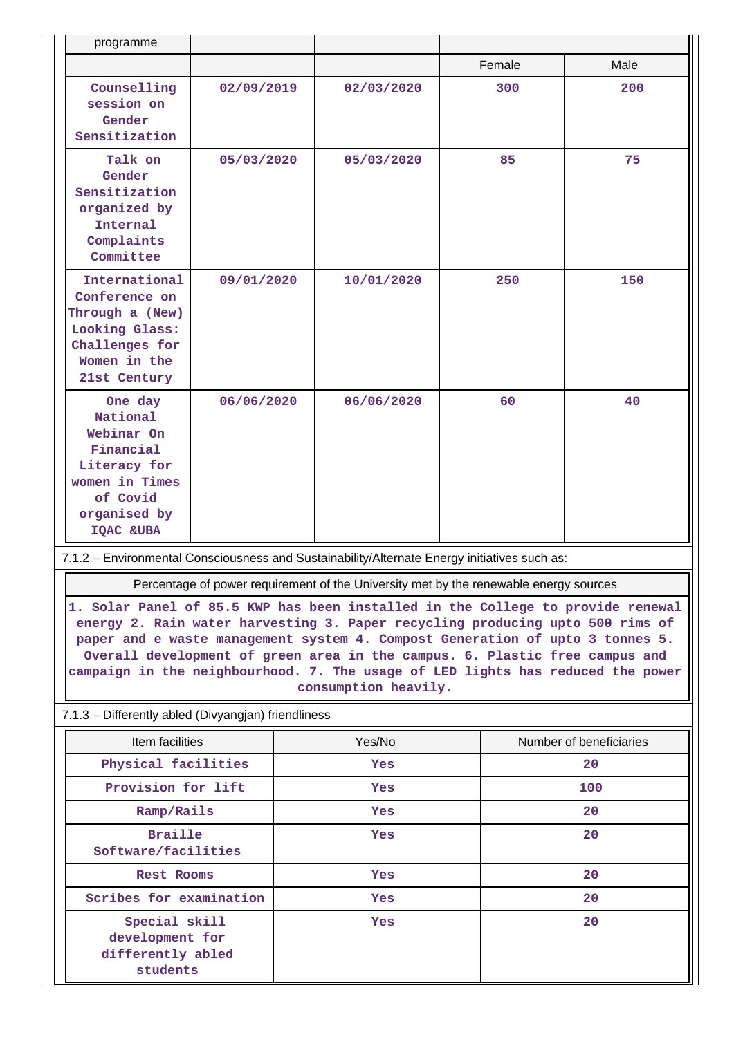| programme | | | | |
|---|---|---|---|---|
| | | | Female | Male |
| Counselling session on Gender Sensitization | 02/09/2019 | 02/03/2020 | 300 | 200 |
| Talk on Gender Sensitization organized by Internal Complaints Committee | 05/03/2020 | 05/03/2020 | 85 | 75 |
| International Conference on Through a (New) Looking Glass: Challenges for Women in the 21st Century | 09/01/2020 | 10/01/2020 | 250 | 150 |
| One day National Webinar On Financial Literacy for women in Times of Covid organised by IQAC &UBA | 06/06/2020 | 06/06/2020 | 60 | 40 |

7.1.2 – Environmental Consciousness and Sustainability/Alternate Energy initiatives such as:

| Percentage of power requirement of the University met by the renewable energy sources |
|---|
| 1. Solar Panel of 85.5 KWP has been installed in the College to provide renewal energy 2. Rain water harvesting 3. Paper recycling producing upto 500 rims of paper and e waste management system 4. Compost Generation of upto 3 tonnes 5. Overall development of green area in the campus. 6. Plastic free campus and campaign in the neighbourhood. 7. The usage of LED lights has reduced the power consumption heavily. |

7.1.3 – Differently abled (Divyangjan) friendliness

| Item facilities | Yes/No | Number of beneficiaries |
|---|---|---|
| Physical facilities | Yes | 20 |
| Provision for lift | Yes | 100 |
| Ramp/Rails | Yes | 20 |
| Braille Software/facilities | Yes | 20 |
| Rest Rooms | Yes | 20 |
| Scribes for examination | Yes | 20 |
| Special skill development for differently abled students | Yes | 20 |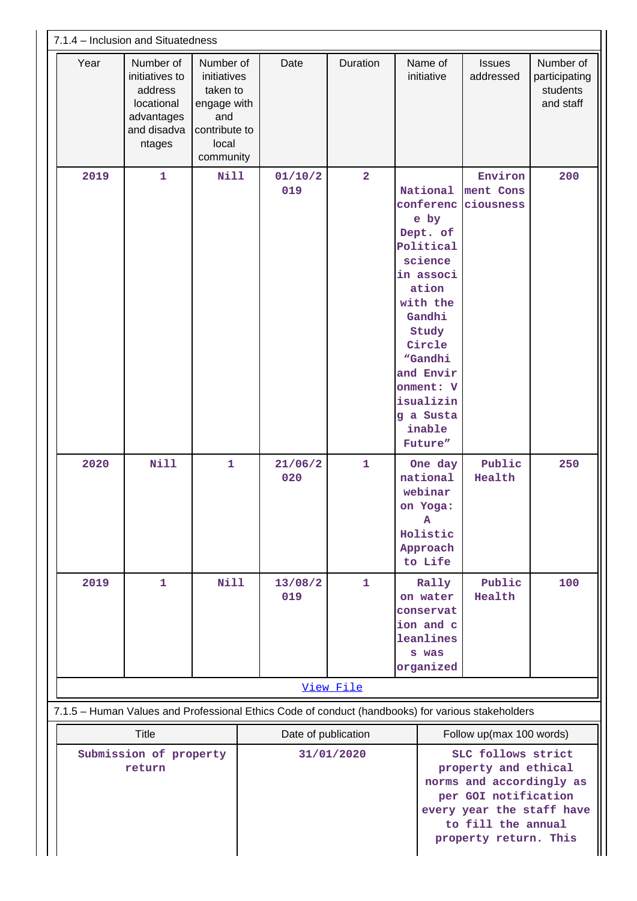7.1.4 – Inclusion and Situatedness

| Year | Number of initiatives to address locational advantages and disadvantages | Number of initiatives taken to engage with and contribute to local community | Date | Duration | Name of initiative | Issues addressed | Number of participating students and staff |
|---|---|---|---|---|---|---|---|
| 2019 | 1 | Nill | 01/10/2019 | 2 | National conference by Dept. of Political science in association with the Gandhi Study Circle “Gandhi and Environment: Visualizing a Sustainable Future” | Environment Consciousness | 200 |
| 2020 | Nill | 1 | 21/06/2020 | 1 | One day national webinar on Yoga: A Holistic Approach to Life | Public Health | 250 |
| 2019 | 1 | Nill | 13/08/2019 | 1 | Rally on water conservation and cleanliness was organized | Public Health | 100 |

View File

7.1.5 – Human Values and Professional Ethics Code of conduct (handbooks) for various stakeholders

| Title | Date of publication | Follow up(max 100 words) |
|---|---|---|
| Submission of property return | 31/01/2020 | SLC follows strict property and ethical norms and accordingly as per GOI notification every year the staff have to fill the annual property return. This |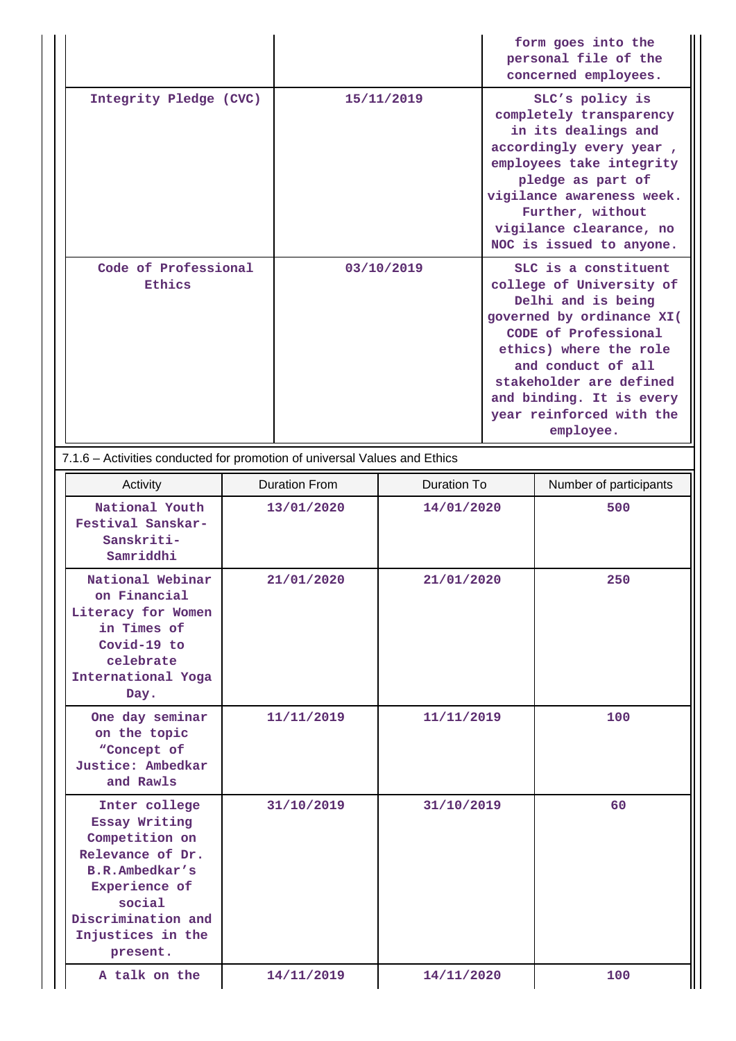| | | form goes into the personal file of the concerned employees. |
|---|---|---|
| Integrity Pledge (CVC) | 15/11/2019 | SLC's policy is completely transparency in its dealings and accordingly every year , employees take integrity pledge as part of vigilance awareness week. Further, without vigilance clearance, no NOC is issued to anyone. |
| Code of Professional Ethics | 03/10/2019 | SLC is a constituent college of University of Delhi and is being governed by ordinance XI( CODE of Professional ethics) where the role and conduct of all stakeholder are defined and binding. It is every year reinforced with the employee. |

7.1.6 – Activities conducted for promotion of universal Values and Ethics

| Activity | Duration From | Duration To | Number of participants |
|---|---|---|---|
| National Youth Festival Sanskar-Sanskriti-Samriddhi | 13/01/2020 | 14/01/2020 | 500 |
| National Webinar on Financial Literacy for Women in Times of Covid-19 to celebrate International Yoga Day. | 21/01/2020 | 21/01/2020 | 250 |
| One day seminar on the topic "Concept of Justice: Ambedkar and Rawls | 11/11/2019 | 11/11/2019 | 100 |
| Inter college Essay Writing Competition on Relevance of Dr. B.R.Ambedkar's Experience of social Discrimination and Injustices in the present. | 31/10/2019 | 31/10/2019 | 60 |
| A talk on the | 14/11/2019 | 14/11/2020 | 100 |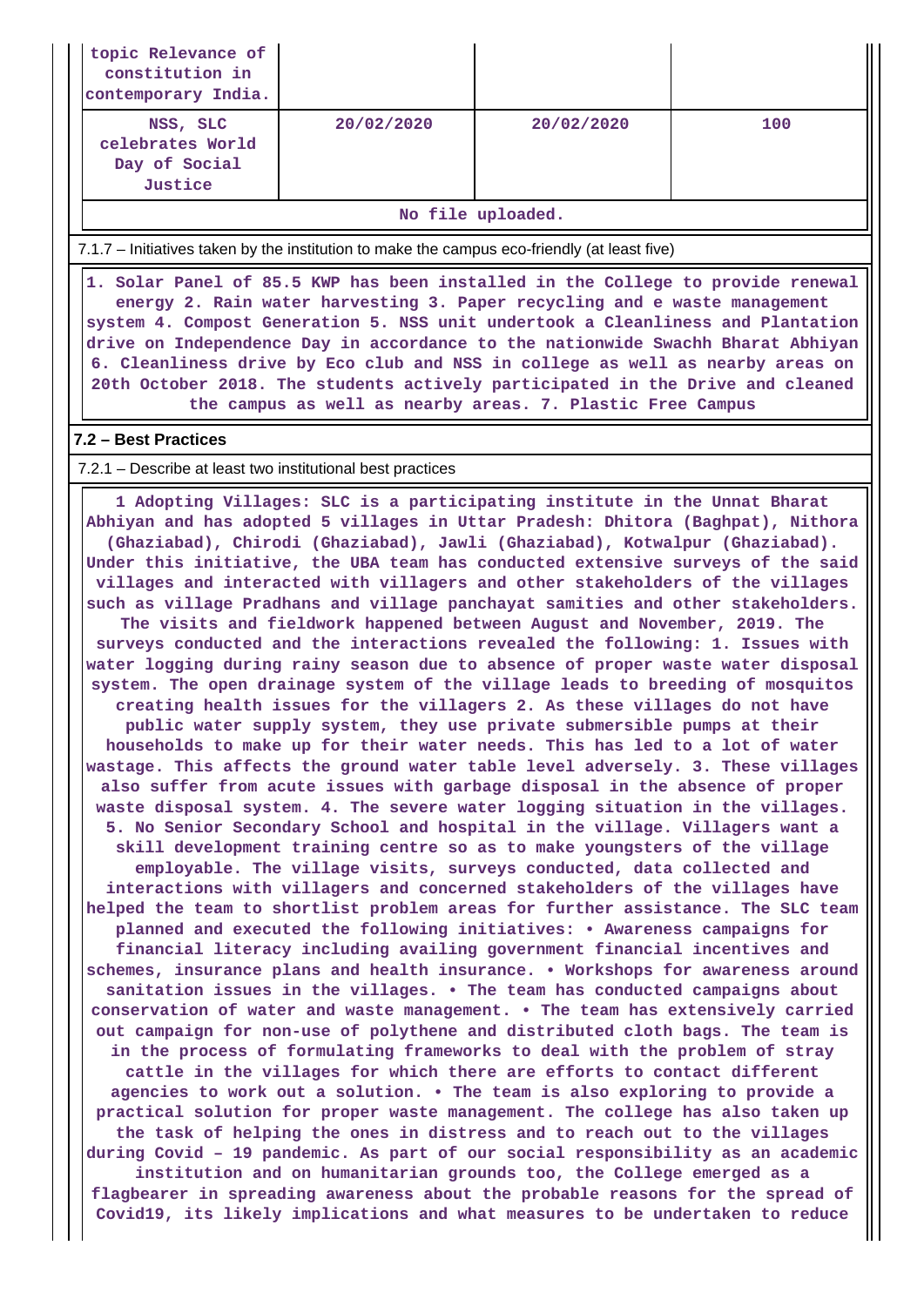| topic Relevance of constitution in contemporary India. | | | |
|---|---|---|---|
| NSS, SLC celebrates World Day of Social Justice | 20/02/2020 | 20/02/2020 | 100 |
| No file uploaded. | | | |

7.1.7 – Initiatives taken by the institution to make the campus eco-friendly (at least five)

1. Solar Panel of 85.5 KWP has been installed in the College to provide renewal energy 2. Rain water harvesting 3. Paper recycling and e waste management system 4. Compost Generation 5. NSS unit undertook a Cleanliness and Plantation drive on Independence Day in accordance to the nationwide Swachh Bharat Abhiyan 6. Cleanliness drive by Eco club and NSS in college as well as nearby areas on 20th October 2018. The students actively participated in the Drive and cleaned the campus as well as nearby areas. 7. Plastic Free Campus

**7.2 – Best Practices**

7.2.1 – Describe at least two institutional best practices

1 Adopting Villages: SLC is a participating institute in the Unnat Bharat Abhiyan and has adopted 5 villages in Uttar Pradesh: Dhitora (Baghpat), Nithora (Ghaziabad), Chirodi (Ghaziabad), Jawli (Ghaziabad), Kotwalpur (Ghaziabad). Under this initiative, the UBA team has conducted extensive surveys of the said villages and interacted with villagers and other stakeholders of the villages such as village Pradhans and village panchayat samities and other stakeholders. The visits and fieldwork happened between August and November, 2019. The surveys conducted and the interactions revealed the following: 1. Issues with water logging during rainy season due to absence of proper waste water disposal system. The open drainage system of the village leads to breeding of mosquitos creating health issues for the villagers 2. As these villages do not have public water supply system, they use private submersible pumps at their households to make up for their water needs. This has led to a lot of water wastage. This affects the ground water table level adversely. 3. These villages also suffer from acute issues with garbage disposal in the absence of proper waste disposal system. 4. The severe water logging situation in the villages. 5. No Senior Secondary School and hospital in the village. Villagers want a skill development training centre so as to make youngsters of the village employable. The village visits, surveys conducted, data collected and interactions with villagers and concerned stakeholders of the villages have helped the team to shortlist problem areas for further assistance. The SLC team planned and executed the following initiatives: • Awareness campaigns for financial literacy including availing government financial incentives and schemes, insurance plans and health insurance. • Workshops for awareness around sanitation issues in the villages. • The team has conducted campaigns about conservation of water and waste management. • The team has extensively carried out campaign for non-use of polythene and distributed cloth bags. The team is in the process of formulating frameworks to deal with the problem of stray cattle in the villages for which there are efforts to contact different agencies to work out a solution. • The team is also exploring to provide a practical solution for proper waste management. The college has also taken up the task of helping the ones in distress and to reach out to the villages during Covid – 19 pandemic. As part of our social responsibility as an academic institution and on humanitarian grounds too, the College emerged as a flagbearer in spreading awareness about the probable reasons for the spread of Covid19, its likely implications and what measures to be undertaken to reduce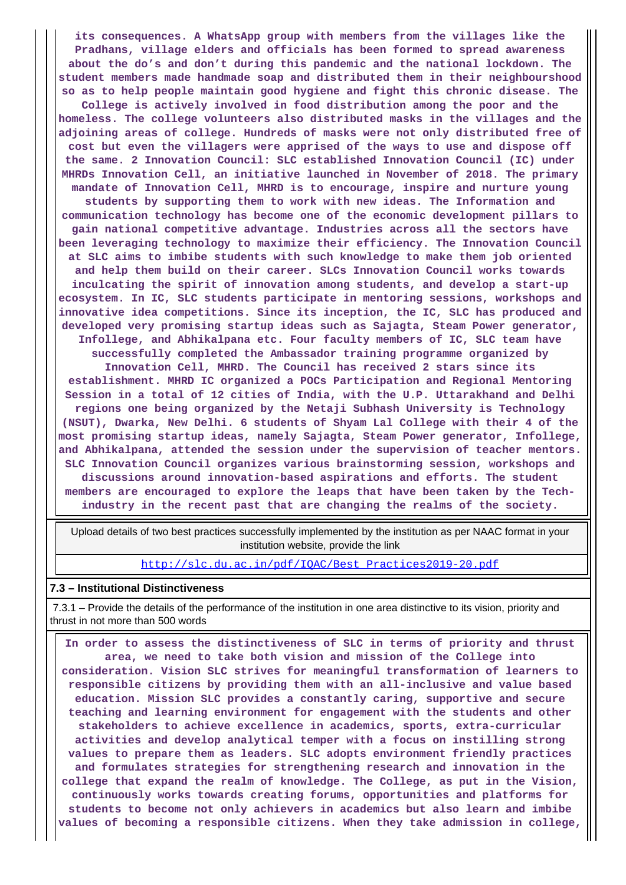**its consequences. A WhatsApp group with members from the villages like the Pradhans, village elders and officials has been formed to spread awareness about the do's and don't during this pandemic and the national lockdown. The student members made handmade soap and distributed them in their neighbourshood so as to help people maintain good hygiene and fight this chronic disease. The College is actively involved in food distribution among the poor and the homeless. The college volunteers also distributed masks in the villages and the adjoining areas of college. Hundreds of masks were not only distributed free of cost but even the villagers were apprised of the ways to use and dispose off the same. 2 Innovation Council: SLC established Innovation Council (IC) under MHRDs Innovation Cell, an initiative launched in November of 2018. The primary mandate of Innovation Cell, MHRD is to encourage, inspire and nurture young students by supporting them to work with new ideas. The Information and communication technology has become one of the economic development pillars to gain national competitive advantage. Industries across all the sectors have been leveraging technology to maximize their efficiency. The Innovation Council at SLC aims to imbibe students with such knowledge to make them job oriented and help them build on their career. SLCs Innovation Council works towards inculcating the spirit of innovation among students, and develop a start-up ecosystem. In IC, SLC students participate in mentoring sessions, workshops and innovative idea competitions. Since its inception, the IC, SLC has produced and developed very promising startup ideas such as Sajagta, Steam Power generator, Infollege, and Abhikalpana etc. Four faculty members of IC, SLC team have successfully completed the Ambassador training programme organized by Innovation Cell, MHRD. The Council has received 2 stars since its establishment. MHRD IC organized a POCs Participation and Regional Mentoring Session in a total of 12 cities of India, with the U.P. Uttarakhand and Delhi regions one being organized by the Netaji Subhash University is Technology (NSUT), Dwarka, New Delhi. 6 students of Shyam Lal College with their 4 of the most promising startup ideas, namely Sajagta, Steam Power generator, Infollege, and Abhikalpana, attended the session under the supervision of teacher mentors. SLC Innovation Council organizes various brainstorming session, workshops and discussions around innovation-based aspirations and efforts. The student members are encouraged to explore the leaps that have been taken by the Tech-industry in the recent past that are changing the realms of the society.**

| Upload details of two best practices successfully implemented by the institution as per NAAC format in your institution website, provide the link |
|---|
| http://slc.du.ac.in/pdf/IQAC/Best_Practices2019-20.pdf |

**7.3 – Institutional Distinctiveness**

7.3.1 – Provide the details of the performance of the institution in one area distinctive to its vision, priority and thrust in not more than 500 words

**In order to assess the distinctiveness of SLC in terms of priority and thrust area, we need to take both vision and mission of the College into consideration. Vision SLC strives for meaningful transformation of learners to responsible citizens by providing them with an all-inclusive and value based education. Mission SLC provides a constantly caring, supportive and secure teaching and learning environment for engagement with the students and other stakeholders to achieve excellence in academics, sports, extra-curricular activities and develop analytical temper with a focus on instilling strong values to prepare them as leaders. SLC adopts environment friendly practices and formulates strategies for strengthening research and innovation in the college that expand the realm of knowledge. The College, as put in the Vision, continuously works towards creating forums, opportunities and platforms for students to become not only achievers in academics but also learn and imbibe values of becoming a responsible citizens. When they take admission in college,**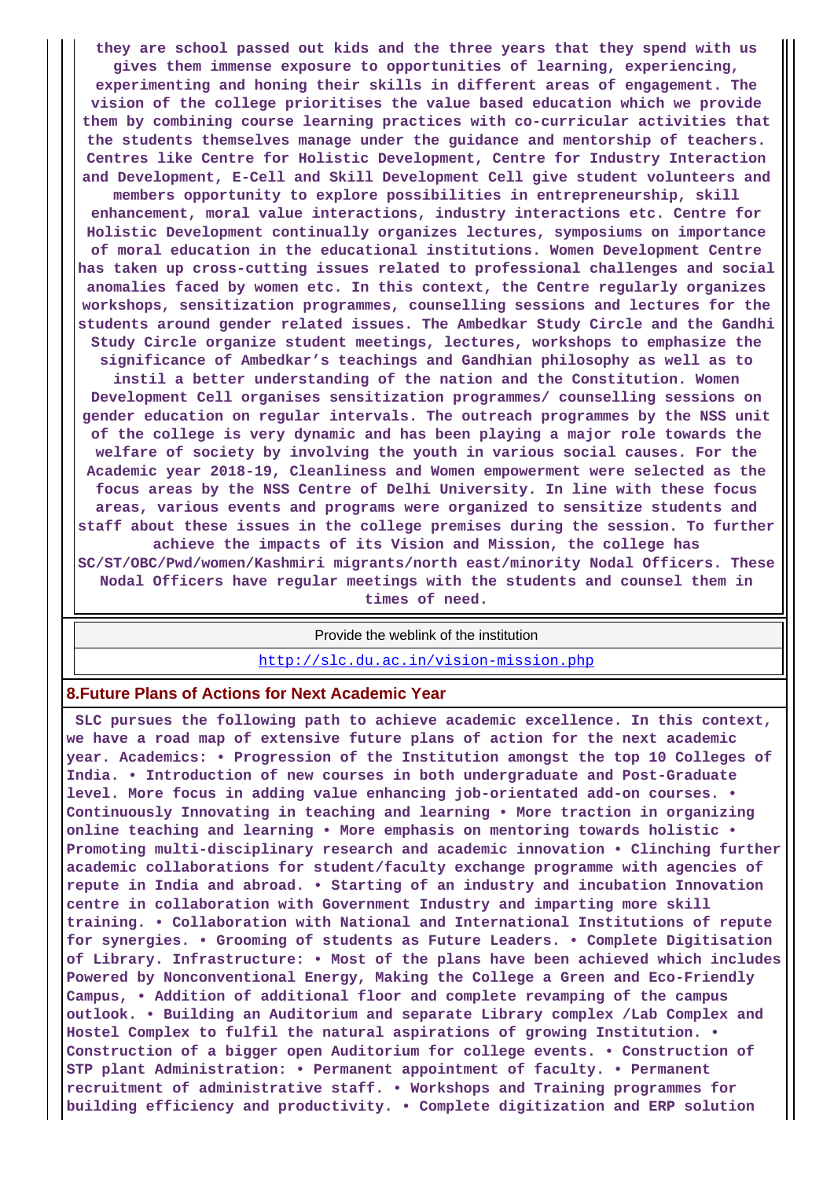**they are school passed out kids and the three years that they spend with us gives them immense exposure to opportunities of learning, experiencing, experimenting and honing their skills in different areas of engagement. The vision of the college prioritises the value based education which we provide them by combining course learning practices with co-curricular activities that the students themselves manage under the guidance and mentorship of teachers. Centres like Centre for Holistic Development, Centre for Industry Interaction and Development, E-Cell and Skill Development Cell give student volunteers and members opportunity to explore possibilities in entrepreneurship, skill enhancement, moral value interactions, industry interactions etc. Centre for Holistic Development continually organizes lectures, symposiums on importance of moral education in the educational institutions. Women Development Centre has taken up cross-cutting issues related to professional challenges and social anomalies faced by women etc. In this context, the Centre regularly organizes workshops, sensitization programmes, counselling sessions and lectures for the students around gender related issues. The Ambedkar Study Circle and the Gandhi Study Circle organize student meetings, lectures, workshops to emphasize the significance of Ambedkar's teachings and Gandhian philosophy as well as to instil a better understanding of the nation and the Constitution. Women Development Cell organises sensitization programmes/ counselling sessions on gender education on regular intervals. The outreach programmes by the NSS unit of the college is very dynamic and has been playing a major role towards the welfare of society by involving the youth in various social causes. For the Academic year 2018-19, Cleanliness and Women empowerment were selected as the focus areas by the NSS Centre of Delhi University. In line with these focus areas, various events and programs were organized to sensitize students and staff about these issues in the college premises during the session. To further achieve the impacts of its Vision and Mission, the college has SC/ST/OBC/Pwd/women/Kashmiri migrants/north east/minority Nodal Officers. These Nodal Officers have regular meetings with the students and counsel them in times of need.**

| Provide the weblink of the institution |
|---|
| http://slc.du.ac.in/vision-mission.php |

## 8.Future Plans of Actions for Next Academic Year

**SLC pursues the following path to achieve academic excellence. In this context, we have a road map of extensive future plans of action for the next academic year. Academics: • Progression of the Institution amongst the top 10 Colleges of India. • Introduction of new courses in both undergraduate and Post-Graduate level. More focus in adding value enhancing job-orientated add-on courses. • Continuously Innovating in teaching and learning • More traction in organizing online teaching and learning • More emphasis on mentoring towards holistic • Promoting multi-disciplinary research and academic innovation • Clinching further academic collaborations for student/faculty exchange programme with agencies of repute in India and abroad. • Starting of an industry and incubation Innovation centre in collaboration with Government Industry and imparting more skill training. • Collaboration with National and International Institutions of repute for synergies. • Grooming of students as Future Leaders. • Complete Digitisation of Library. Infrastructure: • Most of the plans have been achieved which includes Powered by Nonconventional Energy, Making the College a Green and Eco-Friendly Campus, • Addition of additional floor and complete revamping of the campus outlook. • Building an Auditorium and separate Library complex /Lab Complex and Hostel Complex to fulfil the natural aspirations of growing Institution. • Construction of a bigger open Auditorium for college events. • Construction of STP plant Administration: • Permanent appointment of faculty. • Permanent recruitment of administrative staff. • Workshops and Training programmes for building efficiency and productivity. • Complete digitization and ERP solution**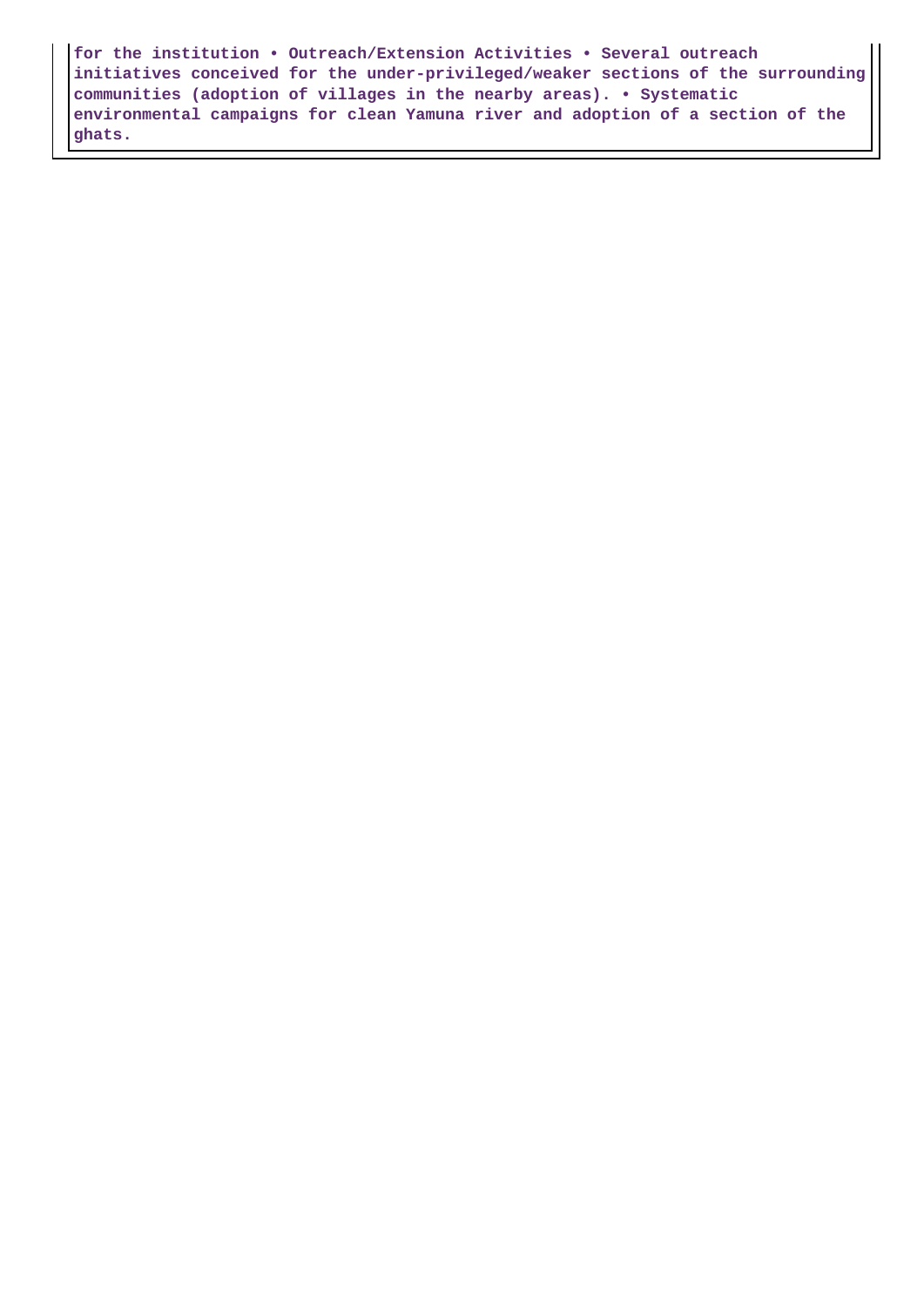**for the institution • Outreach/Extension Activities • Several outreach initiatives conceived for the under-privileged/weaker sections of the surrounding communities (adoption of villages in the nearby areas). • Systematic environmental campaigns for clean Yamuna river and adoption of a section of the ghats.**